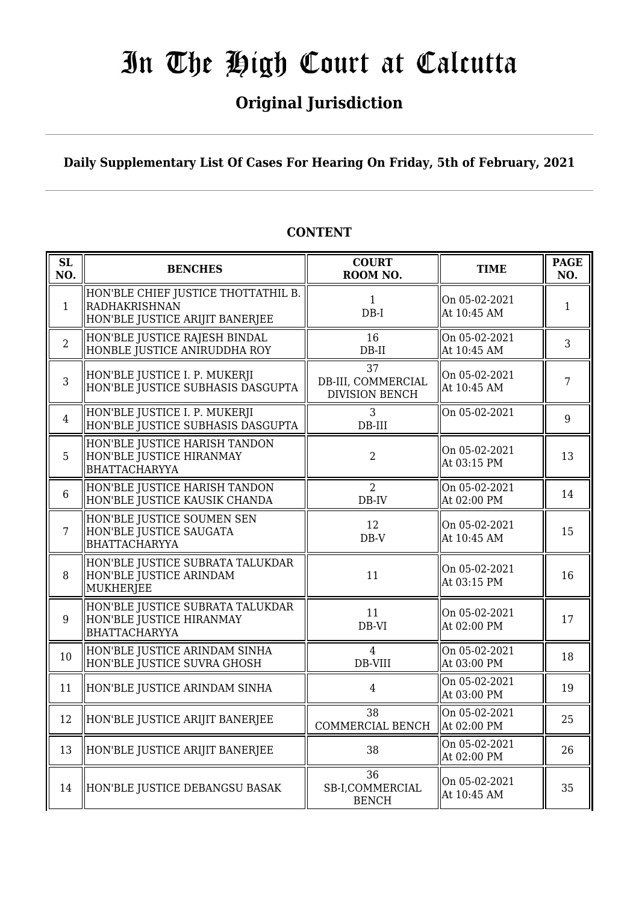# In The High Court at Calcutta

## Original Jurisdiction

**Daily Supplementary List Of Cases For Hearing On Friday, 5th of February, 2021**

### CONTENT

| SL NO. | BENCHES | COURT ROOM NO. | TIME | PAGE NO. |
|---|---|---|---|---|
| 1 | HON'BLE CHIEF JUSTICE THOTTATHIL B. RADHAKRISHNAN<br>HON'BLE JUSTICE ARIJIT BANERJEE | 1<br>DB-I | On 05-02-2021<br>At 10:45 AM | 1 |
| 2 | HON'BLE JUSTICE RAJESH BINDAL<br>HONBLE JUSTICE ANIRUDDHA ROY | 16<br>DB-II | On 05-02-2021<br>At 10:45 AM | 3 |
| 3 | HON'BLE JUSTICE I. P. MUKERJI<br>HON'BLE JUSTICE SUBHASIS DASGUPTA | 37<br>DB-III, COMMERCIAL DIVISION BENCH | On 05-02-2021<br>At 10:45 AM | 7 |
| 4 | HON'BLE JUSTICE I. P. MUKERJI<br>HON'BLE JUSTICE SUBHASIS DASGUPTA | 3<br>DB-III | On 05-02-2021 | 9 |
| 5 | HON'BLE JUSTICE HARISH TANDON<br>HON'BLE JUSTICE HIRANMAY BHATTACHARYYA | 2 | On 05-02-2021<br>At 03:15 PM | 13 |
| 6 | HON'BLE JUSTICE HARISH TANDON<br>HON'BLE JUSTICE KAUSIK CHANDA | 2<br>DB-IV | On 05-02-2021<br>At 02:00 PM | 14 |
| 7 | HON'BLE JUSTICE SOUMEN SEN<br>HON'BLE JUSTICE SAUGATA BHATTACHARYYA | 12<br>DB-V | On 05-02-2021<br>At 10:45 AM | 15 |
| 8 | HON'BLE JUSTICE SUBRATA TALUKDAR<br>HON'BLE JUSTICE ARINDAM MUKHERJEE | 11 | On 05-02-2021<br>At 03:15 PM | 16 |
| 9 | HON'BLE JUSTICE SUBRATA TALUKDAR<br>HON'BLE JUSTICE HIRANMAY BHATTACHARYYA | 11<br>DB-VI | On 05-02-2021<br>At 02:00 PM | 17 |
| 10 | HON'BLE JUSTICE ARINDAM SINHA<br>HON'BLE JUSTICE SUVRA GHOSH | 4<br>DB-VIII | On 05-02-2021<br>At 03:00 PM | 18 |
| 11 | HON'BLE JUSTICE ARINDAM SINHA | 4 | On 05-02-2021<br>At 03:00 PM | 19 |
| 12 | HON'BLE JUSTICE ARIJIT BANERJEE | 38<br>COMMERCIAL BENCH | On 05-02-2021<br>At 02:00 PM | 25 |
| 13 | HON'BLE JUSTICE ARIJIT BANERJEE | 38 | On 05-02-2021<br>At 02:00 PM | 26 |
| 14 | HON'BLE JUSTICE DEBANGSU BASAK | 36<br>SB-I,COMMERCIAL BENCH | On 05-02-2021<br>At 10:45 AM | 35 |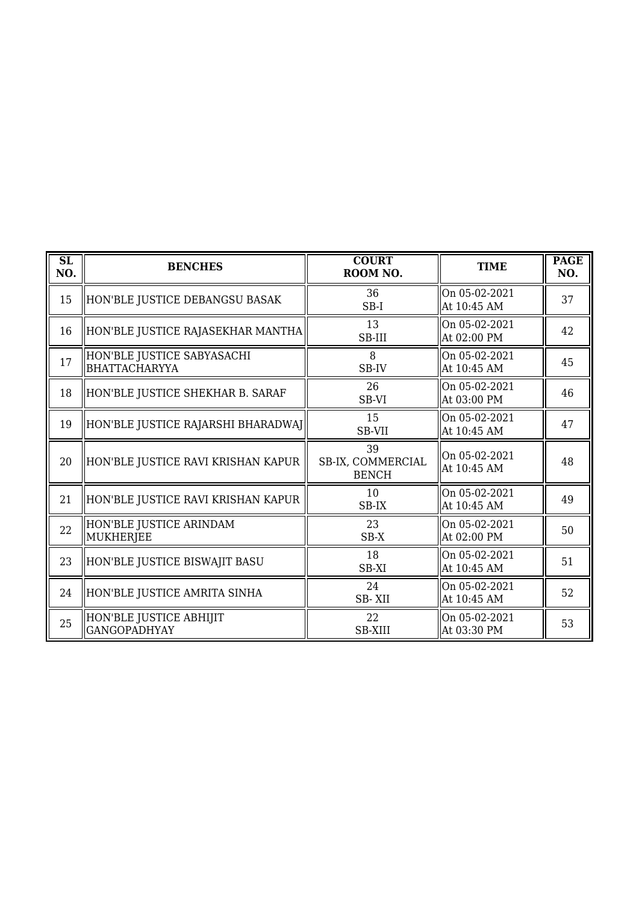| SL NO. | BENCHES | COURT ROOM NO. | TIME | PAGE NO. |
|---|---|---|---|---|
| 15 | HON'BLE JUSTICE DEBANGSU BASAK | 36 SB-I | On 05-02-2021 At 10:45 AM | 37 |
| 16 | HON'BLE JUSTICE RAJASEKHAR MANTHA | 13 SB-III | On 05-02-2021 At 02:00 PM | 42 |
| 17 | HON'BLE JUSTICE SABYASACHI BHATTACHARYYA | 8 SB-IV | On 05-02-2021 At 10:45 AM | 45 |
| 18 | HON'BLE JUSTICE SHEKHAR B. SARAF | 26 SB-VI | On 05-02-2021 At 03:00 PM | 46 |
| 19 | HON'BLE JUSTICE RAJARSHI BHARADWAJ | 15 SB-VII | On 05-02-2021 At 10:45 AM | 47 |
| 20 | HON'BLE JUSTICE RAVI KRISHAN KAPUR | 39 SB-IX, COMMERCIAL BENCH | On 05-02-2021 At 10:45 AM | 48 |
| 21 | HON'BLE JUSTICE RAVI KRISHAN KAPUR | 10 SB-IX | On 05-02-2021 At 10:45 AM | 49 |
| 22 | HON'BLE JUSTICE ARINDAM MUKHERJEE | 23 SB-X | On 05-02-2021 At 02:00 PM | 50 |
| 23 | HON'BLE JUSTICE BISWAJIT BASU | 18 SB-XI | On 05-02-2021 At 10:45 AM | 51 |
| 24 | HON'BLE JUSTICE AMRITA SINHA | 24 SB- XII | On 05-02-2021 At 10:45 AM | 52 |
| 25 | HON'BLE JUSTICE ABHIJIT GANGOPADHYAY | 22 SB-XIII | On 05-02-2021 At 03:30 PM | 53 |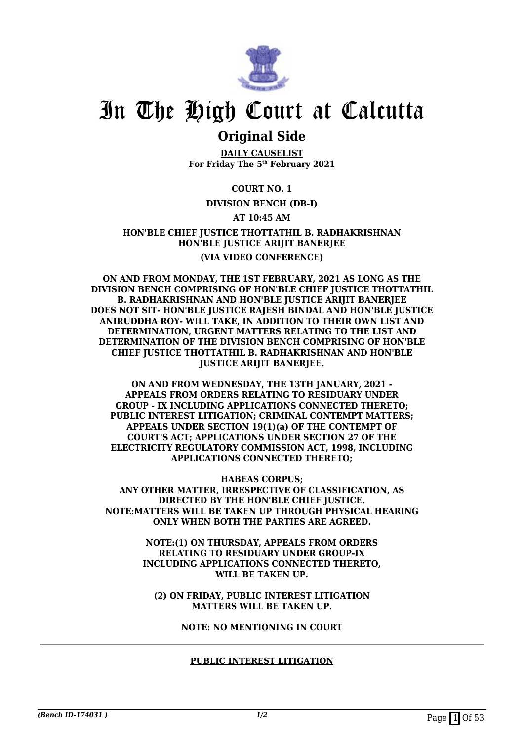# In The High Court at Calcutta

## Original Side

**DAILY CAUSELIST**
**For Friday The 5th February 2021**

**COURT NO. 1**

**DIVISION BENCH (DB-I)**

**AT 10:45 AM**

**HON'BLE CHIEF JUSTICE THOTTATHIL B. RADHAKRISHNAN**
**HON'BLE JUSTICE ARIJIT BANERJEE**

**(VIA VIDEO CONFERENCE)**

**ON AND FROM MONDAY, THE 1ST FEBRUARY, 2021 AS LONG AS THE DIVISION BENCH COMPRISING OF HON'BLE CHIEF JUSTICE THOTTATHIL B. RADHAKRISHNAN AND HON'BLE JUSTICE ARIJIT BANERJEE DOES NOT SIT- HON'BLE JUSTICE RAJESH BINDAL AND HON'BLE JUSTICE ANIRUDDHA ROY- WILL TAKE, IN ADDITION TO THEIR OWN LIST AND DETERMINATION, URGENT MATTERS RELATING TO THE LIST AND DETERMINATION OF THE DIVISION BENCH COMPRISING OF HON'BLE CHIEF JUSTICE THOTTATHIL B. RADHAKRISHNAN AND HON'BLE JUSTICE ARIJIT BANERJEE.**

**ON AND FROM WEDNESDAY, THE 13TH JANUARY, 2021 - APPEALS FROM ORDERS RELATING TO RESIDUARY UNDER GROUP - IX INCLUDING APPLICATIONS CONNECTED THERETO; PUBLIC INTEREST LITIGATION; CRIMINAL CONTEMPT MATTERS; APPEALS UNDER SECTION 19(1)(a) OF THE CONTEMPT OF COURT'S ACT; APPLICATIONS UNDER SECTION 27 OF THE ELECTRICITY REGULATORY COMMISSION ACT, 1998, INCLUDING APPLICATIONS CONNECTED THERETO;**

**HABEAS CORPUS;**
**ANY OTHER MATTER, IRRESPECTIVE OF CLASSIFICATION, AS DIRECTED BY THE HON'BLE CHIEF JUSTICE.**
**NOTE:MATTERS WILL BE TAKEN UP THROUGH PHYSICAL HEARING ONLY WHEN BOTH THE PARTIES ARE AGREED.**

**NOTE:(1) ON THURSDAY, APPEALS FROM ORDERS RELATING TO RESIDUARY UNDER GROUP-IX INCLUDING APPLICATIONS CONNECTED THERETO, WILL BE TAKEN UP.**

**(2) ON FRIDAY, PUBLIC INTEREST LITIGATION MATTERS WILL BE TAKEN UP.**

**NOTE: NO MENTIONING IN COURT**

**PUBLIC INTEREST LITIGATION**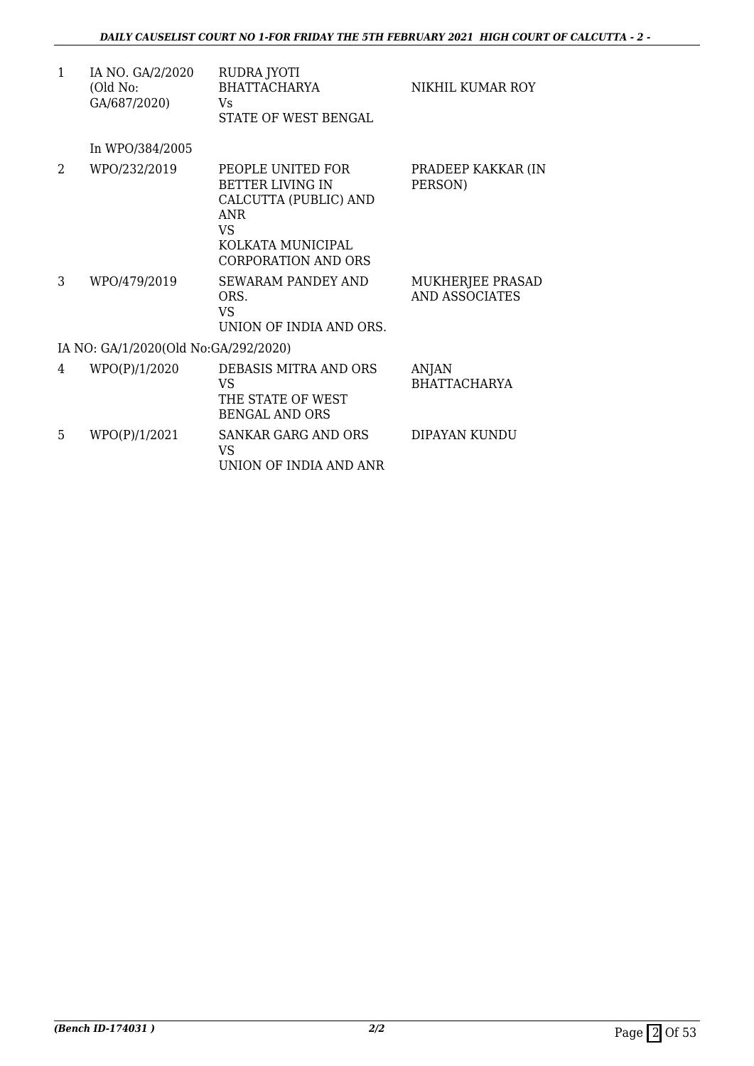| | | | |
|---|---|---|---|
| 1 | IA NO. GA/2/2020 (Old No: GA/687/2020) | RUDRA JYOTI BHATTACHARYA Vs STATE OF WEST BENGAL | NIKHIL KUMAR ROY |
| | In WPO/384/2005 | | |
| 2 | WPO/232/2019 | PEOPLE UNITED FOR BETTER LIVING IN CALCUTTA (PUBLIC) AND ANR VS KOLKATA MUNICIPAL CORPORATION AND ORS | PRADEEP KAKKAR (IN PERSON) |
| 3 | WPO/479/2019 | SEWARAM PANDEY AND ORS. VS UNION OF INDIA AND ORS. | MUKHERJEE PRASAD AND ASSOCIATES |
| | IA NO: GA/1/2020(Old No:GA/292/2020) | | |
| 4 | WPO(P)/1/2020 | DEBASIS MITRA AND ORS VS THE STATE OF WEST BENGAL AND ORS | ANJAN BHATTACHARYA |
| 5 | WPO(P)/1/2021 | SANKAR GARG AND ORS VS UNION OF INDIA AND ANR | DIPAYAN KUNDU |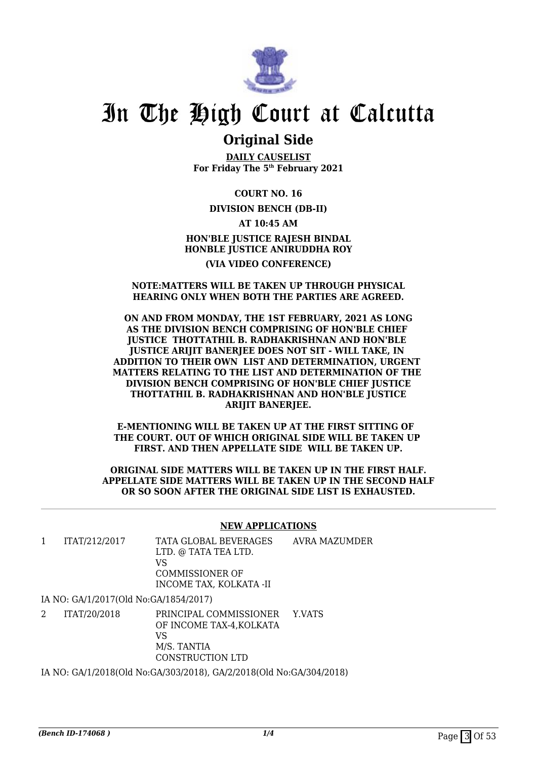# In The High Court at Calcutta

## Original Side

**DAILY CAUSELIST**
**For Friday The 5th February 2021**

**COURT NO. 16**

**DIVISION BENCH (DB-II)**

**AT 10:45 AM**

**HON'BLE JUSTICE RAJESH BINDAL**
**HONBLE JUSTICE ANIRUDDHA ROY**

**(VIA VIDEO CONFERENCE)**

**NOTE:MATTERS WILL BE TAKEN UP THROUGH PHYSICAL HEARING ONLY WHEN BOTH THE PARTIES ARE AGREED.**

**ON AND FROM MONDAY, THE 1ST FEBRUARY, 2021 AS LONG AS THE DIVISION BENCH COMPRISING OF HON'BLE CHIEF JUSTICE THOTTATHIL B. RADHAKRISHNAN AND HON'BLE JUSTICE ARIJIT BANERJEE DOES NOT SIT - WILL TAKE, IN ADDITION TO THEIR OWN LIST AND DETERMINATION, URGENT MATTERS RELATING TO THE LIST AND DETERMINATION OF THE DIVISION BENCH COMPRISING OF HON'BLE CHIEF JUSTICE THOTTATHIL B. RADHAKRISHNAN AND HON'BLE JUSTICE ARIJIT BANERJEE.**

**E-MENTIONING WILL BE TAKEN UP AT THE FIRST SITTING OF THE COURT. OUT OF WHICH ORIGINAL SIDE WILL BE TAKEN UP FIRST. AND THEN APPELLATE SIDE WILL BE TAKEN UP.**

**ORIGINAL SIDE MATTERS WILL BE TAKEN UP IN THE FIRST HALF. APPELLATE SIDE MATTERS WILL BE TAKEN UP IN THE SECOND HALF OR SO SOON AFTER THE ORIGINAL SIDE LIST IS EXHAUSTED.**

**NEW APPLICATIONS**

| | | | |
|---|---|---|---|
| 1 | ITAT/212/2017 | TATA GLOBAL BEVERAGES LTD. @ TATA TEA LTD.<br>VS<br>COMMISSIONER OF INCOME TAX, KOLKATA -II | AVRA MAZUMDER |

IA NO: GA/1/2017(Old No:GA/1854/2017)

| | | | |
|---|---|---|---|
| 2 | ITAT/20/2018 | PRINCIPAL COMMISSIONER OF INCOME TAX-4,KOLKATA<br>VS<br>M/S. TANTIA CONSTRUCTION LTD | Y.VATS |

IA NO: GA/1/2018(Old No:GA/303/2018), GA/2/2018(Old No:GA/304/2018)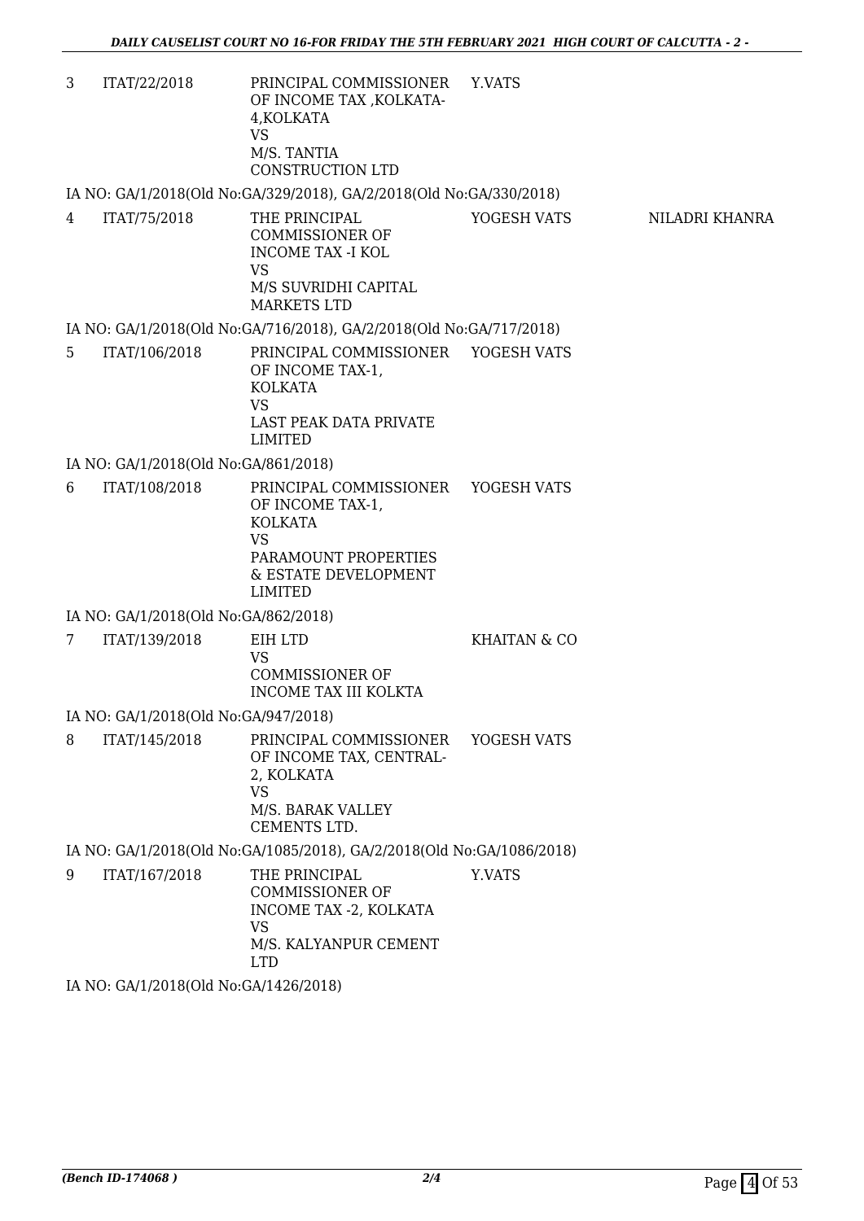| | | | | |
|---|---|---|---|---|
| 3 | ITAT/22/2018 | PRINCIPAL COMMISSIONER OF INCOME TAX ,KOLKATA-4,KOLKATA<br>VS<br>M/S. TANTIA CONSTRUCTION LTD | Y.VATS | |
| IA NO: GA/1/2018(Old No:GA/329/2018), GA/2/2018(Old No:GA/330/2018) | | | | |
| 4 | ITAT/75/2018 | THE PRINCIPAL COMMISSIONER OF INCOME TAX -I KOL<br>VS<br>M/S SUVRIDHI CAPITAL MARKETS LTD | YOGESH VATS | NILADRI KHANRA |
| IA NO: GA/1/2018(Old No:GA/716/2018), GA/2/2018(Old No:GA/717/2018) | | | | |
| 5 | ITAT/106/2018 | PRINCIPAL COMMISSIONER OF INCOME TAX-1, KOLKATA<br>VS<br>LAST PEAK DATA PRIVATE LIMITED | YOGESH VATS | |
| IA NO: GA/1/2018(Old No:GA/861/2018) | | | | |
| 6 | ITAT/108/2018 | PRINCIPAL COMMISSIONER OF INCOME TAX-1, KOLKATA<br>VS<br>PARAMOUNT PROPERTIES & ESTATE DEVELOPMENT LIMITED | YOGESH VATS | |
| IA NO: GA/1/2018(Old No:GA/862/2018) | | | | |
| 7 | ITAT/139/2018 | EIH LTD<br>VS<br>COMMISSIONER OF INCOME TAX III KOLKTA | KHAITAN & CO | |
| IA NO: GA/1/2018(Old No:GA/947/2018) | | | | |
| 8 | ITAT/145/2018 | PRINCIPAL COMMISSIONER OF INCOME TAX, CENTRAL-2, KOLKATA<br>VS<br>M/S. BARAK VALLEY CEMENTS LTD. | YOGESH VATS | |
| IA NO: GA/1/2018(Old No:GA/1085/2018), GA/2/2018(Old No:GA/1086/2018) | | | | |
| 9 | ITAT/167/2018 | THE PRINCIPAL COMMISSIONER OF INCOME TAX -2, KOLKATA<br>VS<br>M/S. KALYANPUR CEMENT LTD | Y.VATS | |
| IA NO: GA/1/2018(Old No:GA/1426/2018) | | | | |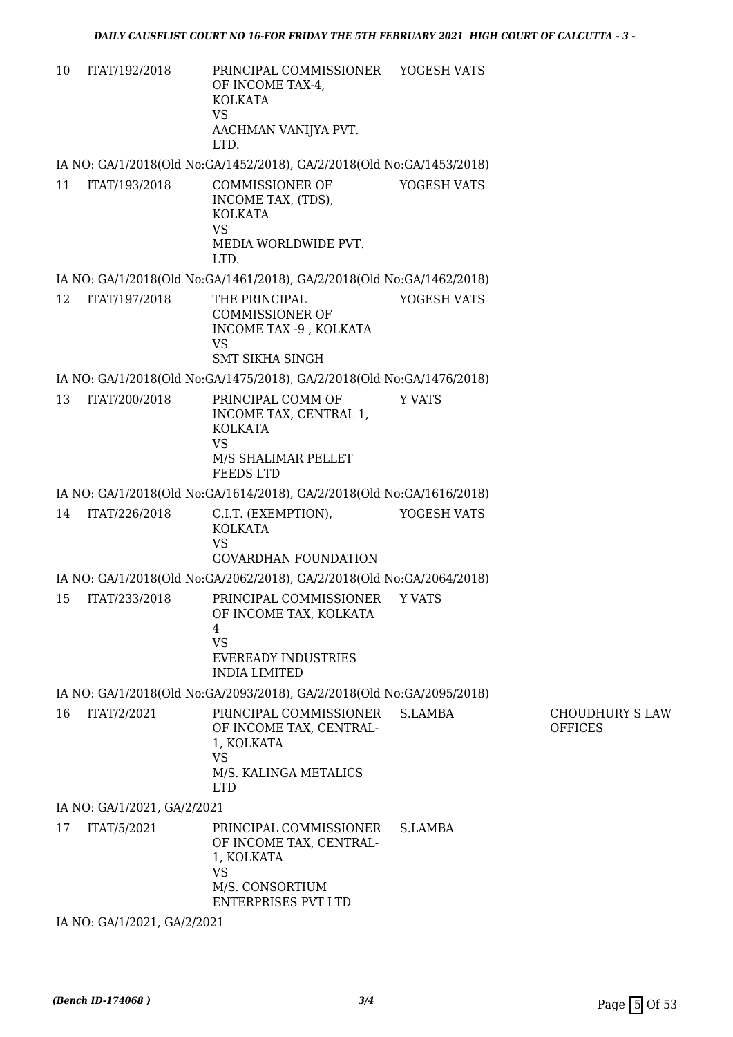| | | | | |
|---|---|---|---|---|
| 10 | ITAT/192/2018 | PRINCIPAL COMMISSIONER OF INCOME TAX-4, KOLKATA<br>VS<br>AACHMAN VANIJYA PVT. LTD. | YOGESH VATS | |

IA NO: GA/1/2018(Old No:GA/1452/2018), GA/2/2018(Old No:GA/1453/2018)

| | | | | |
|---|---|---|---|---|
| 11 | ITAT/193/2018 | COMMISSIONER OF INCOME TAX, (TDS), KOLKATA<br>VS<br>MEDIA WORLDWIDE PVT. LTD. | YOGESH VATS | |

IA NO: GA/1/2018(Old No:GA/1461/2018), GA/2/2018(Old No:GA/1462/2018)

| | | | | |
|---|---|---|---|---|
| 12 | ITAT/197/2018 | THE PRINCIPAL COMMISSIONER OF INCOME TAX -9 , KOLKATA<br>VS<br>SMT SIKHA SINGH | YOGESH VATS | |

IA NO: GA/1/2018(Old No:GA/1475/2018), GA/2/2018(Old No:GA/1476/2018)

| | | | | |
|---|---|---|---|---|
| 13 | ITAT/200/2018 | PRINCIPAL COMM OF INCOME TAX, CENTRAL 1, KOLKATA<br>VS<br>M/S SHALIMAR PELLET FEEDS LTD | Y VATS | |

IA NO: GA/1/2018(Old No:GA/1614/2018), GA/2/2018(Old No:GA/1616/2018)

| | | | | |
|---|---|---|---|---|
| 14 | ITAT/226/2018 | C.I.T. (EXEMPTION), KOLKATA<br>VS<br>GOVARDHAN FOUNDATION | YOGESH VATS | |

IA NO: GA/1/2018(Old No:GA/2062/2018), GA/2/2018(Old No:GA/2064/2018)

| | | | | |
|---|---|---|---|---|
| 15 | ITAT/233/2018 | PRINCIPAL COMMISSIONER OF INCOME TAX, KOLKATA 4<br>VS<br>EVEREADY INDUSTRIES INDIA LIMITED | Y VATS | |

IA NO: GA/1/2018(Old No:GA/2093/2018), GA/2/2018(Old No:GA/2095/2018)

| | | | | |
|---|---|---|---|---|
| 16 | ITAT/2/2021 | PRINCIPAL COMMISSIONER OF INCOME TAX, CENTRAL-1, KOLKATA<br>VS<br>M/S. KALINGA METALICS LTD | S.LAMBA | CHOUDHURY S LAW OFFICES |

IA NO: GA/1/2021, GA/2/2021

| | | | | |
|---|---|---|---|---|
| 17 | ITAT/5/2021 | PRINCIPAL COMMISSIONER OF INCOME TAX, CENTRAL-1, KOLKATA<br>VS<br>M/S. CONSORTIUM ENTERPRISES PVT LTD | S.LAMBA | |

IA NO: GA/1/2021, GA/2/2021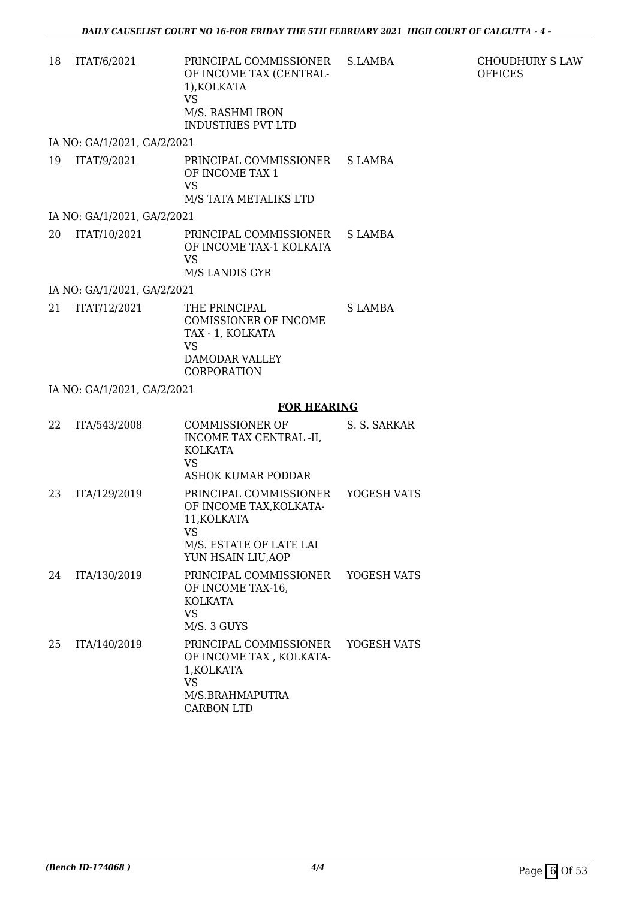| | | | | |
|---|---|---|---|---|
| 18 | ITAT/6/2021 | PRINCIPAL COMMISSIONER OF INCOME TAX (CENTRAL-1),KOLKATA VS M/S. RASHMI IRON INDUSTRIES PVT LTD | S.LAMBA | CHOUDHURY S LAW OFFICES |
| | IA NO: GA/1/2021, GA/2/2021 | | | |
| 19 | ITAT/9/2021 | PRINCIPAL COMMISSIONER OF INCOME TAX 1 VS M/S TATA METALIKS LTD | S LAMBA | |
| | IA NO: GA/1/2021, GA/2/2021 | | | |
| 20 | ITAT/10/2021 | PRINCIPAL COMMISSIONER OF INCOME TAX-1 KOLKATA VS M/S LANDIS GYR | S LAMBA | |
| | IA NO: GA/1/2021, GA/2/2021 | | | |
| 21 | ITAT/12/2021 | THE PRINCIPAL COMISSIONER OF INCOME TAX - 1, KOLKATA VS DAMODAR VALLEY CORPORATION | S LAMBA | |
| | IA NO: GA/1/2021, GA/2/2021 | | | |

**FOR HEARING**

| | | | | |
|---|---|---|---|---|
| 22 | ITA/543/2008 | COMMISSIONER OF INCOME TAX CENTRAL -II, KOLKATA VS ASHOK KUMAR PODDAR | S. S. SARKAR | |
| 23 | ITA/129/2019 | PRINCIPAL COMMISSIONER OF INCOME TAX,KOLKATA-11,KOLKATA VS M/S. ESTATE OF LATE LAI YUN HSAIN LIU,AOP | YOGESH VATS | |
| 24 | ITA/130/2019 | PRINCIPAL COMMISSIONER OF INCOME TAX-16, KOLKATA VS M/S. 3 GUYS | YOGESH VATS | |
| 25 | ITA/140/2019 | PRINCIPAL COMMISSIONER OF INCOME TAX , KOLKATA-1,KOLKATA VS M/S.BRAHMAPUTRA CARBON LTD | YOGESH VATS | |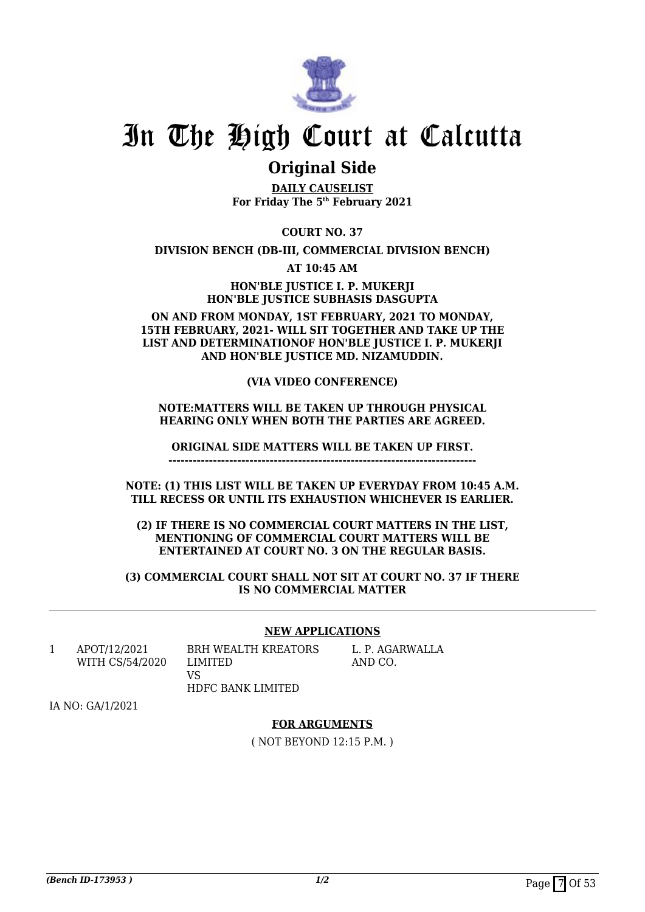# In The High Court at Calcutta

## Original Side

**DAILY CAUSELIST**
**For Friday The 5th February 2021**

**COURT NO. 37**

**DIVISION BENCH (DB-III, COMMERCIAL DIVISION BENCH)**

**AT 10:45 AM**

**HON'BLE JUSTICE I. P. MUKERJI**
**HON'BLE JUSTICE SUBHASIS DASGUPTA**

**ON AND FROM MONDAY, 1ST FEBRUARY, 2021 TO MONDAY, 15TH FEBRUARY, 2021- WILL SIT TOGETHER AND TAKE UP THE LIST AND DETERMINATIONOF HON'BLE JUSTICE I. P. MUKERJI AND HON'BLE JUSTICE MD. NIZAMUDDIN.**

**(VIA VIDEO CONFERENCE)**

**NOTE:MATTERS WILL BE TAKEN UP THROUGH PHYSICAL HEARING ONLY WHEN BOTH THE PARTIES ARE AGREED.**

**ORIGINAL SIDE MATTERS WILL BE TAKEN UP FIRST.**
**---------------------------------------------------------------------------**

**NOTE: (1) THIS LIST WILL BE TAKEN UP EVERYDAY FROM 10:45 A.M. TILL RECESS OR UNTIL ITS EXHAUSTION WHICHEVER IS EARLIER.**

**(2) IF THERE IS NO COMMERCIAL COURT MATTERS IN THE LIST, MENTIONING OF COMMERCIAL COURT MATTERS WILL BE ENTERTAINED AT COURT NO. 3 ON THE REGULAR BASIS.**

**(3) COMMERCIAL COURT SHALL NOT SIT AT COURT NO. 37 IF THERE IS NO COMMERCIAL MATTER**

**NEW APPLICATIONS**

| | | | |
|---|---|---|---|
| 1 | APOT/12/2021 WITH CS/54/2020 | BRH WEALTH KREATORS LIMITED VS HDFC BANK LIMITED | L. P. AGARWALLA AND CO. |

IA NO: GA/1/2021

**FOR ARGUMENTS**

( NOT BEYOND 12:15 P.M. )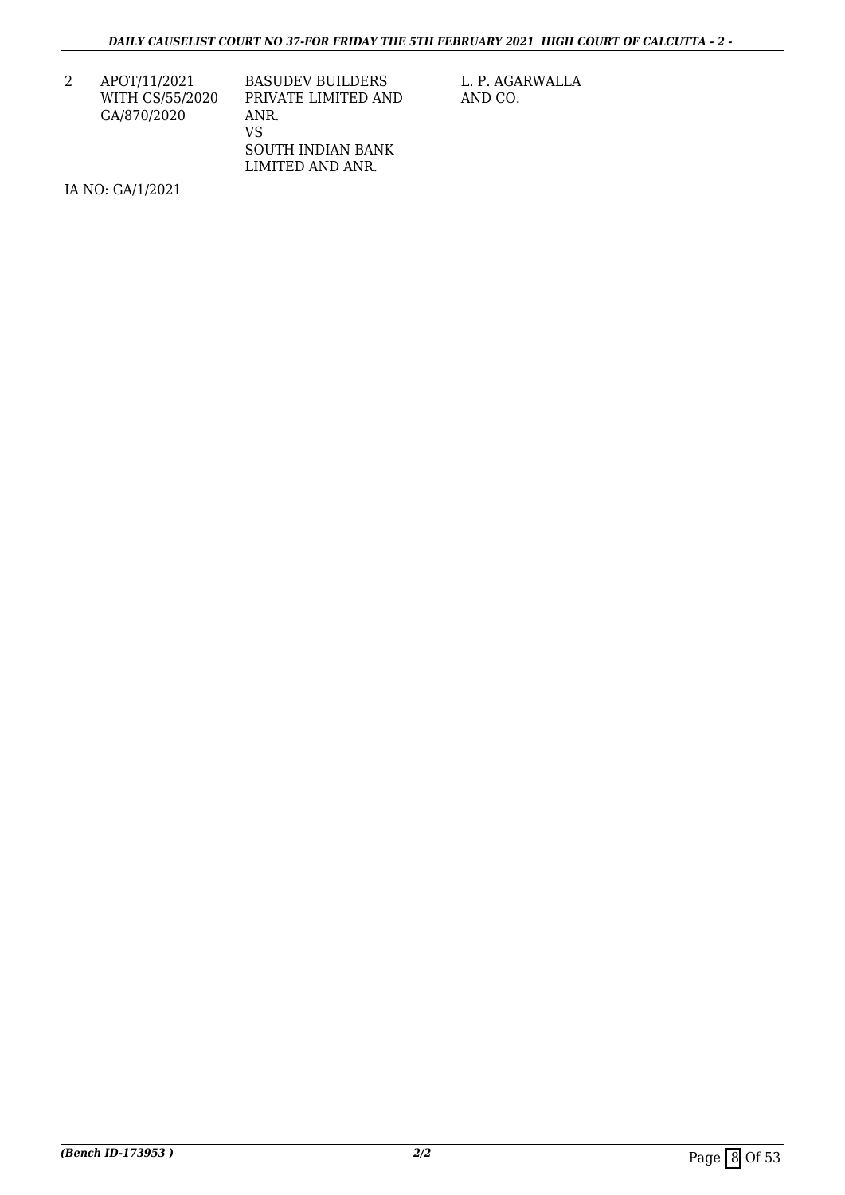| | | | |
|---|---|---|---|
| 2 | APOT/11/2021<br>WITH CS/55/2020<br>GA/870/2020 | BASUDEV BUILDERS PRIVATE LIMITED AND ANR.<br>VS<br>SOUTH INDIAN BANK LIMITED AND ANR. | L. P. AGARWALLA AND CO. |

IA NO: GA/1/2021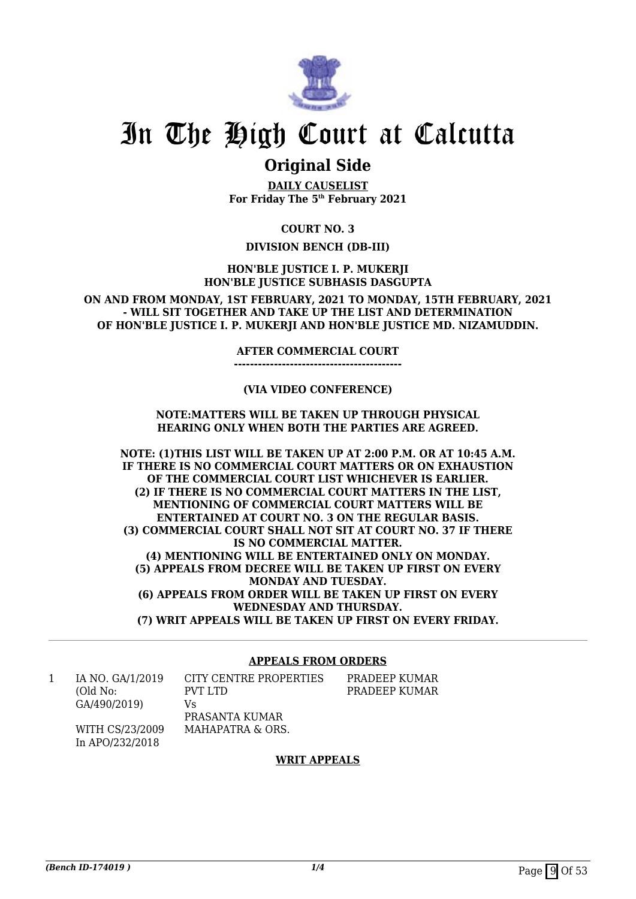# In The High Court at Calcutta

## Original Side

**DAILY CAUSELIST**
**For Friday The 5th February 2021**

**COURT NO. 3**

**DIVISION BENCH (DB-III)**

**HON'BLE JUSTICE I. P. MUKERJI**
**HON'BLE JUSTICE SUBHASIS DASGUPTA**

**ON AND FROM MONDAY, 1ST FEBRUARY, 2021 TO MONDAY, 15TH FEBRUARY, 2021 - WILL SIT TOGETHER AND TAKE UP THE LIST AND DETERMINATION OF HON'BLE JUSTICE I. P. MUKERJI AND HON'BLE JUSTICE MD. NIZAMUDDIN.**

**AFTER COMMERCIAL COURT**
**------------------------------------------**

**(VIA VIDEO CONFERENCE)**

**NOTE:MATTERS WILL BE TAKEN UP THROUGH PHYSICAL HEARING ONLY WHEN BOTH THE PARTIES ARE AGREED.**

**NOTE: (1)THIS LIST WILL BE TAKEN UP AT 2:00 P.M. OR AT 10:45 A.M. IF THERE IS NO COMMERCIAL COURT MATTERS OR ON EXHAUSTION OF THE COMMERCIAL COURT LIST WHICHEVER IS EARLIER.**
**(2) IF THERE IS NO COMMERCIAL COURT MATTERS IN THE LIST, MENTIONING OF COMMERCIAL COURT MATTERS WILL BE ENTERTAINED AT COURT NO. 3 ON THE REGULAR BASIS.**
**(3) COMMERCIAL COURT SHALL NOT SIT AT COURT NO. 37 IF THERE IS NO COMMERCIAL MATTER.**
**(4) MENTIONING WILL BE ENTERTAINED ONLY ON MONDAY.**
**(5) APPEALS FROM DECREE WILL BE TAKEN UP FIRST ON EVERY MONDAY AND TUESDAY.**
**(6) APPEALS FROM ORDER WILL BE TAKEN UP FIRST ON EVERY WEDNESDAY AND THURSDAY.**
**(7) WRIT APPEALS WILL BE TAKEN UP FIRST ON EVERY FRIDAY.**

**APPEALS FROM ORDERS**

| | | | |
|---|---|---|---|
| 1 | IA NO. GA/1/2019 (Old No: GA/490/2019) WITH CS/23/2009 In APO/232/2018 | CITY CENTRE PROPERTIES PVT LTD Vs PRASANTA KUMAR MAHAPATRA & ORS. | PRADEEP KUMAR PRADEEP KUMAR |

**WRIT APPEALS**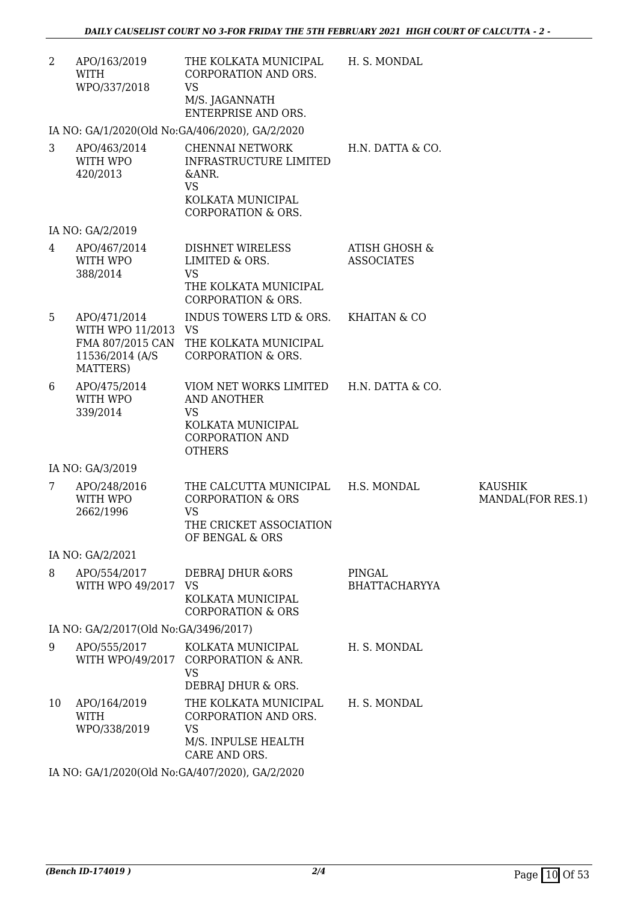| | | | | |
|---|---|---|---|---|
| 2 | APO/163/2019 WITH WPO/337/2018 | THE KOLKATA MUNICIPAL CORPORATION AND ORS. VS M/S. JAGANNATH ENTERPRISE AND ORS. | H. S. MONDAL | |

IA NO: GA/1/2020(Old No:GA/406/2020), GA/2/2020

| | | | | |
|---|---|---|---|---|
| 3 | APO/463/2014 WITH WPO 420/2013 | CHENNAI NETWORK INFRASTRUCTURE LIMITED &ANR. VS KOLKATA MUNICIPAL CORPORATION & ORS. | H.N. DATTA & CO. | |

IA NO: GA/2/2019

| | | | | |
|---|---|---|---|---|
| 4 | APO/467/2014 WITH WPO 388/2014 | DISHNET WIRELESS LIMITED & ORS. VS THE KOLKATA MUNICIPAL CORPORATION & ORS. | ATISH GHOSH & ASSOCIATES | |
| 5 | APO/471/2014 WITH WPO 11/2013 FMA 807/2015 CAN 11536/2014 (A/S MATTERS) | INDUS TOWERS LTD & ORS. VS THE KOLKATA MUNICIPAL CORPORATION & ORS. | KHAITAN & CO | |
| 6 | APO/475/2014 WITH WPO 339/2014 | VIOM NET WORKS LIMITED AND ANOTHER VS KOLKATA MUNICIPAL CORPORATION AND OTHERS | H.N. DATTA & CO. | |

IA NO: GA/3/2019

| | | | | |
|---|---|---|---|---|
| 7 | APO/248/2016 WITH WPO 2662/1996 | THE CALCUTTA MUNICIPAL CORPORATION & ORS VS THE CRICKET ASSOCIATION OF BENGAL & ORS | H.S. MONDAL | KAUSHIK MANDAL(FOR RES.1) |

IA NO: GA/2/2021

| | | | | |
|---|---|---|---|---|
| 8 | APO/554/2017 WITH WPO 49/2017 | DEBRAJ DHUR &ORS VS KOLKATA MUNICIPAL CORPORATION & ORS | PINGAL BHATTACHARYYA | |

IA NO: GA/2/2017(Old No:GA/3496/2017)

| | | | | |
|---|---|---|---|---|
| 9 | APO/555/2017 WITH WPO/49/2017 | KOLKATA MUNICIPAL CORPORATION & ANR. VS DEBRAJ DHUR & ORS. | H. S. MONDAL | |
| 10 | APO/164/2019 WITH WPO/338/2019 | THE KOLKATA MUNICIPAL CORPORATION AND ORS. VS M/S. INPULSE HEALTH CARE AND ORS. | H. S. MONDAL | |

IA NO: GA/1/2020(Old No:GA/407/2020), GA/2/2020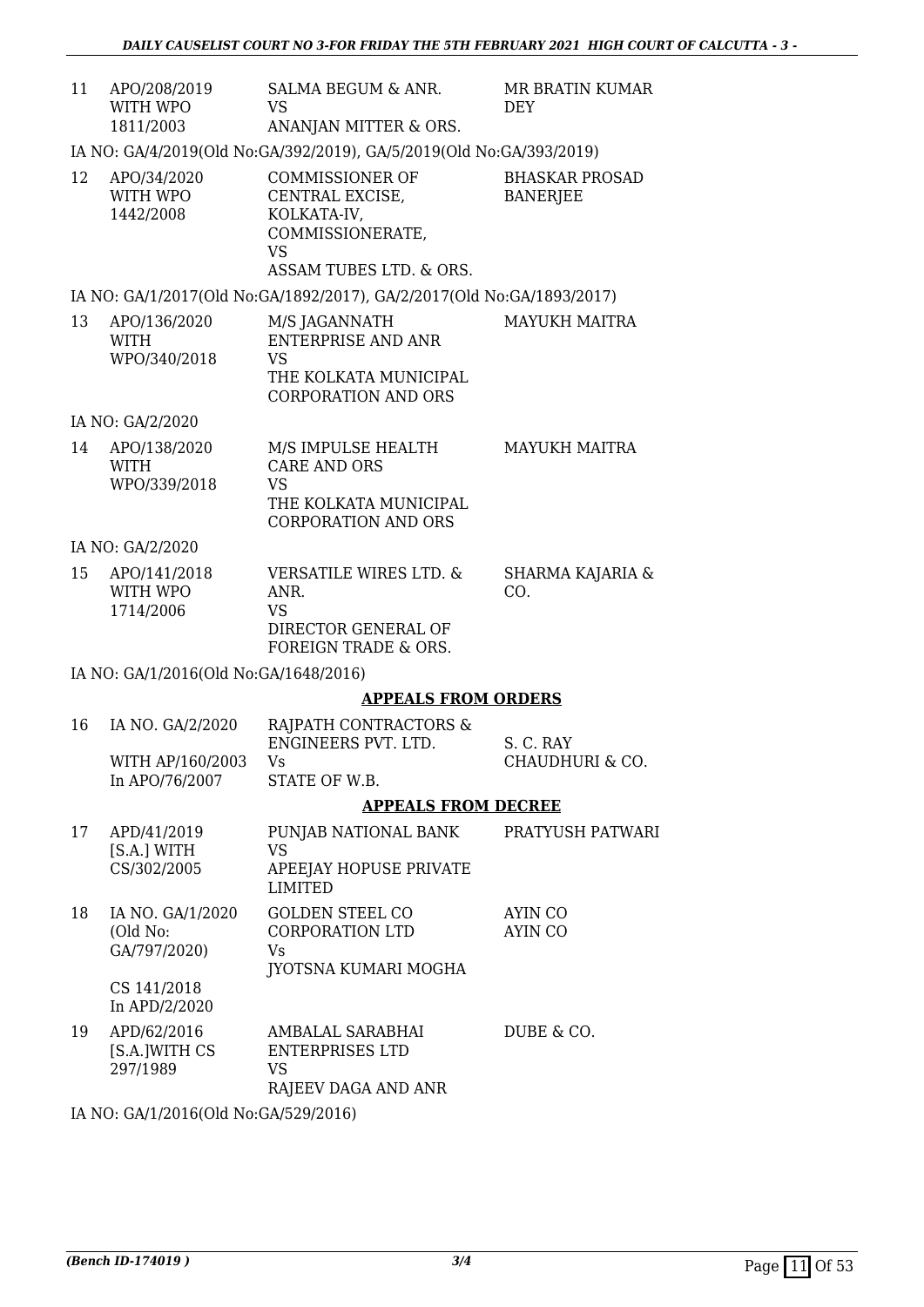| | | | |
|---|---|---|---|
| 11 | APO/208/2019 WITH WPO 1811/2003 | SALMA BEGUM & ANR. VS ANANJAN MITTER & ORS. | MR BRATIN KUMAR DEY |

IA NO: GA/4/2019(Old No:GA/392/2019), GA/5/2019(Old No:GA/393/2019)

| | | | |
|---|---|---|---|
| 12 | APO/34/2020 WITH WPO 1442/2008 | COMMISSIONER OF CENTRAL EXCISE, KOLKATA-IV, COMMISSIONERATE, VS ASSAM TUBES LTD. & ORS. | BHASKAR PROSAD BANERJEE |

IA NO: GA/1/2017(Old No:GA/1892/2017), GA/2/2017(Old No:GA/1893/2017)

| | | | |
|---|---|---|---|
| 13 | APO/136/2020 WITH WPO/340/2018 | M/S JAGANNATH ENTERPRISE AND ANR VS THE KOLKATA MUNICIPAL CORPORATION AND ORS | MAYUKH MAITRA |

IA NO: GA/2/2020

| | | | |
|---|---|---|---|
| 14 | APO/138/2020 WITH WPO/339/2018 | M/S IMPULSE HEALTH CARE AND ORS VS THE KOLKATA MUNICIPAL CORPORATION AND ORS | MAYUKH MAITRA |

IA NO: GA/2/2020

| | | | |
|---|---|---|---|
| 15 | APO/141/2018 WITH WPO 1714/2006 | VERSATILE WIRES LTD. & ANR. VS DIRECTOR GENERAL OF FOREIGN TRADE & ORS. | SHARMA KAJARIA & CO. |

IA NO: GA/1/2016(Old No:GA/1648/2016)

## APPEALS FROM ORDERS

| | | | |
|---|---|---|---|
| 16 | IA NO. GA/2/2020 WITH AP/160/2003 In APO/76/2007 | RAJPATH CONTRACTORS & ENGINEERS PVT. LTD. Vs STATE OF W.B. | S. C. RAY CHAUDHURI & CO. |

## APPEALS FROM DECREE

| | | | |
|---|---|---|---|
| 17 | APD/41/2019 [S.A.] WITH CS/302/2005 | PUNJAB NATIONAL BANK VS APEEJAY HOPUSE PRIVATE LIMITED | PRATYUSH PATWARI |
| 18 | IA NO. GA/1/2020 (Old No: GA/797/2020) CS 141/2018 In APD/2/2020 | GOLDEN STEEL CO CORPORATION LTD Vs JYOTSNA KUMARI MOGHA | AYIN CO AYIN CO |
| 19 | APD/62/2016 [S.A.]WITH CS 297/1989 | AMBALAL SARABHAI ENTERPRISES LTD VS RAJEEV DAGA AND ANR | DUBE & CO. |

IA NO: GA/1/2016(Old No:GA/529/2016)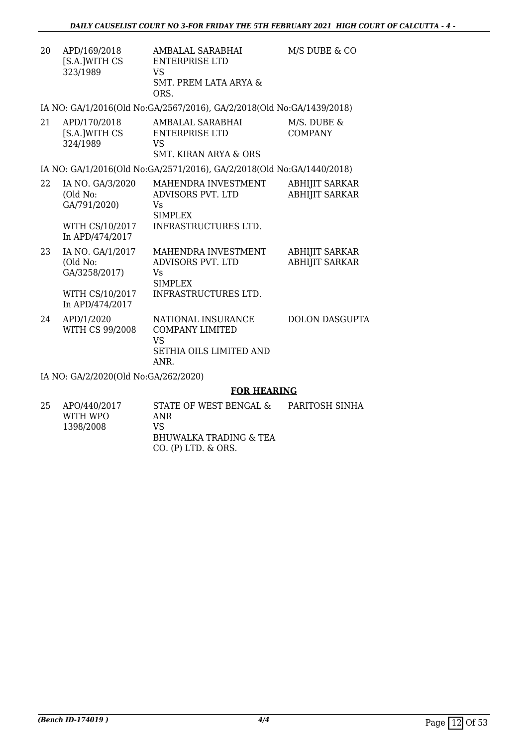| | | | |
|---|---|---|---|
| 20 | APD/169/2018 [S.A.]WITH CS 323/1989 | AMBALAL SARABHAI ENTERPRISE LTD VS SMT. PREM LATA ARYA & ORS. | M/S DUBE & CO |

IA NO: GA/1/2016(Old No:GA/2567/2016), GA/2/2018(Old No:GA/1439/2018)

| | | | |
|---|---|---|---|
| 21 | APD/170/2018 [S.A.]WITH CS 324/1989 | AMBALAL SARABHAI ENTERPRISE LTD VS SMT. KIRAN ARYA & ORS | M/S. DUBE & COMPANY |

IA NO: GA/1/2016(Old No:GA/2571/2016), GA/2/2018(Old No:GA/1440/2018)

| | | | |
|---|---|---|---|
| 22 | IA NO. GA/3/2020 (Old No: GA/791/2020) WITH CS/10/2017 In APD/474/2017 | MAHENDRA INVESTMENT ADVISORS PVT. LTD Vs SIMPLEX INFRASTRUCTURES LTD. | ABHIJIT SARKAR ABHIJIT SARKAR |
| 23 | IA NO. GA/1/2017 (Old No: GA/3258/2017) WITH CS/10/2017 In APD/474/2017 | MAHENDRA INVESTMENT ADVISORS PVT. LTD Vs SIMPLEX INFRASTRUCTURES LTD. | ABHIJIT SARKAR ABHIJIT SARKAR |
| 24 | APD/1/2020 WITH CS 99/2008 | NATIONAL INSURANCE COMPANY LIMITED VS SETHIA OILS LIMITED AND ANR. | DOLON DASGUPTA |

IA NO: GA/2/2020(Old No:GA/262/2020)

## FOR HEARING

| | | | |
|---|---|---|---|
| 25 | APO/440/2017 WITH WPO 1398/2008 | STATE OF WEST BENGAL & ANR VS BHUWALKA TRADING & TEA CO. (P) LTD. & ORS. | PARITOSH SINHA |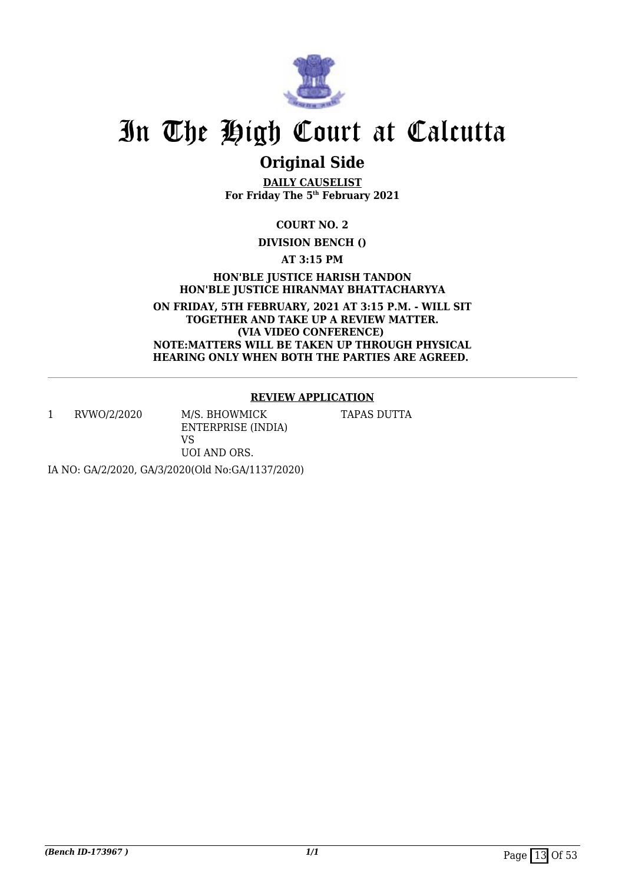# In The High Court at Calcutta

## Original Side

**DAILY CAUSELIST**
**For Friday The 5th February 2021**

**COURT NO. 2**

**DIVISION BENCH ()**

**AT 3:15 PM**

**HON'BLE JUSTICE HARISH TANDON**
**HON'BLE JUSTICE HIRANMAY BHATTACHARYYA**

**ON FRIDAY, 5TH FEBRUARY, 2021 AT 3:15 P.M. - WILL SIT TOGETHER AND TAKE UP A REVIEW MATTER. (VIA VIDEO CONFERENCE)**
**NOTE:MATTERS WILL BE TAKEN UP THROUGH PHYSICAL HEARING ONLY WHEN BOTH THE PARTIES ARE AGREED.**

---

### REVIEW APPLICATION

| | | | |
|---|---|---|---|
| 1 | RVWO/2/2020 | M/S. BHOWMICK ENTERPRISE (INDIA) VS UOI AND ORS. | TAPAS DUTTA |

IA NO: GA/2/2020, GA/3/2020(Old No:GA/1137/2020)

*(Bench ID-173967 )*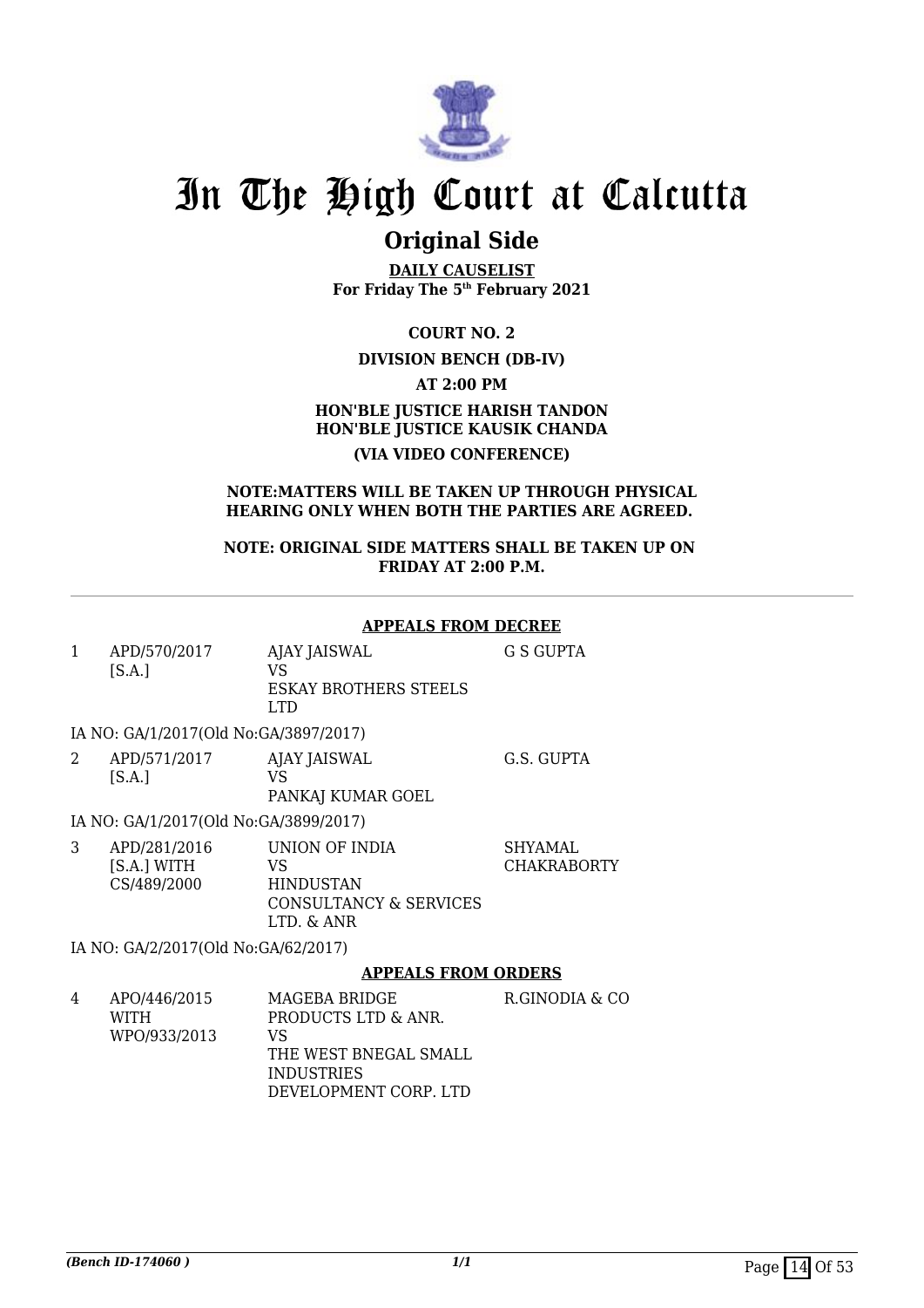# In The High Court at Calcutta

## Original Side

**DAILY CAUSELIST**
**For Friday The 5th February 2021**

**COURT NO. 2**

**DIVISION BENCH (DB-IV)**

**AT 2:00 PM**

**HON'BLE JUSTICE HARISH TANDON**
**HON'BLE JUSTICE KAUSIK CHANDA**

**(VIA VIDEO CONFERENCE)**

**NOTE:MATTERS WILL BE TAKEN UP THROUGH PHYSICAL HEARING ONLY WHEN BOTH THE PARTIES ARE AGREED.**

**NOTE: ORIGINAL SIDE MATTERS SHALL BE TAKEN UP ON FRIDAY AT 2:00 P.M.**

---

**APPEALS FROM DECREE**

| | | | |
|---|---|---|---|
| 1 | APD/570/2017 [S.A.] | AJAY JAISWAL VS ESKAY BROTHERS STEELS LTD | G S GUPTA |

IA NO: GA/1/2017(Old No:GA/3897/2017)

| | | | |
|---|---|---|---|
| 2 | APD/571/2017 [S.A.] | AJAY JAISWAL VS PANKAJ KUMAR GOEL | G.S. GUPTA |

IA NO: GA/1/2017(Old No:GA/3899/2017)

| | | | |
|---|---|---|---|
| 3 | APD/281/2016 [S.A.] WITH CS/489/2000 | UNION OF INDIA VS HINDUSTAN CONSULTANCY & SERVICES LTD. & ANR | SHYAMAL CHAKRABORTY |

IA NO: GA/2/2017(Old No:GA/62/2017)

**APPEALS FROM ORDERS**

| | | | |
|---|---|---|---|
| 4 | APO/446/2015 WITH WPO/933/2013 | MAGEBA BRIDGE PRODUCTS LTD & ANR. VS THE WEST BNEGAL SMALL INDUSTRIES DEVELOPMENT CORP. LTD | R.GINODIA & CO |

*(Bench ID-174060 )*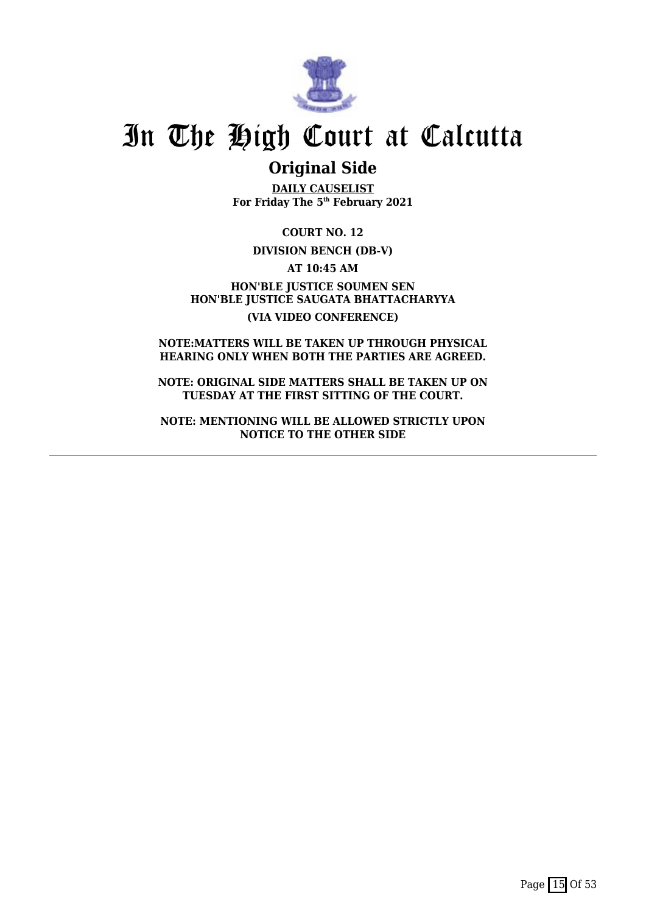# In The High Court at Calcutta

## Original Side

**DAILY CAUSELIST**
**For Friday The 5th February 2021**

**COURT NO. 12**

**DIVISION BENCH (DB-V)**

**AT 10:45 AM**

**HON'BLE JUSTICE SOUMEN SEN**
**HON'BLE JUSTICE SAUGATA BHATTACHARYYA**

**(VIA VIDEO CONFERENCE)**

**NOTE:MATTERS WILL BE TAKEN UP THROUGH PHYSICAL HEARING ONLY WHEN BOTH THE PARTIES ARE AGREED.**

**NOTE: ORIGINAL SIDE MATTERS SHALL BE TAKEN UP ON TUESDAY AT THE FIRST SITTING OF THE COURT.**

**NOTE: MENTIONING WILL BE ALLOWED STRICTLY UPON NOTICE TO THE OTHER SIDE**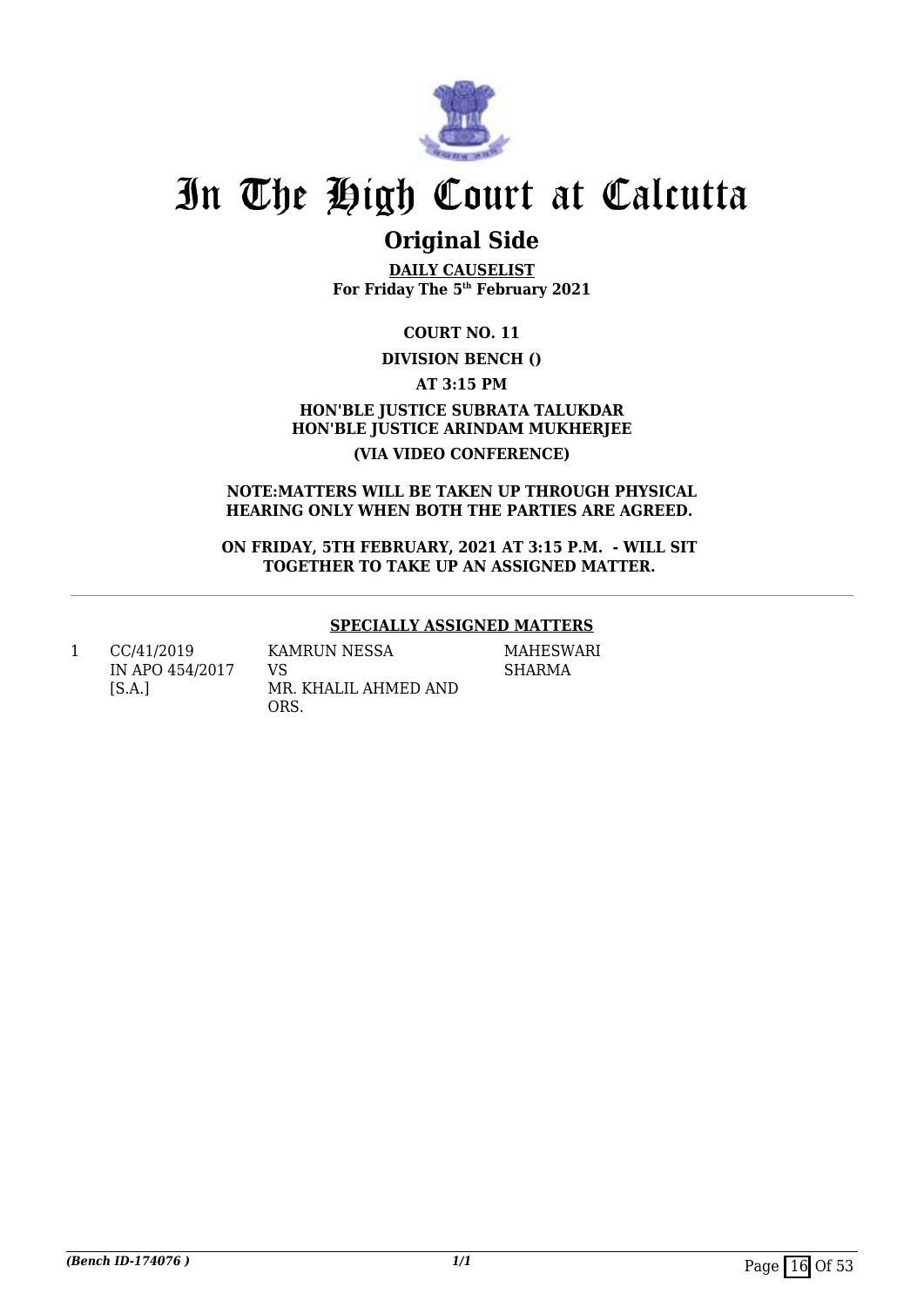# In The High Court at Calcutta

## Original Side

**DAILY CAUSELIST**
**For Friday The 5th February 2021**

**COURT NO. 11**

**DIVISION BENCH ()**

**AT 3:15 PM**

**HON'BLE JUSTICE SUBRATA TALUKDAR**
**HON'BLE JUSTICE ARINDAM MUKHERJEE**

**(VIA VIDEO CONFERENCE)**

**NOTE:MATTERS WILL BE TAKEN UP THROUGH PHYSICAL HEARING ONLY WHEN BOTH THE PARTIES ARE AGREED.**

**ON FRIDAY, 5TH FEBRUARY, 2021 AT 3:15 P.M. - WILL SIT TOGETHER TO TAKE UP AN ASSIGNED MATTER.**

---

**SPECIALLY ASSIGNED MATTERS**

| | | | |
|---|---|---|---|
| 1 | CC/41/2019 IN APO 454/2017 [S.A.] | KAMRUN NESSA VS MR. KHALIL AHMED AND ORS. | MAHESWARI SHARMA |

*(Bench ID-174076 )*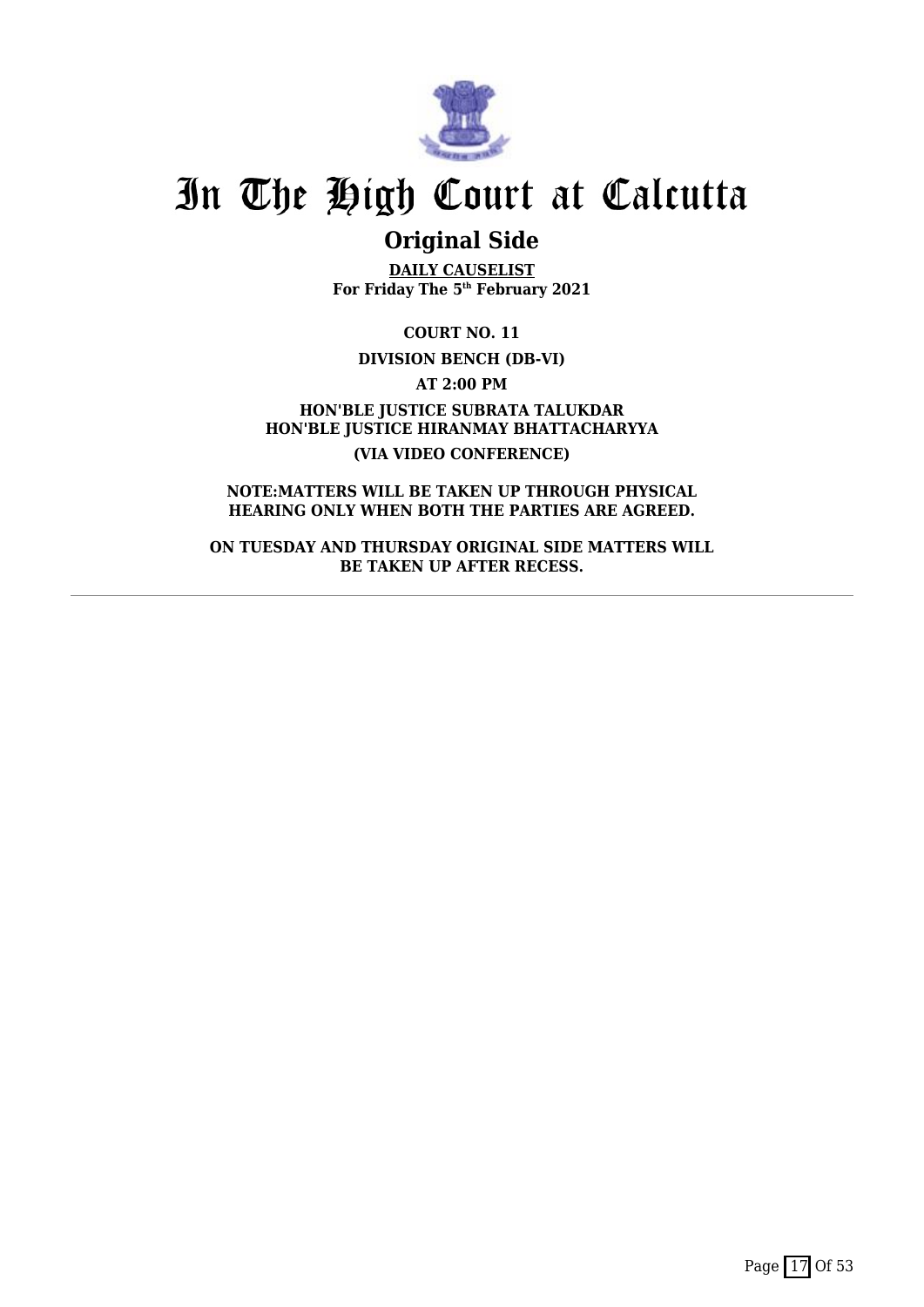# In The High Court at Calcutta

## Original Side

**DAILY CAUSELIST**
**For Friday The 5th February 2021**

**COURT NO. 11**

**DIVISION BENCH (DB-VI)**

**AT 2:00 PM**

**HON'BLE JUSTICE SUBRATA TALUKDAR**
**HON'BLE JUSTICE HIRANMAY BHATTACHARYYA**

**(VIA VIDEO CONFERENCE)**

**NOTE:MATTERS WILL BE TAKEN UP THROUGH PHYSICAL HEARING ONLY WHEN BOTH THE PARTIES ARE AGREED.**

**ON TUESDAY AND THURSDAY ORIGINAL SIDE MATTERS WILL BE TAKEN UP AFTER RECESS.**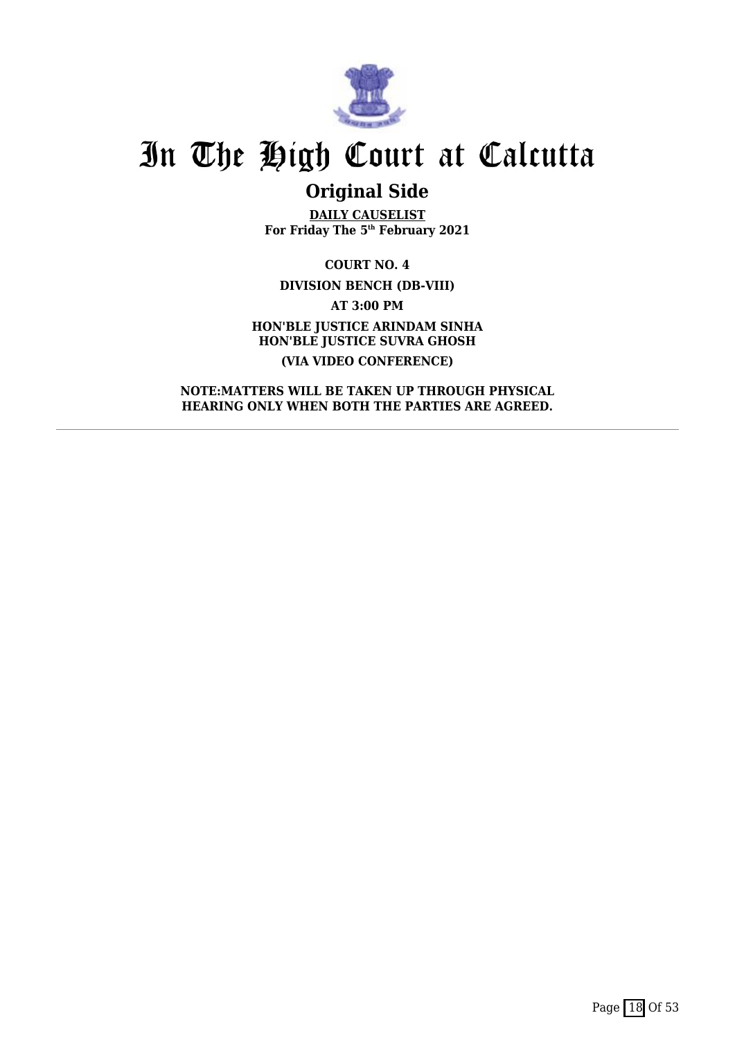# In The High Court at Calcutta

## Original Side

**DAILY CAUSELIST**
**For Friday The 5th February 2021**

**COURT NO. 4**

**DIVISION BENCH (DB-VIII)**

**AT 3:00 PM**

**HON'BLE JUSTICE ARINDAM SINHA**
**HON'BLE JUSTICE SUVRA GHOSH**

**(VIA VIDEO CONFERENCE)**

**NOTE:MATTERS WILL BE TAKEN UP THROUGH PHYSICAL HEARING ONLY WHEN BOTH THE PARTIES ARE AGREED.**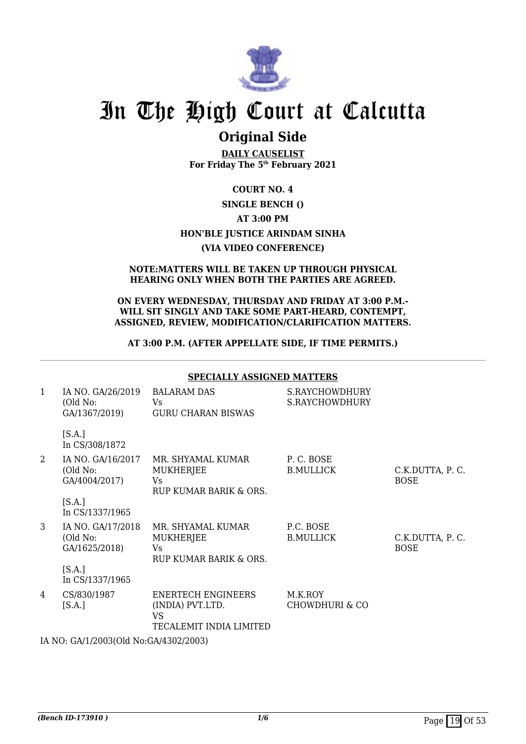# In The High Court at Calcutta

## Original Side

**DAILY CAUSELIST**
**For Friday The 5th February 2021**

**COURT NO. 4**

**SINGLE BENCH ()**

**AT 3:00 PM**

**HON'BLE JUSTICE ARINDAM SINHA**

**(VIA VIDEO CONFERENCE)**

**NOTE:MATTERS WILL BE TAKEN UP THROUGH PHYSICAL HEARING ONLY WHEN BOTH THE PARTIES ARE AGREED.**

**ON EVERY WEDNESDAY, THURSDAY AND FRIDAY AT 3:00 P.M.- WILL SIT SINGLY AND TAKE SOME PART-HEARD, CONTEMPT, ASSIGNED, REVIEW, MODIFICATION/CLARIFICATION MATTERS.**

**AT 3:00 P.M. (AFTER APPELLATE SIDE, IF TIME PERMITS.)**

**SPECIALLY ASSIGNED MATTERS**

| | | | | |
|---|---|---|---|---|
| 1 | IA NO. GA/26/2019 (Old No: GA/1367/2019) [S.A.] In CS/308/1872 | BALARAM DAS Vs GURU CHARAN BISWAS | S.RAYCHOWDHURY S.RAYCHOWDHURY | |
| 2 | IA NO. GA/16/2017 (Old No: GA/4004/2017) [S.A.] In CS/1337/1965 | MR. SHYAMAL KUMAR MUKHERJEE Vs RUP KUMAR BARIK & ORS. | P. C. BOSE B.MULLICK | C.K.DUTTA, P. C. BOSE |
| 3 | IA NO. GA/17/2018 (Old No: GA/1625/2018) [S.A.] In CS/1337/1965 | MR. SHYAMAL KUMAR MUKHERJEE Vs RUP KUMAR BARIK & ORS. | P.C. BOSE B.MULLICK | C.K.DUTTA, P. C. BOSE |
| 4 | CS/830/1987 [S.A.] | ENERTECH ENGINEERS (INDIA) PVT.LTD. VS TECALEMIT INDIA LIMITED | M.K.ROY CHOWDHURI & CO | |

IA NO: GA/1/2003(Old No:GA/4302/2003)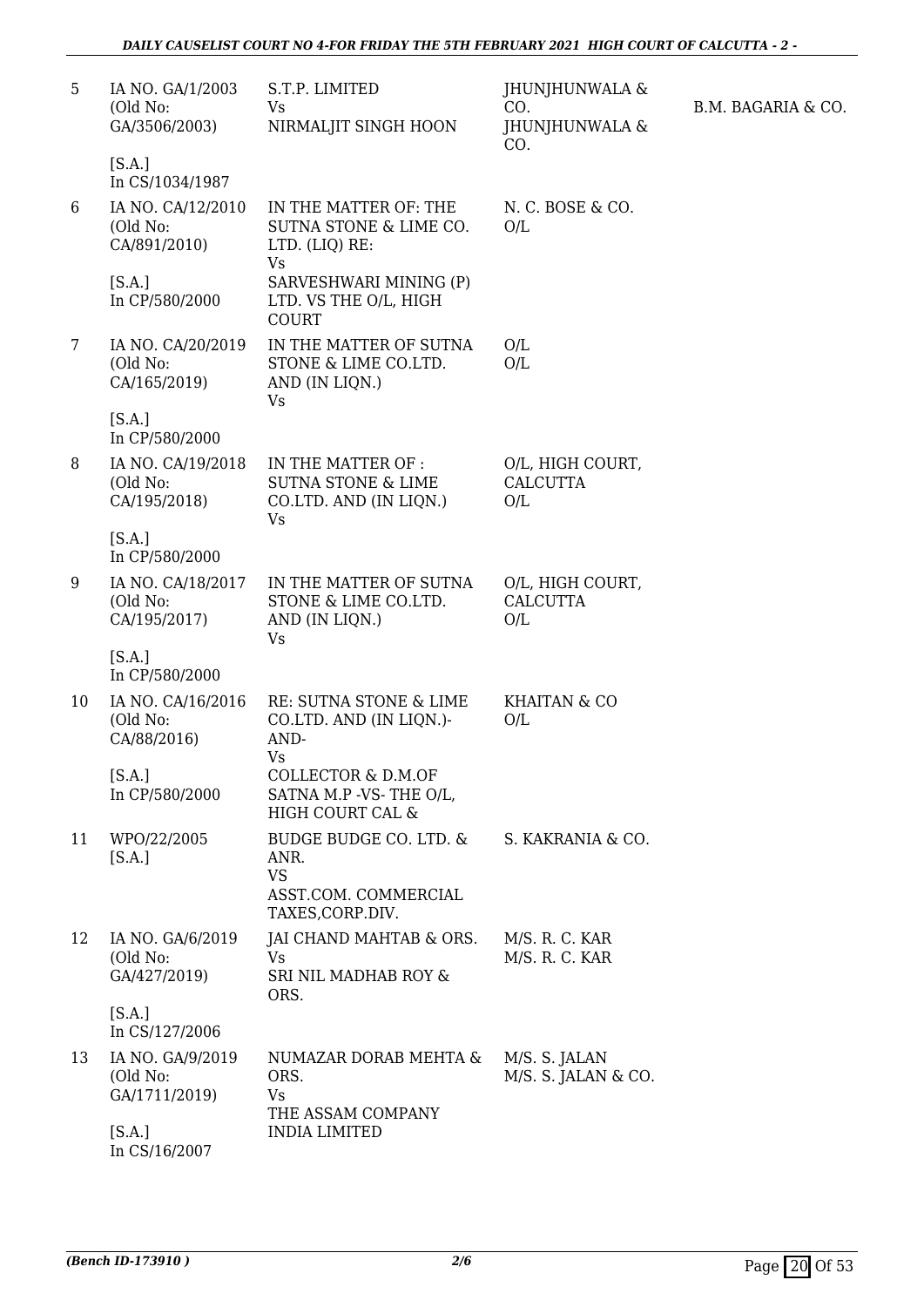| | | | | |
|---|---|---|---|---|
| 5 | IA NO. GA/1/2003 (Old No: GA/3506/2003) [S.A.] In CS/1034/1987 | S.T.P. LIMITED Vs NIRMALJIT SINGH HOON | JHUNJHUNWALA & CO. JHUNJHUNWALA & CO. | B.M. BAGARIA & CO. |
| 6 | IA NO. CA/12/2010 (Old No: CA/891/2010) [S.A.] In CP/580/2000 | IN THE MATTER OF: THE SUTNA STONE & LIME CO. LTD. (LIQ) RE: Vs SARVESHWARI MINING (P) LTD. VS THE O/L, HIGH COURT | N. C. BOSE & CO. O/L | |
| 7 | IA NO. CA/20/2019 (Old No: CA/165/2019) [S.A.] In CP/580/2000 | IN THE MATTER OF SUTNA STONE & LIME CO.LTD. AND (IN LIQN.) Vs | O/L O/L | |
| 8 | IA NO. CA/19/2018 (Old No: CA/195/2018) [S.A.] In CP/580/2000 | IN THE MATTER OF : SUTNA STONE & LIME CO.LTD. AND (IN LIQN.) Vs | O/L, HIGH COURT, CALCUTTA O/L | |
| 9 | IA NO. CA/18/2017 (Old No: CA/195/2017) [S.A.] In CP/580/2000 | IN THE MATTER OF SUTNA STONE & LIME CO.LTD. AND (IN LIQN.) Vs | O/L, HIGH COURT, CALCUTTA O/L | |
| 10 | IA NO. CA/16/2016 (Old No: CA/88/2016) [S.A.] In CP/580/2000 | RE: SUTNA STONE & LIME CO.LTD. AND (IN LIQN.)- AND- Vs COLLECTOR & D.M.OF SATNA M.P -VS- THE O/L, HIGH COURT CAL & | KHAITAN & CO O/L | |
| 11 | WPO/22/2005 [S.A.] | BUDGE BUDGE CO. LTD. & ANR. VS ASST.COM. COMMERCIAL TAXES,CORP.DIV. | S. KAKRANIA & CO. | |
| 12 | IA NO. GA/6/2019 (Old No: GA/427/2019) [S.A.] In CS/127/2006 | JAI CHAND MAHTAB & ORS. Vs SRI NIL MADHAB ROY & ORS. | M/S. R. C. KAR M/S. R. C. KAR | |
| 13 | IA NO. GA/9/2019 (Old No: GA/1711/2019) [S.A.] In CS/16/2007 | NUMAZAR DORAB MEHTA & ORS. Vs THE ASSAM COMPANY INDIA LIMITED | M/S. S. JALAN M/S. S. JALAN & CO. | |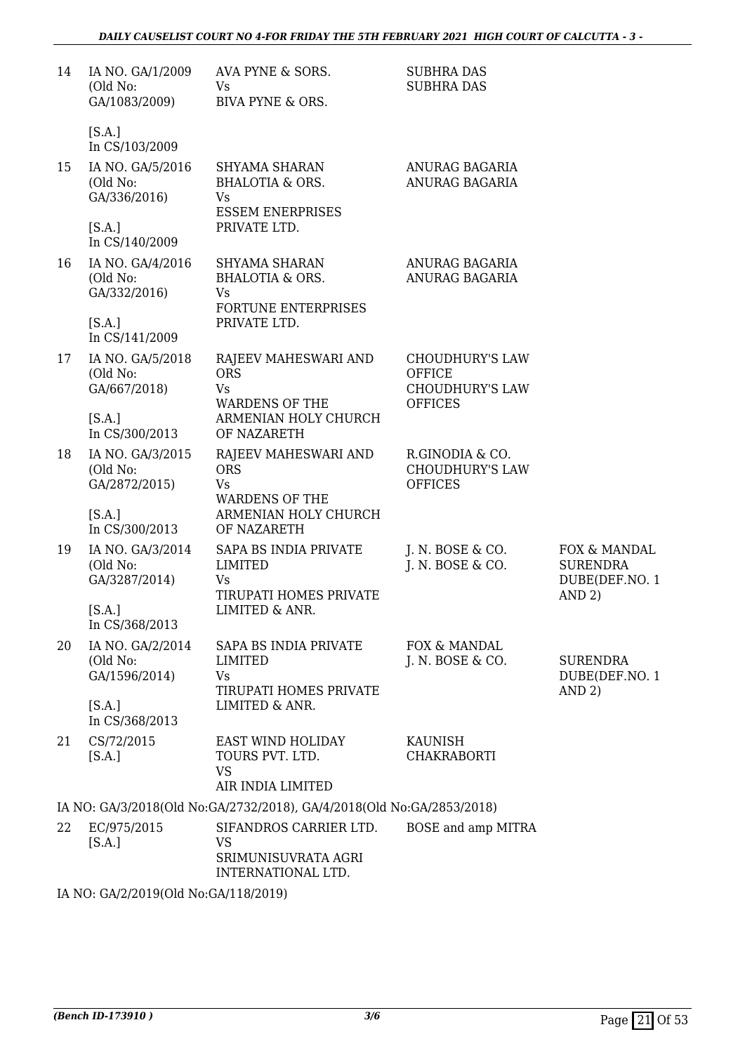| | | | | |
|---|---|---|---|---|
| 14 | IA NO. GA/1/2009 (Old No: GA/1083/2009) [S.A.] In CS/103/2009 | AVA PYNE & SORS. Vs BIVA PYNE & ORS. | SUBHRA DAS SUBHRA DAS | |
| 15 | IA NO. GA/5/2016 (Old No: GA/336/2016) [S.A.] In CS/140/2009 | SHYAMA SHARAN BHALOTIA & ORS. Vs ESSEM ENERPRISES PRIVATE LTD. | ANURAG BAGARIA ANURAG BAGARIA | |
| 16 | IA NO. GA/4/2016 (Old No: GA/332/2016) [S.A.] In CS/141/2009 | SHYAMA SHARAN BHALOTIA & ORS. Vs FORTUNE ENTERPRISES PRIVATE LTD. | ANURAG BAGARIA ANURAG BAGARIA | |
| 17 | IA NO. GA/5/2018 (Old No: GA/667/2018) [S.A.] In CS/300/2013 | RAJEEV MAHESWARI AND ORS Vs WARDENS OF THE ARMENIAN HOLY CHURCH OF NAZARETH | CHOUDHURY'S LAW OFFICE CHOUDHURY'S LAW OFFICES | |
| 18 | IA NO. GA/3/2015 (Old No: GA/2872/2015) [S.A.] In CS/300/2013 | RAJEEV MAHESWARI AND ORS Vs WARDENS OF THE ARMENIAN HOLY CHURCH OF NAZARETH | R.GINODIA & CO. CHOUDHURY'S LAW OFFICES | |
| 19 | IA NO. GA/3/2014 (Old No: GA/3287/2014) [S.A.] In CS/368/2013 | SAPA BS INDIA PRIVATE LIMITED Vs TIRUPATI HOMES PRIVATE LIMITED & ANR. | J. N. BOSE & CO. J. N. BOSE & CO. | FOX & MANDAL SURENDRA DUBE(DEF.NO. 1 AND 2) |
| 20 | IA NO. GA/2/2014 (Old No: GA/1596/2014) [S.A.] In CS/368/2013 | SAPA BS INDIA PRIVATE LIMITED Vs TIRUPATI HOMES PRIVATE LIMITED & ANR. | FOX & MANDAL J. N. BOSE & CO. | SURENDRA DUBE(DEF.NO. 1 AND 2) |
| 21 | CS/72/2015 [S.A.] | EAST WIND HOLIDAY TOURS PVT. LTD. VS AIR INDIA LIMITED | KAUNISH CHAKRABORTI | |

IA NO: GA/3/2018(Old No:GA/2732/2018), GA/4/2018(Old No:GA/2853/2018)

| | | | | |
|---|---|---|---|---|
| 22 | EC/975/2015 [S.A.] | SIFANDROS CARRIER LTD. VS SRIMUNISUVRATA AGRI INTERNATIONAL LTD. | BOSE and amp MITRA | |

IA NO: GA/2/2019(Old No:GA/118/2019)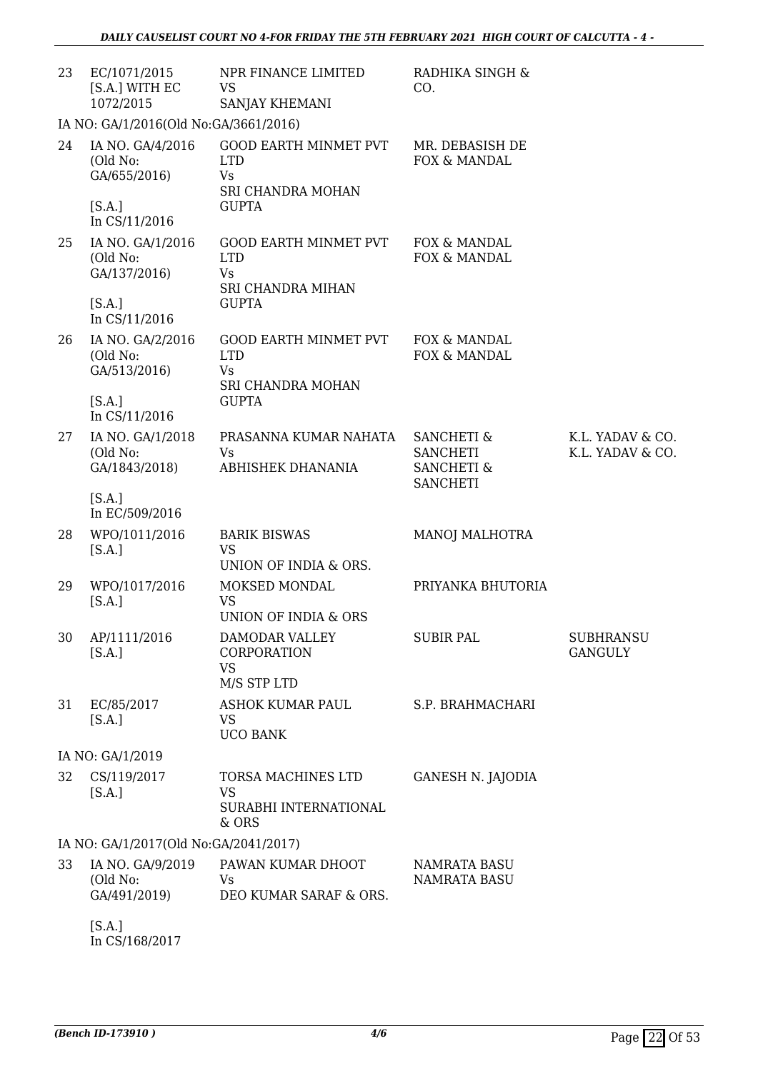| | | | | |
|---|---|---|---|---|
| 23 | EC/1071/2015 [S.A.] WITH EC 1072/2015 | NPR FINANCE LIMITED VS SANJAY KHEMANI | RADHIKA SINGH & CO. | |
| | IA NO: GA/1/2016(Old No:GA/3661/2016) | | | |
| 24 | IA NO. GA/4/2016 (Old No: GA/655/2016) [S.A.] In CS/11/2016 | GOOD EARTH MINMET PVT LTD Vs SRI CHANDRA MOHAN GUPTA | MR. DEBASISH DE FOX & MANDAL | |
| 25 | IA NO. GA/1/2016 (Old No: GA/137/2016) [S.A.] In CS/11/2016 | GOOD EARTH MINMET PVT LTD Vs SRI CHANDRA MIHAN GUPTA | FOX & MANDAL FOX & MANDAL | |
| 26 | IA NO. GA/2/2016 (Old No: GA/513/2016) [S.A.] In CS/11/2016 | GOOD EARTH MINMET PVT LTD Vs SRI CHANDRA MOHAN GUPTA | FOX & MANDAL FOX & MANDAL | |
| 27 | IA NO. GA/1/2018 (Old No: GA/1843/2018) [S.A.] In EC/509/2016 | PRASANNA KUMAR NAHATA Vs ABHISHEK DHANANIA | SANCHETI & SANCHETI SANCHETI & SANCHETI | K.L. YADAV & CO. K.L. YADAV & CO. |
| 28 | WPO/1011/2016 [S.A.] | BARIK BISWAS VS UNION OF INDIA & ORS. | MANOJ MALHOTRA | |
| 29 | WPO/1017/2016 [S.A.] | MOKSED MONDAL VS UNION OF INDIA & ORS | PRIYANKA BHUTORIA | |
| 30 | AP/1111/2016 [S.A.] | DAMODAR VALLEY CORPORATION VS M/S STP LTD | SUBIR PAL | SUBHRANSU GANGULY |
| 31 | EC/85/2017 [S.A.] | ASHOK KUMAR PAUL VS UCO BANK | S.P. BRAHMACHARI | |
| | IA NO: GA/1/2019 | | | |
| 32 | CS/119/2017 [S.A.] | TORSA MACHINES LTD VS SURABHI INTERNATIONAL & ORS | GANESH N. JAJODIA | |
| | IA NO: GA/1/2017(Old No:GA/2041/2017) | | | |
| 33 | IA NO. GA/9/2019 (Old No: GA/491/2019) [S.A.] In CS/168/2017 | PAWAN KUMAR DHOOT Vs DEO KUMAR SARAF & ORS. | NAMRATA BASU NAMRATA BASU | |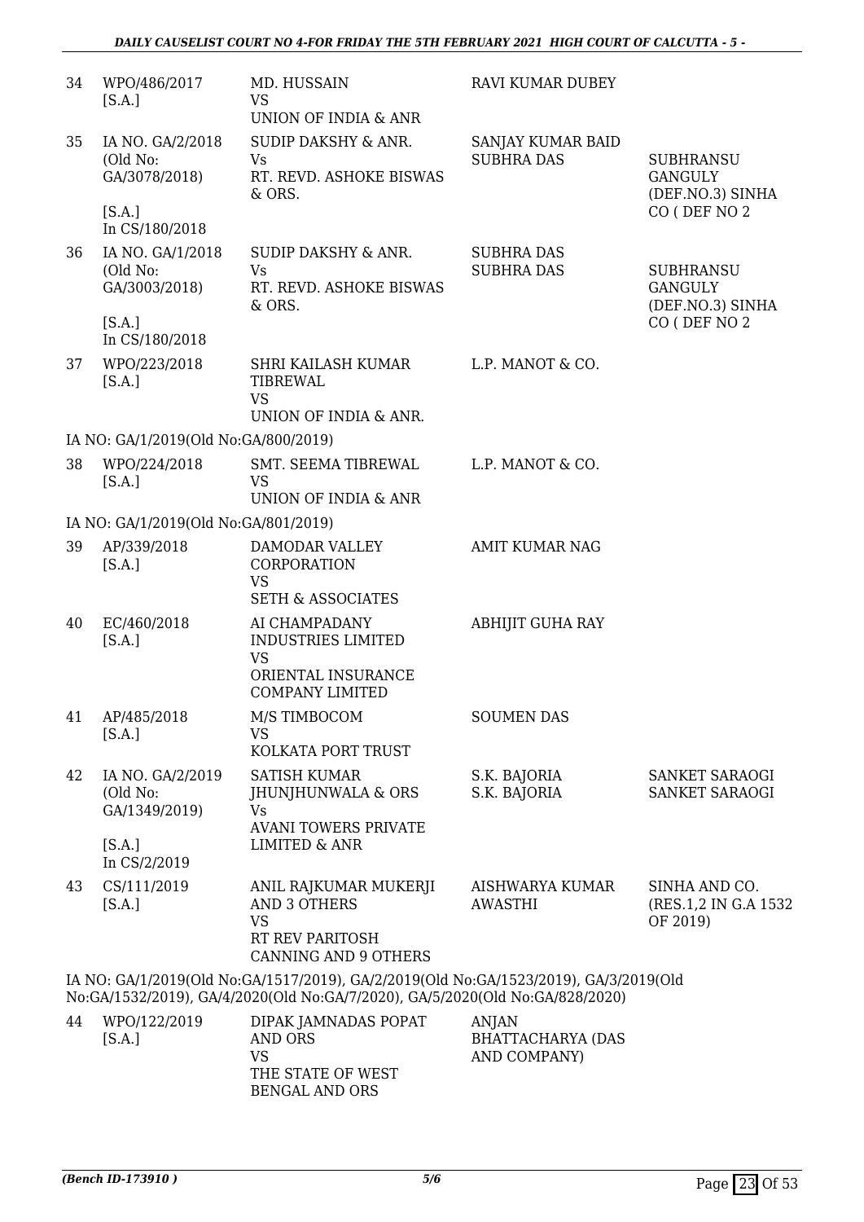| | | | | |
|---|---|---|---|---|
| 34 | WPO/486/2017 [S.A.] | MD. HUSSAIN VS UNION OF INDIA & ANR | RAVI KUMAR DUBEY | |
| 35 | IA NO. GA/2/2018 (Old No: GA/3078/2018) [S.A.] In CS/180/2018 | SUDIP DAKSHY & ANR. Vs RT. REVD. ASHOKE BISWAS & ORS. | SANJAY KUMAR BAID SUBHRA DAS | SUBHRANSU GANGULY (DEF.NO.3) SINHA CO ( DEF NO 2 |
| 36 | IA NO. GA/1/2018 (Old No: GA/3003/2018) [S.A.] In CS/180/2018 | SUDIP DAKSHY & ANR. Vs RT. REVD. ASHOKE BISWAS & ORS. | SUBHRA DAS SUBHRA DAS | SUBHRANSU GANGULY (DEF.NO.3) SINHA CO ( DEF NO 2 |
| 37 | WPO/223/2018 [S.A.] | SHRI KAILASH KUMAR TIBREWAL VS UNION OF INDIA & ANR. | L.P. MANOT & CO. | |

IA NO: GA/1/2019(Old No:GA/800/2019)

| | | | | |
|---|---|---|---|---|
| 38 | WPO/224/2018 [S.A.] | SMT. SEEMA TIBREWAL VS UNION OF INDIA & ANR | L.P. MANOT & CO. | |

IA NO: GA/1/2019(Old No:GA/801/2019)

| | | | | |
|---|---|---|---|---|
| 39 | AP/339/2018 [S.A.] | DAMODAR VALLEY CORPORATION VS SETH & ASSOCIATES | AMIT KUMAR NAG | |
| 40 | EC/460/2018 [S.A.] | AI CHAMPADANY INDUSTRIES LIMITED VS ORIENTAL INSURANCE COMPANY LIMITED | ABHIJIT GUHA RAY | |
| 41 | AP/485/2018 [S.A.] | M/S TIMBOCOM VS KOLKATA PORT TRUST | SOUMEN DAS | |
| 42 | IA NO. GA/2/2019 (Old No: GA/1349/2019) [S.A.] In CS/2/2019 | SATISH KUMAR JHUNJHUNWALA & ORS Vs AVANI TOWERS PRIVATE LIMITED & ANR | S.K. BAJORIA S.K. BAJORIA | SANKET SARAOGI SANKET SARAOGI |
| 43 | CS/111/2019 [S.A.] | ANIL RAJKUMAR MUKERJI AND 3 OTHERS VS RT REV PARITOSH CANNING AND 9 OTHERS | AISHWARYA KUMAR AWASTHI | SINHA AND CO. (RES.1,2 IN G.A 1532 OF 2019) |

IA NO: GA/1/2019(Old No:GA/1517/2019), GA/2/2019(Old No:GA/1523/2019), GA/3/2019(Old No:GA/1532/2019), GA/4/2020(Old No:GA/7/2020), GA/5/2020(Old No:GA/828/2020)

| | | | | |
|---|---|---|---|---|
| 44 | WPO/122/2019 [S.A.] | DIPAK JAMNADAS POPAT AND ORS VS THE STATE OF WEST BENGAL AND ORS | ANJAN BHATTACHARYA (DAS AND COMPANY) | |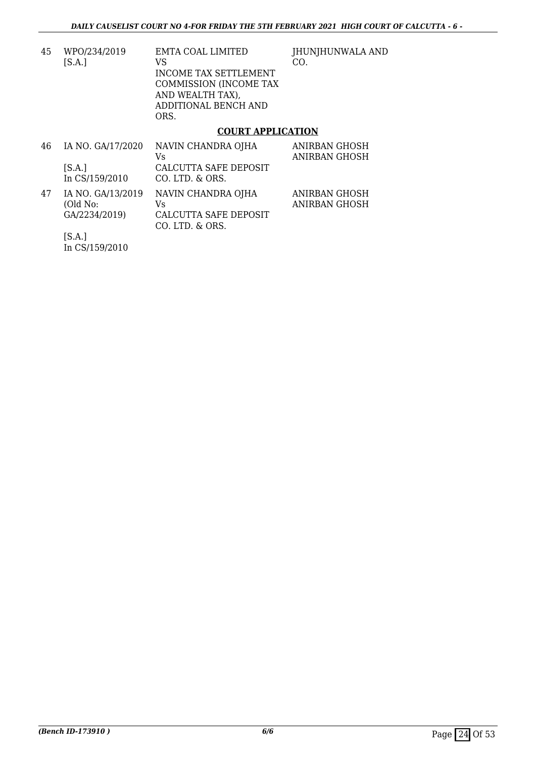| 45 | WPO/234/2019<br>[S.A.] | EMTA COAL LIMITED<br>VS<br>INCOME TAX SETTLEMENT COMMISSION (INCOME TAX AND WEALTH TAX), ADDITIONAL BENCH AND ORS. | JHUNJHUNWALA AND CO. |
|---|---|---|---|

## COURT APPLICATION

| 46 | IA NO. GA/17/2020<br><br>[S.A.]<br>In CS/159/2010 | NAVIN CHANDRA OJHA<br>Vs<br>CALCUTTA SAFE DEPOSIT CO. LTD. & ORS. | ANIRBAN GHOSH<br>ANIRBAN GHOSH |
|---|---|---|---|
| 47 | IA NO. GA/13/2019<br>(Old No: GA/2234/2019)<br><br>[S.A.]<br>In CS/159/2010 | NAVIN CHANDRA OJHA<br>Vs<br>CALCUTTA SAFE DEPOSIT CO. LTD. & ORS. | ANIRBAN GHOSH<br>ANIRBAN GHOSH |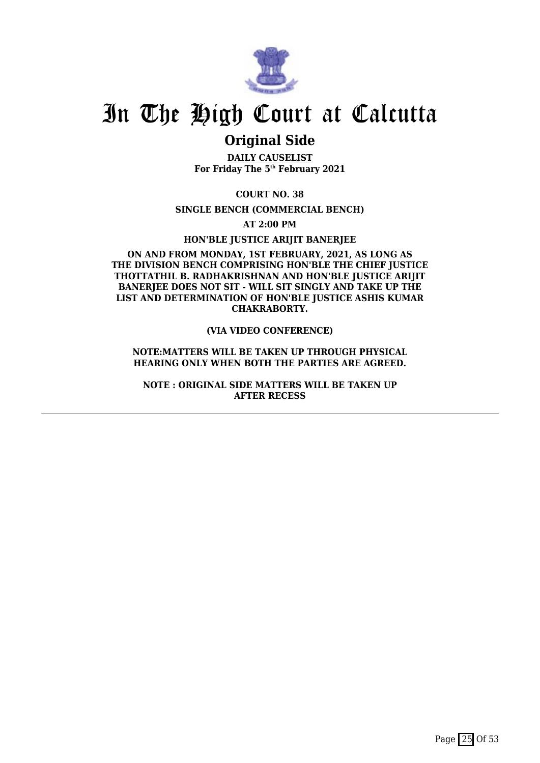# In The High Court at Calcutta

## Original Side

**DAILY CAUSELIST**
**For Friday The 5th February 2021**

**COURT NO. 38**

**SINGLE BENCH (COMMERCIAL BENCH)**

**AT 2:00 PM**

**HON'BLE JUSTICE ARIJIT BANERJEE**

**ON AND FROM MONDAY, 1ST FEBRUARY, 2021, AS LONG AS THE DIVISION BENCH COMPRISING HON'BLE THE CHIEF JUSTICE THOTTATHIL B. RADHAKRISHNAN AND HON'BLE JUSTICE ARIJIT BANERJEE DOES NOT SIT - WILL SIT SINGLY AND TAKE UP THE LIST AND DETERMINATION OF HON'BLE JUSTICE ASHIS KUMAR CHAKRABORTY.**

**(VIA VIDEO CONFERENCE)**

**NOTE:MATTERS WILL BE TAKEN UP THROUGH PHYSICAL HEARING ONLY WHEN BOTH THE PARTIES ARE AGREED.**

**NOTE : ORIGINAL SIDE MATTERS WILL BE TAKEN UP AFTER RECESS**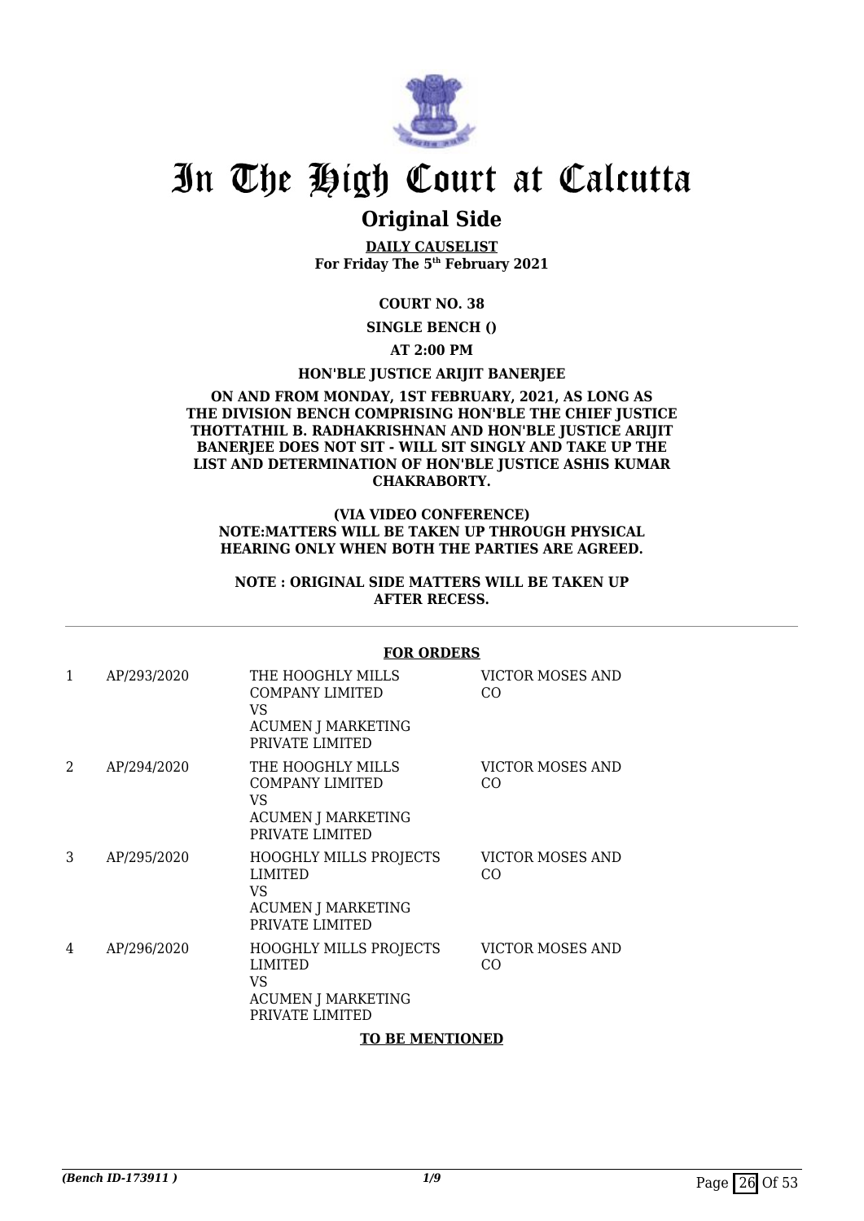# In The High Court at Calcutta

## Original Side

**DAILY CAUSELIST**
**For Friday The 5th February 2021**

**COURT NO. 38**

**SINGLE BENCH ()**

**AT 2:00 PM**

**HON'BLE JUSTICE ARIJIT BANERJEE**

**ON AND FROM MONDAY, 1ST FEBRUARY, 2021, AS LONG AS THE DIVISION BENCH COMPRISING HON'BLE THE CHIEF JUSTICE THOTTATHIL B. RADHAKRISHNAN AND HON'BLE JUSTICE ARIJIT BANERJEE DOES NOT SIT - WILL SIT SINGLY AND TAKE UP THE LIST AND DETERMINATION OF HON'BLE JUSTICE ASHIS KUMAR CHAKRABORTY.**

**(VIA VIDEO CONFERENCE)**
**NOTE:MATTERS WILL BE TAKEN UP THROUGH PHYSICAL HEARING ONLY WHEN BOTH THE PARTIES ARE AGREED.**

**NOTE : ORIGINAL SIDE MATTERS WILL BE TAKEN UP AFTER RECESS.**

**FOR ORDERS**

| | | | |
|---|---|---|---|
| 1 | AP/293/2020 | THE HOOGHLY MILLS COMPANY LIMITED<br>VS<br>ACUMEN J MARKETING PRIVATE LIMITED | VICTOR MOSES AND CO |
| 2 | AP/294/2020 | THE HOOGHLY MILLS COMPANY LIMITED<br>VS<br>ACUMEN J MARKETING PRIVATE LIMITED | VICTOR MOSES AND CO |
| 3 | AP/295/2020 | HOOGHLY MILLS PROJECTS LIMITED<br>VS<br>ACUMEN J MARKETING PRIVATE LIMITED | VICTOR MOSES AND CO |
| 4 | AP/296/2020 | HOOGHLY MILLS PROJECTS LIMITED<br>VS<br>ACUMEN J MARKETING PRIVATE LIMITED | VICTOR MOSES AND CO |

**TO BE MENTIONED**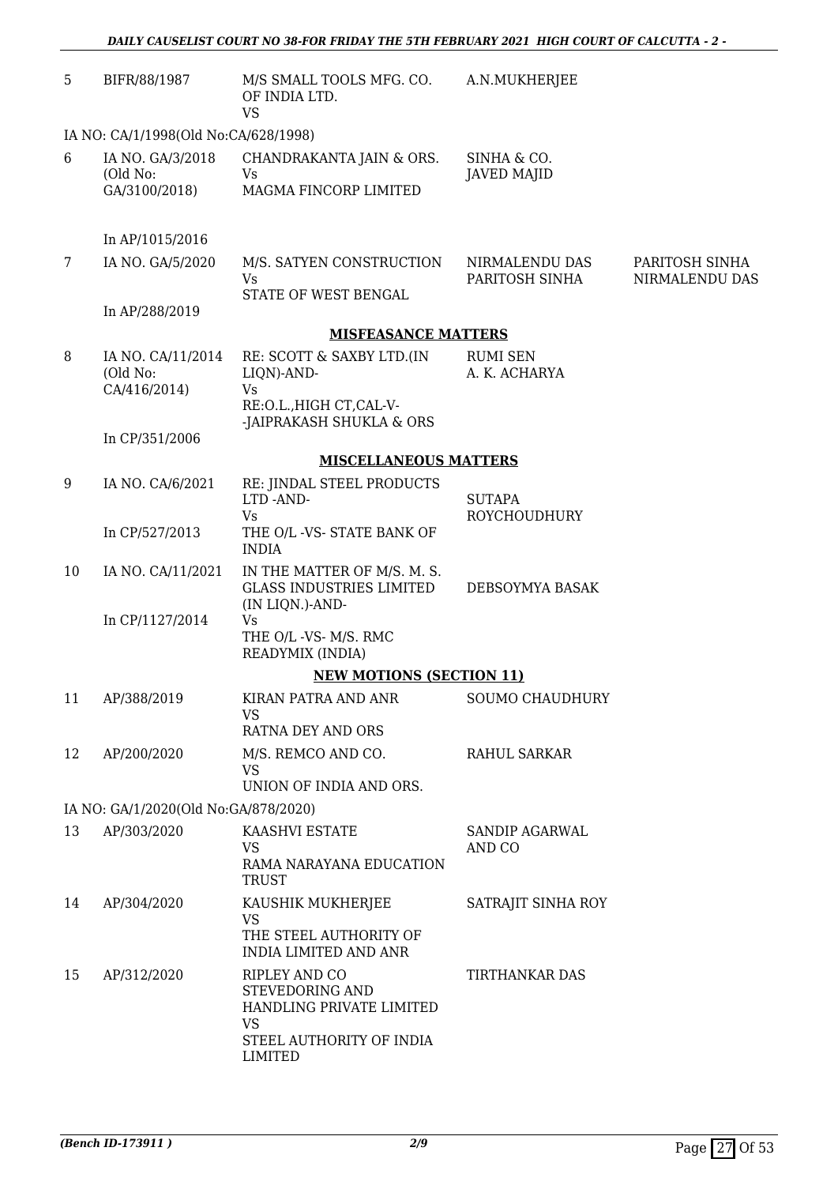| | | | | |
|---|---|---|---|---|
| 5 | BIFR/88/1987 | M/S SMALL TOOLS MFG. CO. OF INDIA LTD. VS | A.N.MUKHERJEE | |
| IA NO: CA/1/1998(Old No:CA/628/1998) | | | | |
| 6 | IA NO. GA/3/2018 (Old No: GA/3100/2018) In AP/1015/2016 | CHANDRAKANTA JAIN & ORS. Vs MAGMA FINCORP LIMITED | SINHA & CO. JAVED MAJID | |
| 7 | IA NO. GA/5/2020 In AP/288/2019 | M/S. SATYEN CONSTRUCTION Vs STATE OF WEST BENGAL | NIRMALENDU DAS PARITOSH SINHA | PARITOSH SINHA NIRMALENDU DAS |

**MISFEASANCE MATTERS**

| | | | | |
|---|---|---|---|---|
| 8 | IA NO. CA/11/2014 (Old No: CA/416/2014) In CP/351/2006 | RE: SCOTT & SAXBY LTD.(IN LIQN)-AND- Vs RE:O.L.,HIGH CT,CAL-V- -JAIPRAKASH SHUKLA & ORS | RUMI SEN A. K. ACHARYA | |

**MISCELLANEOUS MATTERS**

| | | | | |
|---|---|---|---|---|
| 9 | IA NO. CA/6/2021 In CP/527/2013 | RE: JINDAL STEEL PRODUCTS LTD -AND- Vs THE O/L -VS- STATE BANK OF INDIA | SUTAPA ROYCHOUDHURY | |
| 10 | IA NO. CA/11/2021 In CP/1127/2014 | IN THE MATTER OF M/S. M. S. GLASS INDUSTRIES LIMITED (IN LIQN.)-AND- Vs THE O/L -VS- M/S. RMC READYMIX (INDIA) | DEBSOYMYA BASAK | |

**NEW MOTIONS (SECTION 11)**

| | | | | |
|---|---|---|---|---|
| 11 | AP/388/2019 | KIRAN PATRA AND ANR VS RATNA DEY AND ORS | SOUMO CHAUDHURY | |
| 12 | AP/200/2020 | M/S. REMCO AND CO. VS UNION OF INDIA AND ORS. | RAHUL SARKAR | |
| IA NO: GA/1/2020(Old No:GA/878/2020) | | | | |
| 13 | AP/303/2020 | KAASHVI ESTATE VS RAMA NARAYANA EDUCATION TRUST | SANDIP AGARWAL AND CO | |
| 14 | AP/304/2020 | KAUSHIK MUKHERJEE VS THE STEEL AUTHORITY OF INDIA LIMITED AND ANR | SATRAJIT SINHA ROY | |
| 15 | AP/312/2020 | RIPLEY AND CO STEVEDORING AND HANDLING PRIVATE LIMITED VS STEEL AUTHORITY OF INDIA LIMITED | TIRTHANKAR DAS | |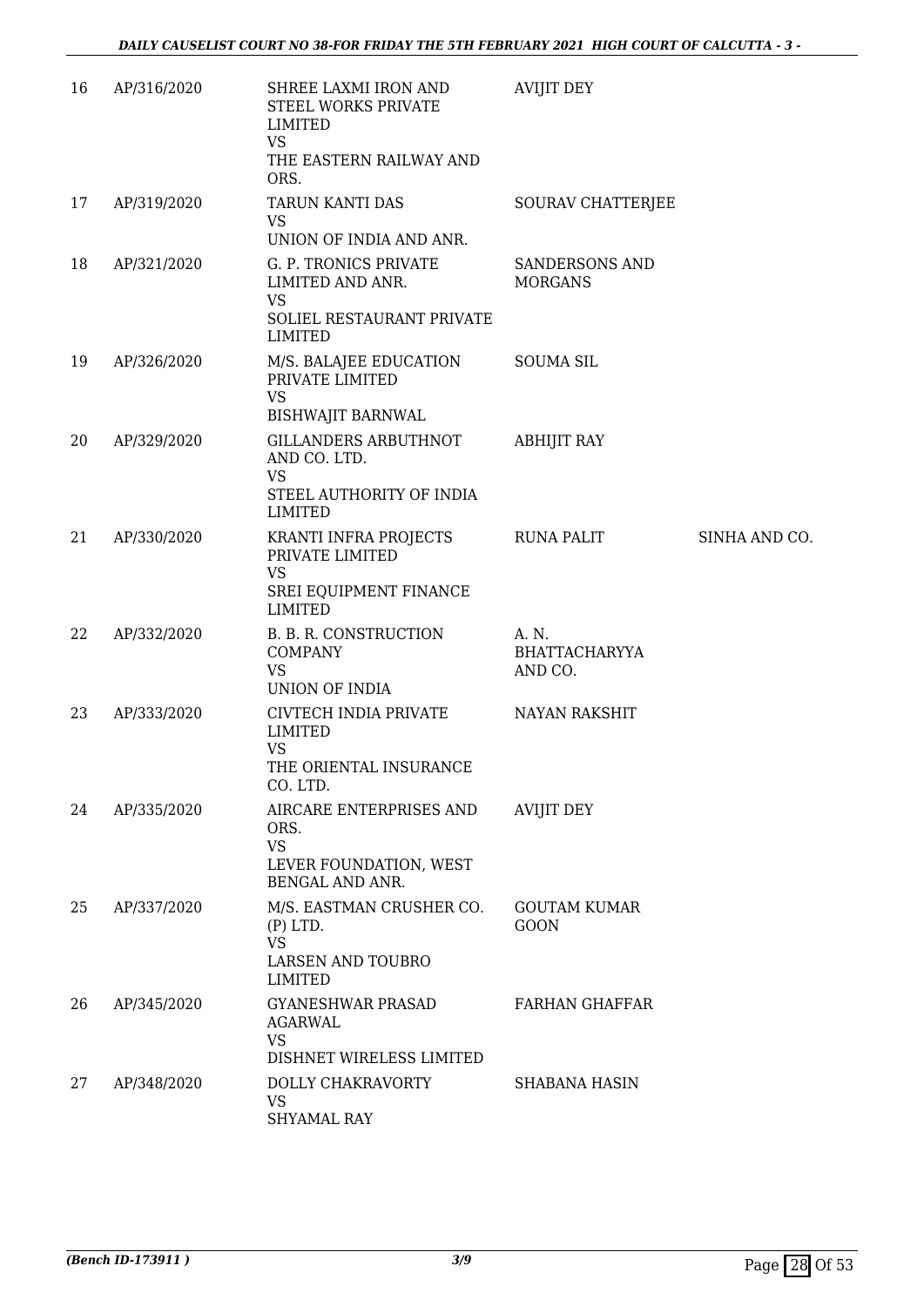| 16 | AP/316/2020 | SHREE LAXMI IRON AND STEEL WORKS PRIVATE LIMITED<br>VS<br>THE EASTERN RAILWAY AND ORS. | AVIJIT DEY | |
|---|---|---|---|---|
| 17 | AP/319/2020 | TARUN KANTI DAS<br>VS<br>UNION OF INDIA AND ANR. | SOURAV CHATTERJEE | |
| 18 | AP/321/2020 | G. P. TRONICS PRIVATE LIMITED AND ANR.<br>VS<br>SOLIEL RESTAURANT PRIVATE LIMITED | SANDERSONS AND MORGANS | |
| 19 | AP/326/2020 | M/S. BALAJEE EDUCATION PRIVATE LIMITED<br>VS<br>BISHWAJIT BARNWAL | SOUMA SIL | |
| 20 | AP/329/2020 | GILLANDERS ARBUTHNOT AND CO. LTD.<br>VS<br>STEEL AUTHORITY OF INDIA LIMITED | ABHIJIT RAY | |
| 21 | AP/330/2020 | KRANTI INFRA PROJECTS PRIVATE LIMITED<br>VS<br>SREI EQUIPMENT FINANCE LIMITED | RUNA PALIT | SINHA AND CO. |
| 22 | AP/332/2020 | B. B. R. CONSTRUCTION COMPANY<br>VS<br>UNION OF INDIA | A. N. BHATTACHARYYA AND CO. | |
| 23 | AP/333/2020 | CIVTECH INDIA PRIVATE LIMITED<br>VS<br>THE ORIENTAL INSURANCE CO. LTD. | NAYAN RAKSHIT | |
| 24 | AP/335/2020 | AIRCARE ENTERPRISES AND ORS.<br>VS<br>LEVER FOUNDATION, WEST BENGAL AND ANR. | AVIJIT DEY | |
| 25 | AP/337/2020 | M/S. EASTMAN CRUSHER CO. (P) LTD.<br>VS<br>LARSEN AND TOUBRO LIMITED | GOUTAM KUMAR GOON | |
| 26 | AP/345/2020 | GYANESHWAR PRASAD AGARWAL<br>VS<br>DISHNET WIRELESS LIMITED | FARHAN GHAFFAR | |
| 27 | AP/348/2020 | DOLLY CHAKRAVORTY<br>VS<br>SHYAMAL RAY | SHABANA HASIN | |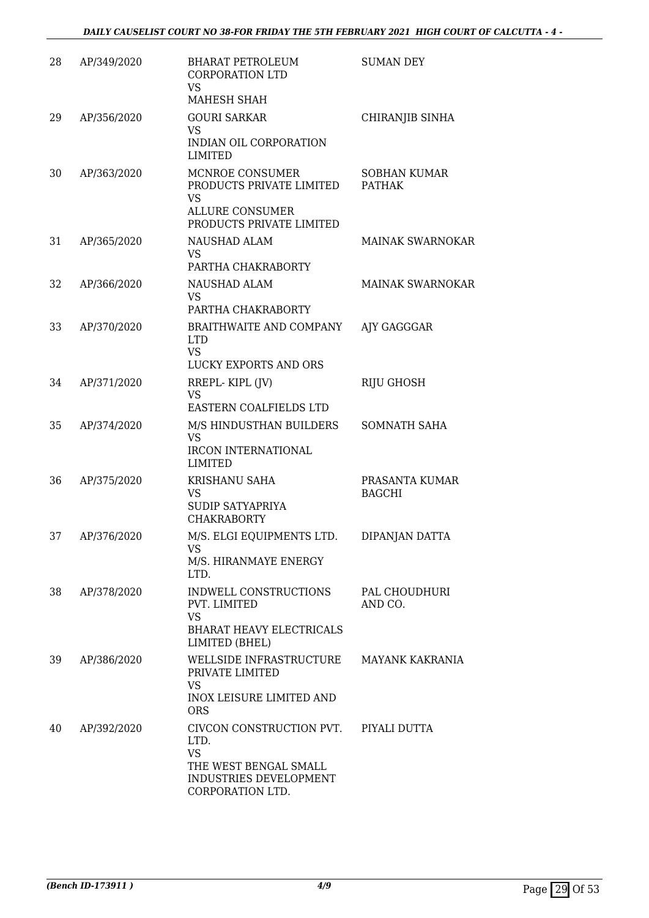| | | | |
|---|---|---|---|
| 28 | AP/349/2020 | BHARAT PETROLEUM CORPORATION LTD<br>VS<br>MAHESH SHAH | SUMAN DEY |
| 29 | AP/356/2020 | GOURI SARKAR<br>VS<br>INDIAN OIL CORPORATION LIMITED | CHIRANJIB SINHA |
| 30 | AP/363/2020 | MCNROE CONSUMER PRODUCTS PRIVATE LIMITED<br>VS<br>ALLURE CONSUMER PRODUCTS PRIVATE LIMITED | SOBHAN KUMAR PATHAK |
| 31 | AP/365/2020 | NAUSHAD ALAM<br>VS<br>PARTHA CHAKRABORTY | MAINAK SWARNOKAR |
| 32 | AP/366/2020 | NAUSHAD ALAM<br>VS<br>PARTHA CHAKRABORTY | MAINAK SWARNOKAR |
| 33 | AP/370/2020 | BRAITHWAITE AND COMPANY LTD<br>VS<br>LUCKY EXPORTS AND ORS | AJY GAGGGAR |
| 34 | AP/371/2020 | RREPL- KIPL (JV)<br>VS<br>EASTERN COALFIELDS LTD | RIJU GHOSH |
| 35 | AP/374/2020 | M/S HINDUSTHAN BUILDERS<br>VS<br>IRCON INTERNATIONAL LIMITED | SOMNATH SAHA |
| 36 | AP/375/2020 | KRISHANU SAHA<br>VS<br>SUDIP SATYAPRIYA CHAKRABORTY | PRASANTA KUMAR BAGCHI |
| 37 | AP/376/2020 | M/S. ELGI EQUIPMENTS LTD.<br>VS<br>M/S. HIRANMAYE ENERGY LTD. | DIPANJAN DATTA |
| 38 | AP/378/2020 | INDWELL CONSTRUCTIONS PVT. LIMITED<br>VS<br>BHARAT HEAVY ELECTRICALS LIMITED (BHEL) | PAL CHOUDHURI AND CO. |
| 39 | AP/386/2020 | WELLSIDE INFRASTRUCTURE PRIVATE LIMITED<br>VS<br>INOX LEISURE LIMITED AND ORS | MAYANK KAKRANIA |
| 40 | AP/392/2020 | CIVCON CONSTRUCTION PVT. LTD.<br>VS<br>THE WEST BENGAL SMALL INDUSTRIES DEVELOPMENT CORPORATION LTD. | PIYALI DUTTA |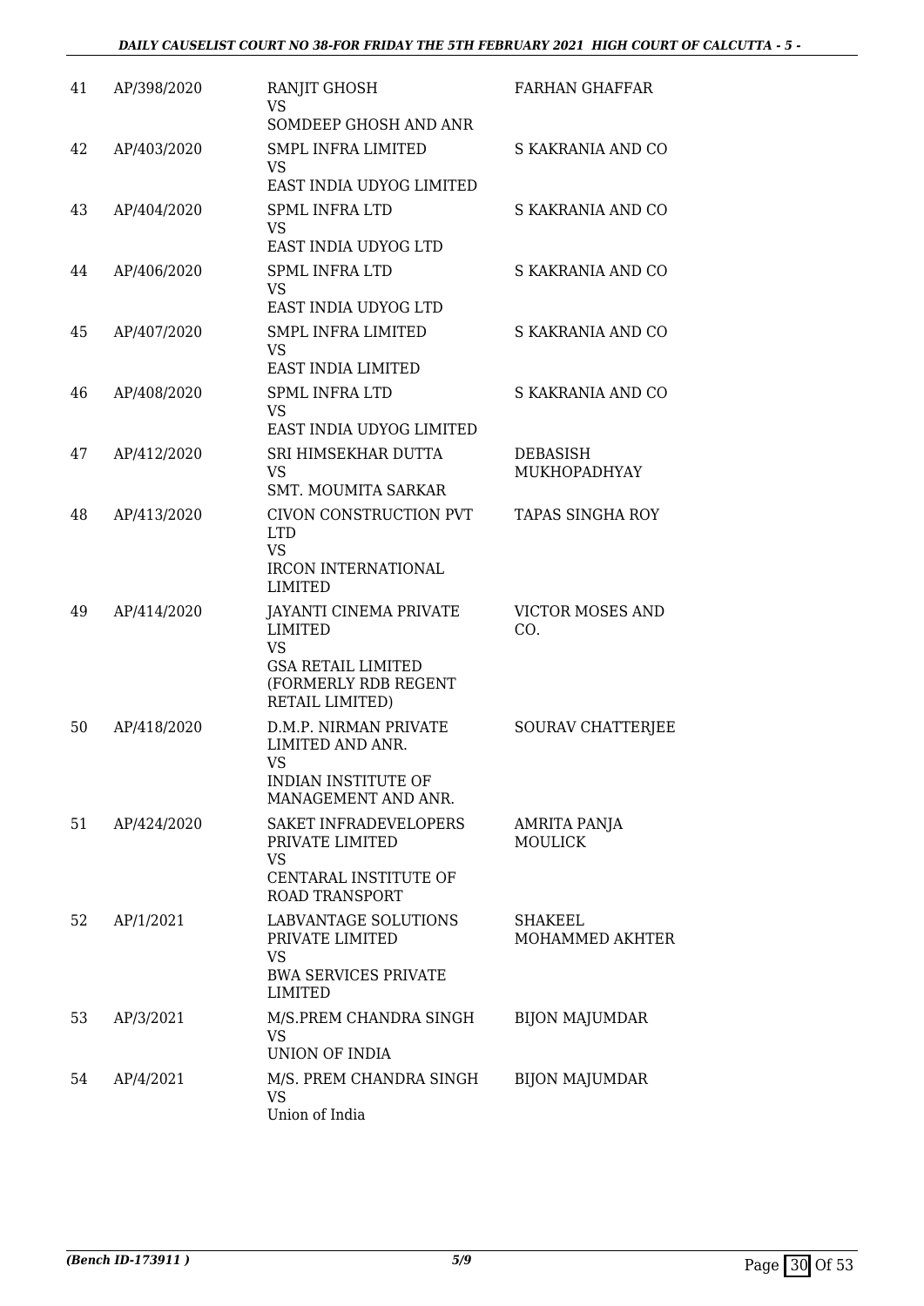| | | | |
|---|---|---|---|
| 41 | AP/398/2020 | RANJIT GHOSH<br>VS<br>SOMDEEP GHOSH AND ANR | FARHAN GHAFFAR |
| 42 | AP/403/2020 | SMPL INFRA LIMITED<br>VS<br>EAST INDIA UDYOG LIMITED | S KAKRANIA AND CO |
| 43 | AP/404/2020 | SPML INFRA LTD<br>VS<br>EAST INDIA UDYOG LTD | S KAKRANIA AND CO |
| 44 | AP/406/2020 | SPML INFRA LTD<br>VS<br>EAST INDIA UDYOG LTD | S KAKRANIA AND CO |
| 45 | AP/407/2020 | SMPL INFRA LIMITED<br>VS<br>EAST INDIA LIMITED | S KAKRANIA AND CO |
| 46 | AP/408/2020 | SPML INFRA LTD<br>VS<br>EAST INDIA UDYOG LIMITED | S KAKRANIA AND CO |
| 47 | AP/412/2020 | SRI HIMSEKHAR DUTTA<br>VS<br>SMT. MOUMITA SARKAR | DEBASISH MUKHOPADHYAY |
| 48 | AP/413/2020 | CIVON CONSTRUCTION PVT LTD<br>VS<br>IRCON INTERNATIONAL LIMITED | TAPAS SINGHA ROY |
| 49 | AP/414/2020 | JAYANTI CINEMA PRIVATE LIMITED<br>VS<br>GSA RETAIL LIMITED (FORMERLY RDB REGENT RETAIL LIMITED) | VICTOR MOSES AND CO. |
| 50 | AP/418/2020 | D.M.P. NIRMAN PRIVATE LIMITED AND ANR.<br>VS<br>INDIAN INSTITUTE OF MANAGEMENT AND ANR. | SOURAV CHATTERJEE |
| 51 | AP/424/2020 | SAKET INFRADEVELOPERS PRIVATE LIMITED<br>VS<br>CENTARAL INSTITUTE OF ROAD TRANSPORT | AMRITA PANJA MOULICK |
| 52 | AP/1/2021 | LABVANTAGE SOLUTIONS PRIVATE LIMITED<br>VS<br>BWA SERVICES PRIVATE LIMITED | SHAKEEL MOHAMMED AKHTER |
| 53 | AP/3/2021 | M/S.PREM CHANDRA SINGH<br>VS<br>UNION OF INDIA | BIJON MAJUMDAR |
| 54 | AP/4/2021 | M/S. PREM CHANDRA SINGH<br>VS<br>Union of India | BIJON MAJUMDAR |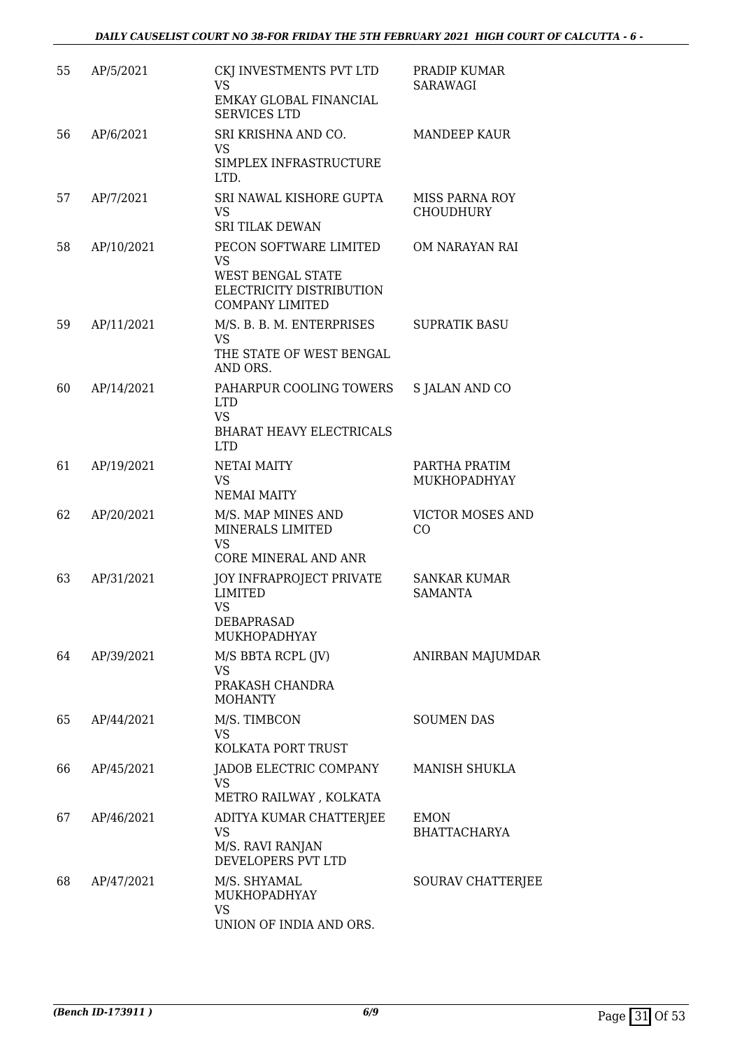| 55 | AP/5/2021 | CKJ INVESTMENTS PVT LTD VS EMKAY GLOBAL FINANCIAL SERVICES LTD | PRADIP KUMAR SARAWAGI |
|---|---|---|---|
| 56 | AP/6/2021 | SRI KRISHNA AND CO. VS SIMPLEX INFRASTRUCTURE LTD. | MANDEEP KAUR |
| 57 | AP/7/2021 | SRI NAWAL KISHORE GUPTA VS SRI TILAK DEWAN | MISS PARNA ROY CHOUDHURY |
| 58 | AP/10/2021 | PECON SOFTWARE LIMITED VS WEST BENGAL STATE ELECTRICITY DISTRIBUTION COMPANY LIMITED | OM NARAYAN RAI |
| 59 | AP/11/2021 | M/S. B. B. M. ENTERPRISES VS THE STATE OF WEST BENGAL AND ORS. | SUPRATIK BASU |
| 60 | AP/14/2021 | PAHARPUR COOLING TOWERS LTD VS BHARAT HEAVY ELECTRICALS LTD | S JALAN AND CO |
| 61 | AP/19/2021 | NETAI MAITY VS NEMAI MAITY | PARTHA PRATIM MUKHOPADHYAY |
| 62 | AP/20/2021 | M/S. MAP MINES AND MINERALS LIMITED VS CORE MINERAL AND ANR | VICTOR MOSES AND CO |
| 63 | AP/31/2021 | JOY INFRAPROJECT PRIVATE LIMITED VS DEBAPRASAD MUKHOPADHYAY | SANKAR KUMAR SAMANTA |
| 64 | AP/39/2021 | M/S BBTA RCPL (JV) VS PRAKASH CHANDRA MOHANTY | ANIRBAN MAJUMDAR |
| 65 | AP/44/2021 | M/S. TIMBCON VS KOLKATA PORT TRUST | SOUMEN DAS |
| 66 | AP/45/2021 | JADOB ELECTRIC COMPANY VS METRO RAILWAY , KOLKATA | MANISH SHUKLA |
| 67 | AP/46/2021 | ADITYA KUMAR CHATTERJEE VS M/S. RAVI RANJAN DEVELOPERS PVT LTD | EMON BHATTACHARYA |
| 68 | AP/47/2021 | M/S. SHYAMAL MUKHOPADHYAY VS UNION OF INDIA AND ORS. | SOURAV CHATTERJEE |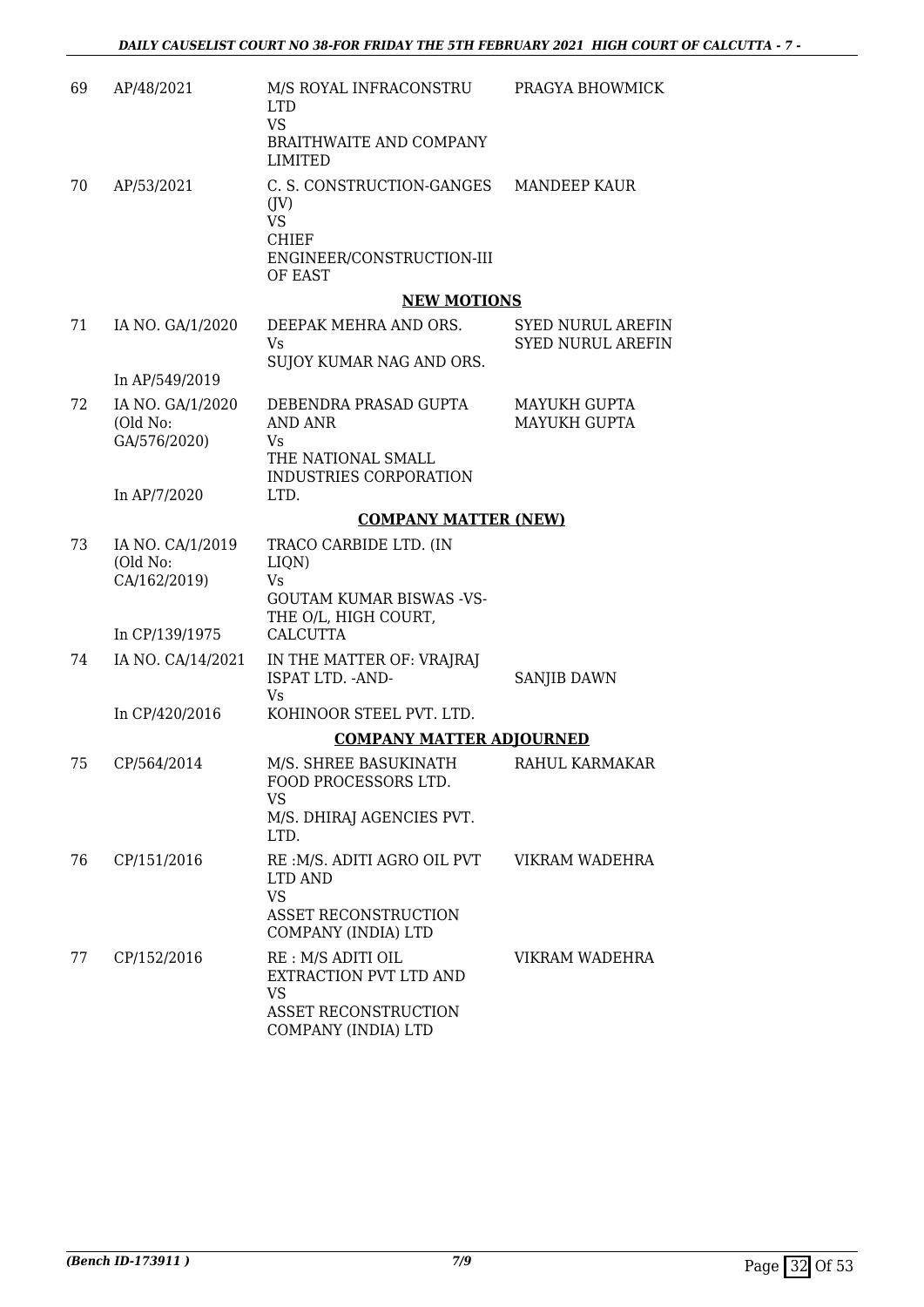| 69 | AP/48/2021 | M/S ROYAL INFRACONSTRU LTD VS BRAITHWAITE AND COMPANY LIMITED | PRAGYA BHOWMICK |
|---|---|---|---|
| 70 | AP/53/2021 | C. S. CONSTRUCTION-GANGES (JV) VS CHIEF ENGINEER/CONSTRUCTION-III OF EAST | MANDEEP KAUR |

## NEW MOTIONS

| 71 | IA NO. GA/1/2020<br><br>In AP/549/2019 | DEEPAK MEHRA AND ORS. Vs SUJOY KUMAR NAG AND ORS. | SYED NURUL AREFIN<br>SYED NURUL AREFIN |
|---|---|---|---|
| 72 | IA NO. GA/1/2020 (Old No: GA/576/2020)<br><br>In AP/7/2020 | DEBENDRA PRASAD GUPTA AND ANR Vs THE NATIONAL SMALL INDUSTRIES CORPORATION LTD. | MAYUKH GUPTA<br>MAYUKH GUPTA |

## COMPANY MATTER (NEW)

| 73 | IA NO. CA/1/2019 (Old No: CA/162/2019)<br><br>In CP/139/1975 | TRACO CARBIDE LTD. (IN LIQN) Vs GOUTAM KUMAR BISWAS -VS- THE O/L, HIGH COURT, CALCUTTA | |
|---|---|---|---|
| 74 | IA NO. CA/14/2021<br><br>In CP/420/2016 | IN THE MATTER OF: VRAJRAJ ISPAT LTD. -AND- Vs KOHINOOR STEEL PVT. LTD. | SANJIB DAWN |

## COMPANY MATTER ADJOURNED

| 75 | CP/564/2014 | M/S. SHREE BASUKINATH FOOD PROCESSORS LTD. VS M/S. DHIRAJ AGENCIES PVT. LTD. | RAHUL KARMAKAR |
|---|---|---|---|
| 76 | CP/151/2016 | RE :M/S. ADITI AGRO OIL PVT LTD AND VS ASSET RECONSTRUCTION COMPANY (INDIA) LTD | VIKRAM WADEHRA |
| 77 | CP/152/2016 | RE : M/S ADITI OIL EXTRACTION PVT LTD AND VS ASSET RECONSTRUCTION COMPANY (INDIA) LTD | VIKRAM WADEHRA |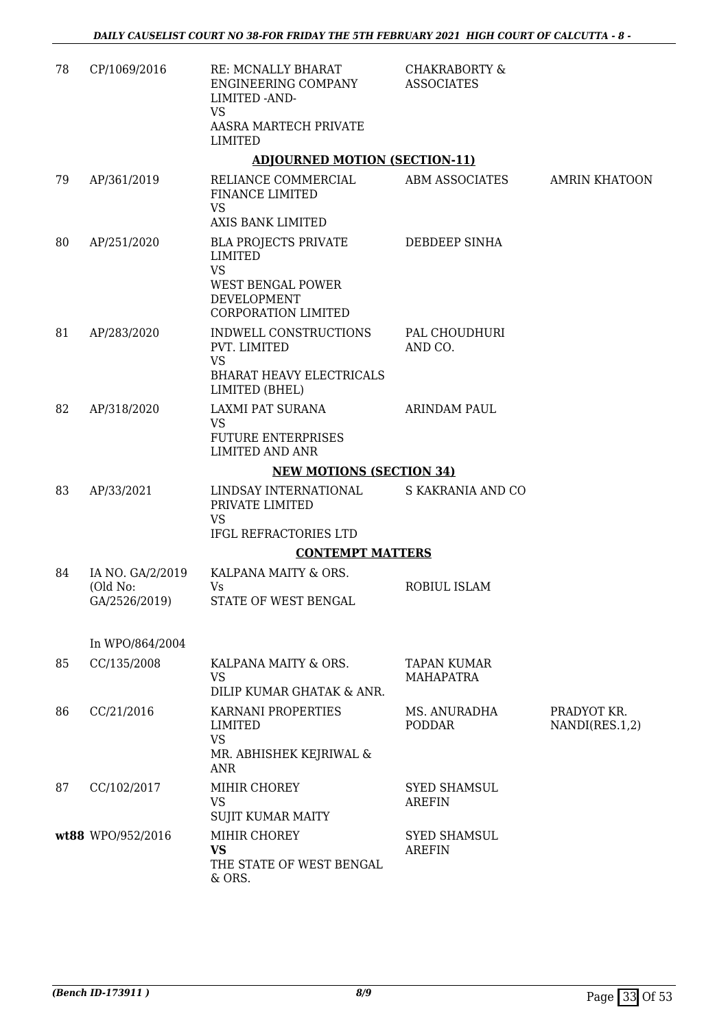| | | | | |
|---|---|---|---|---|
| 78 | CP/1069/2016 | RE: MCNALLY BHARAT ENGINEERING COMPANY LIMITED -AND- VS AASRA MARTECH PRIVATE LIMITED | CHAKRABORTY & ASSOCIATES | |

**ADJOURNED MOTION (SECTION-11)**

| | | | | |
|---|---|---|---|---|
| 79 | AP/361/2019 | RELIANCE COMMERCIAL FINANCE LIMITED VS AXIS BANK LIMITED | ABM ASSOCIATES | AMRIN KHATOON |
| 80 | AP/251/2020 | BLA PROJECTS PRIVATE LIMITED VS WEST BENGAL POWER DEVELOPMENT CORPORATION LIMITED | DEBDEEP SINHA | |
| 81 | AP/283/2020 | INDWELL CONSTRUCTIONS PVT. LIMITED VS BHARAT HEAVY ELECTRICALS LIMITED (BHEL) | PAL CHOUDHURI AND CO. | |
| 82 | AP/318/2020 | LAXMI PAT SURANA VS FUTURE ENTERPRISES LIMITED AND ANR | ARINDAM PAUL | |

**NEW MOTIONS (SECTION 34)**

| | | | | |
|---|---|---|---|---|
| 83 | AP/33/2021 | LINDSAY INTERNATIONAL PRIVATE LIMITED VS IFGL REFRACTORIES LTD | S KAKRANIA AND CO | |

**CONTEMPT MATTERS**

| | | | | |
|---|---|---|---|---|
| 84 | IA NO. GA/2/2019 (Old No: GA/2526/2019) In WPO/864/2004 | KALPANA MAITY & ORS. Vs STATE OF WEST BENGAL | ROBIUL ISLAM | |
| 85 | CC/135/2008 | KALPANA MAITY & ORS. VS DILIP KUMAR GHATAK & ANR. | TAPAN KUMAR MAHAPATRA | |
| 86 | CC/21/2016 | KARNANI PROPERTIES LIMITED VS MR. ABHISHEK KEJRIWAL & ANR | MS. ANURADHA PODDAR | PRADYOT KR. NANDI(RES.1,2) |
| 87 | CC/102/2017 | MIHIR CHOREY VS SUJIT KUMAR MAITY | SYED SHAMSUL AREFIN | |
| **wt88** | WPO/952/2016 | MIHIR CHOREY **VS** THE STATE OF WEST BENGAL & ORS. | SYED SHAMSUL AREFIN | |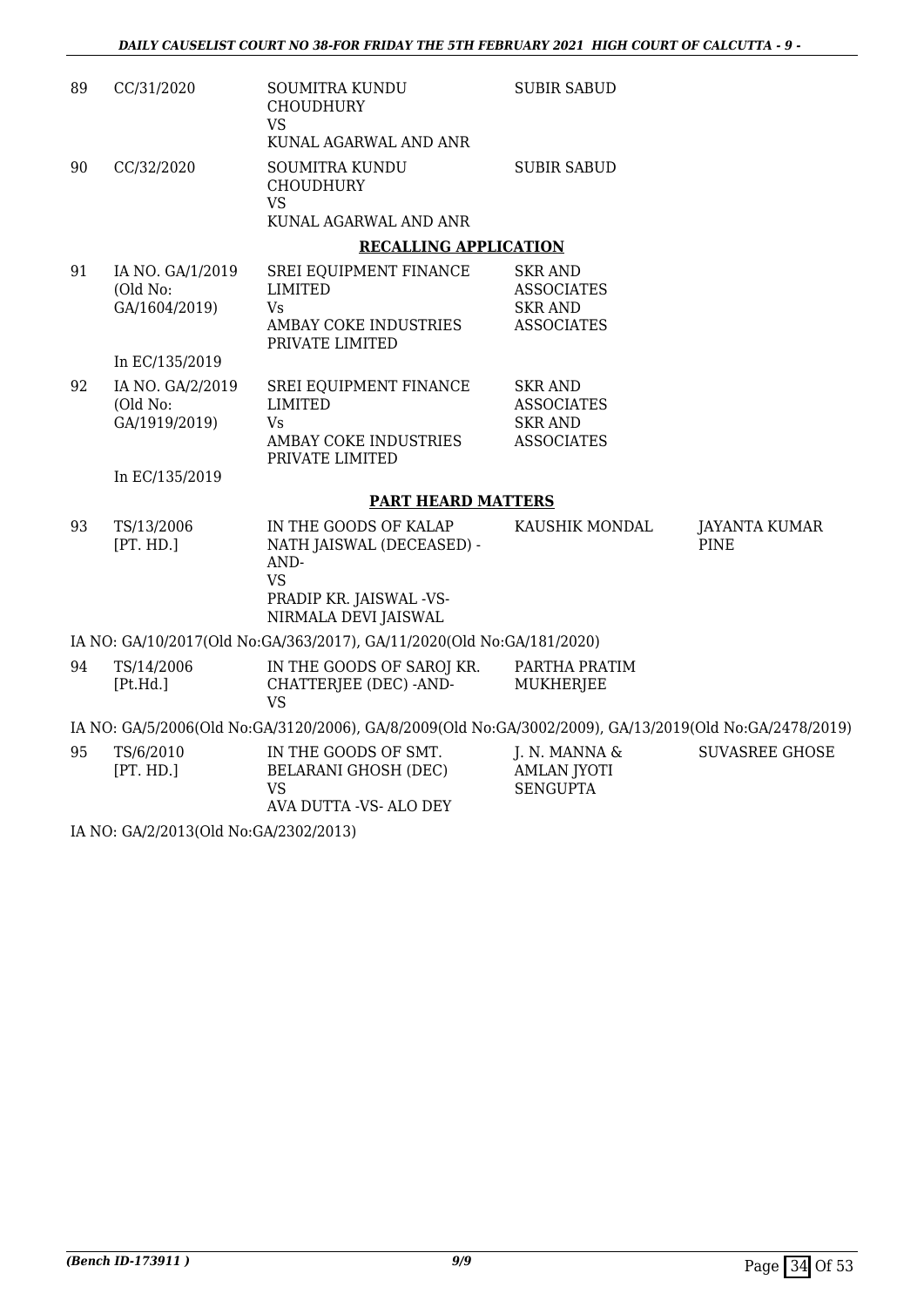| 89 | CC/31/2020 | SOUMITRA KUNDU CHOUDHURY VS KUNAL AGARWAL AND ANR | SUBIR SABUD | |
|---|---|---|---|---|
| 90 | CC/32/2020 | SOUMITRA KUNDU CHOUDHURY VS KUNAL AGARWAL AND ANR | SUBIR SABUD | |

**RECALLING APPLICATION**

| 91 | IA NO. GA/1/2019 (Old No: GA/1604/2019) In EC/135/2019 | SREI EQUIPMENT FINANCE LIMITED Vs AMBAY COKE INDUSTRIES PRIVATE LIMITED | SKR AND ASSOCIATES SKR AND ASSOCIATES | |
|---|---|---|---|---|
| 92 | IA NO. GA/2/2019 (Old No: GA/1919/2019) In EC/135/2019 | SREI EQUIPMENT FINANCE LIMITED Vs AMBAY COKE INDUSTRIES PRIVATE LIMITED | SKR AND ASSOCIATES SKR AND ASSOCIATES | |

**PART HEARD MATTERS**

| 93 | TS/13/2006 [PT. HD.] | IN THE GOODS OF KALAP NATH JAISWAL (DECEASED) -AND- VS PRADIP KR. JAISWAL -VS- NIRMALA DEVI JAISWAL | KAUSHIK MONDAL | JAYANTA KUMAR PINE |
|---|---|---|---|---|

IA NO: GA/10/2017(Old No:GA/363/2017), GA/11/2020(Old No:GA/181/2020)

| 94 | TS/14/2006 [Pt.Hd.] | IN THE GOODS OF SAROJ KR. CHATTERJEE (DEC) -AND- VS | PARTHA PRATIM MUKHERJEE | |
|---|---|---|---|---|

IA NO: GA/5/2006(Old No:GA/3120/2006), GA/8/2009(Old No:GA/3002/2009), GA/13/2019(Old No:GA/2478/2019)

| 95 | TS/6/2010 [PT. HD.] | IN THE GOODS OF SMT. BELARANI GHOSH (DEC) VS AVA DUTTA -VS- ALO DEY | J. N. MANNA & AMLAN JYOTI SENGUPTA | SUVASREE GHOSE |
|---|---|---|---|---|

IA NO: GA/2/2013(Old No:GA/2302/2013)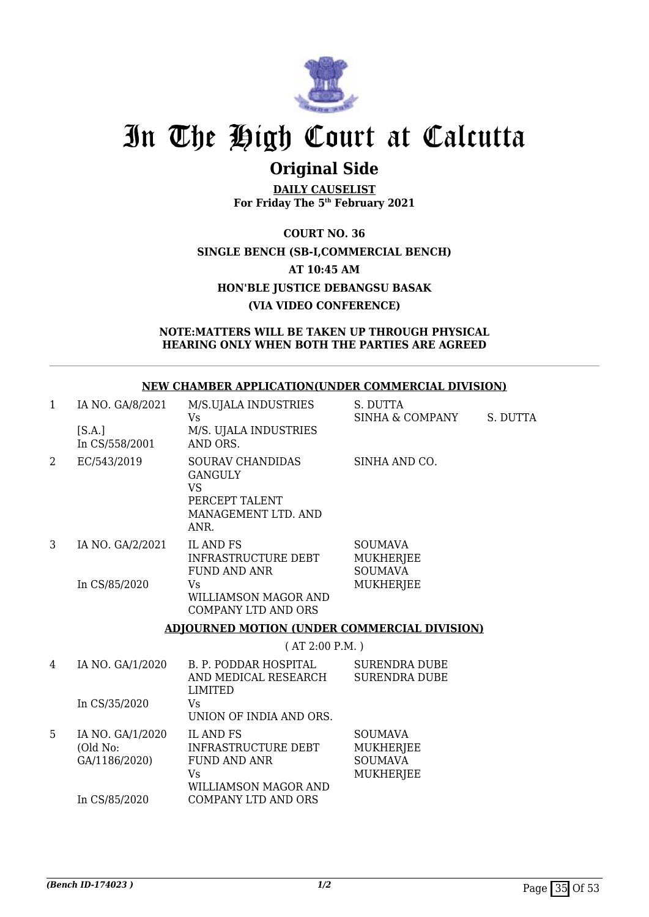# In The High Court at Calcutta

## Original Side

**DAILY CAUSELIST**
**For Friday The 5th February 2021**

**COURT NO. 36**
**SINGLE BENCH (SB-I,COMMERCIAL BENCH)**
**AT 10:45 AM**
**HON'BLE JUSTICE DEBANGSU BASAK**
**(VIA VIDEO CONFERENCE)**

**NOTE:MATTERS WILL BE TAKEN UP THROUGH PHYSICAL HEARING ONLY WHEN BOTH THE PARTIES ARE AGREED**

**NEW CHAMBER APPLICATION(UNDER COMMERCIAL DIVISION)**

| | | | | |
|---|---|---|---|---|
| 1 | IA NO. GA/8/2021 [S.A.] In CS/558/2001 | M/S.UJALA INDUSTRIES Vs M/S. UJALA INDUSTRIES AND ORS. | S. DUTTA SINHA & COMPANY | S. DUTTA |
| 2 | EC/543/2019 | SOURAV CHANDIDAS GANGULY VS PERCEPT TALENT MANAGEMENT LTD. AND ANR. | SINHA AND CO. | |
| 3 | IA NO. GA/2/2021 In CS/85/2020 | IL AND FS INFRASTRUCTURE DEBT FUND AND ANR Vs WILLIAMSON MAGOR AND COMPANY LTD AND ORS | SOUMAVA MUKHERJEE SOUMAVA MUKHERJEE | |

**ADJOURNED MOTION (UNDER COMMERCIAL DIVISION)**

( AT 2:00 P.M. )

| | | | |
|---|---|---|---|
| 4 | IA NO. GA/1/2020 In CS/35/2020 | B. P. PODDAR HOSPITAL AND MEDICAL RESEARCH LIMITED Vs UNION OF INDIA AND ORS. | SURENDRA DUBE SURENDRA DUBE |
| 5 | IA NO. GA/1/2020 (Old No: GA/1186/2020) In CS/85/2020 | IL AND FS INFRASTRUCTURE DEBT FUND AND ANR Vs WILLIAMSON MAGOR AND COMPANY LTD AND ORS | SOUMAVA MUKHERJEE SOUMAVA MUKHERJEE |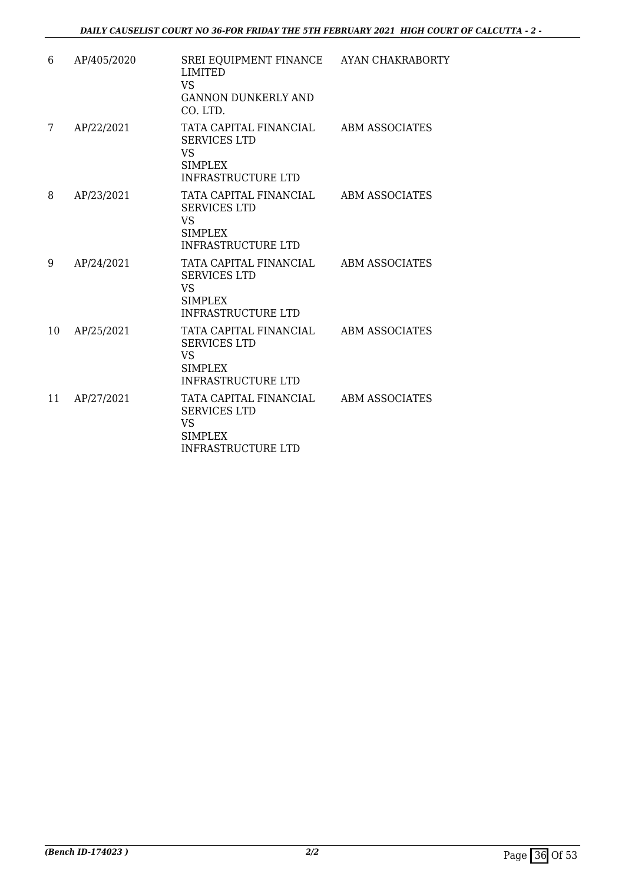| | | | |
|---|---|---|---|
| 6 | AP/405/2020 | SREI EQUIPMENT FINANCE LIMITED<br>VS<br>GANNON DUNKERLY AND CO. LTD. | AYAN CHAKRABORTY |
| 7 | AP/22/2021 | TATA CAPITAL FINANCIAL SERVICES LTD<br>VS<br>SIMPLEX INFRASTRUCTURE LTD | ABM ASSOCIATES |
| 8 | AP/23/2021 | TATA CAPITAL FINANCIAL SERVICES LTD<br>VS<br>SIMPLEX INFRASTRUCTURE LTD | ABM ASSOCIATES |
| 9 | AP/24/2021 | TATA CAPITAL FINANCIAL SERVICES LTD<br>VS<br>SIMPLEX INFRASTRUCTURE LTD | ABM ASSOCIATES |
| 10 | AP/25/2021 | TATA CAPITAL FINANCIAL SERVICES LTD<br>VS<br>SIMPLEX INFRASTRUCTURE LTD | ABM ASSOCIATES |
| 11 | AP/27/2021 | TATA CAPITAL FINANCIAL SERVICES LTD<br>VS<br>SIMPLEX INFRASTRUCTURE LTD | ABM ASSOCIATES |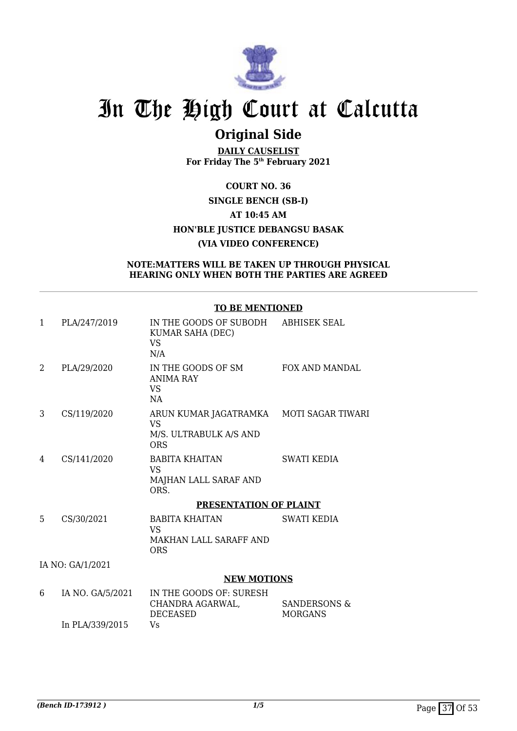# In The High Court at Calcutta

## Original Side

**DAILY CAUSELIST**
**For Friday The 5th February 2021**

**COURT NO. 36**
**SINGLE BENCH (SB-I)**
**AT 10:45 AM**
**HON'BLE JUSTICE DEBANGSU BASAK**
**(VIA VIDEO CONFERENCE)**

**NOTE:MATTERS WILL BE TAKEN UP THROUGH PHYSICAL HEARING ONLY WHEN BOTH THE PARTIES ARE AGREED**

**TO BE MENTIONED**

| | | | |
|---|---|---|---|
| 1 | PLA/247/2019 | IN THE GOODS OF SUBODH KUMAR SAHA (DEC) VS N/A | ABHISEK SEAL |
| 2 | PLA/29/2020 | IN THE GOODS OF SM ANIMA RAY VS NA | FOX AND MANDAL |
| 3 | CS/119/2020 | ARUN KUMAR JAGATRAMKA VS M/S. ULTRABULK A/S AND ORS | MOTI SAGAR TIWARI |
| 4 | CS/141/2020 | BABITA KHAITAN VS MAJHAN LALL SARAF AND ORS. | SWATI KEDIA |

**PRESENTATION OF PLAINT**

| | | | |
|---|---|---|---|
| 5 | CS/30/2021 | BABITA KHAITAN VS MAKHAN LALL SARAFF AND ORS | SWATI KEDIA |
| | IA NO: GA/1/2021 | | |

**NEW MOTIONS**

| | | | |
|---|---|---|---|
| 6 | IA NO. GA/5/2021 In PLA/339/2015 | IN THE GOODS OF: SURESH CHANDRA AGARWAL, DECEASED Vs | SANDERSONS & MORGANS |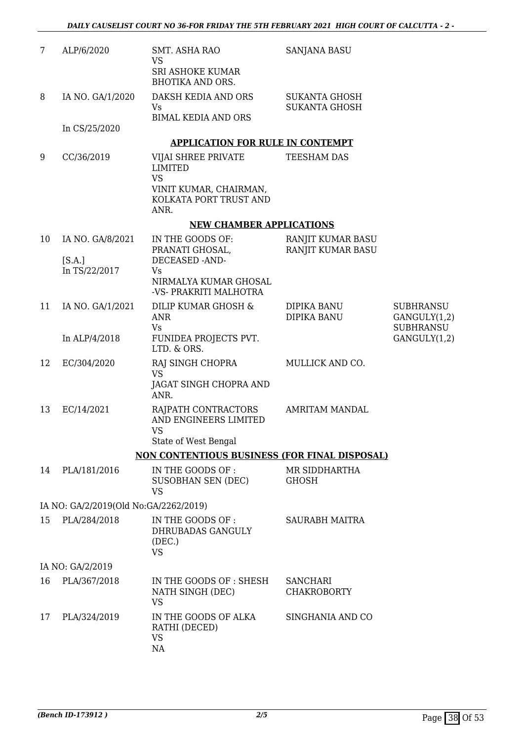| | | | | |
|---|---|---|---|---|
| 7 | ALP/6/2020 | SMT. ASHA RAO<br>VS<br>SRI ASHOKE KUMAR BHOTIKA AND ORS. | SANJANA BASU | |
| 8 | IA NO. GA/1/2020<br><br>In CS/25/2020 | DAKSH KEDIA AND ORS<br>Vs<br>BIMAL KEDIA AND ORS | SUKANTA GHOSH<br>SUKANTA GHOSH | |

**APPLICATION FOR RULE IN CONTEMPT**

| | | | | |
|---|---|---|---|---|
| 9 | CC/36/2019 | VIJAI SHREE PRIVATE LIMITED<br>VS<br>VINIT KUMAR, CHAIRMAN, KOLKATA PORT TRUST AND ANR. | TEESHAM DAS | |

**NEW CHAMBER APPLICATIONS**

| | | | | |
|---|---|---|---|---|
| 10 | IA NO. GA/8/2021<br><br>[S.A.]<br>In TS/22/2017 | IN THE GOODS OF: PRANATI GHOSAL, DECEASED -AND-<br>Vs<br>NIRMALYA KUMAR GHOSAL -VS- PRAKRITI MALHOTRA | RANJIT KUMAR BASU<br>RANJIT KUMAR BASU | |
| 11 | IA NO. GA/1/2021<br><br>In ALP/4/2018 | DILIP KUMAR GHOSH & ANR<br>Vs<br>FUNIDEA PROJECTS PVT. LTD. & ORS. | DIPIKA BANU<br>DIPIKA BANU | SUBHRANSU GANGULY(1,2)<br>SUBHRANSU GANGULY(1,2) |
| 12 | EC/304/2020 | RAJ SINGH CHOPRA<br>VS<br>JAGAT SINGH CHOPRA AND ANR. | MULLICK AND CO. | |
| 13 | EC/14/2021 | RAJPATH CONTRACTORS AND ENGINEERS LIMITED<br>VS<br>State of West Bengal | AMRITAM MANDAL | |

**NON CONTENTIOUS BUSINESS (FOR FINAL DISPOSAL)**

| | | | | |
|---|---|---|---|---|
| 14 | PLA/181/2016 | IN THE GOODS OF : SUSOBHAN SEN (DEC)<br>VS | MR SIDDHARTHA GHOSH | |

IA NO: GA/2/2019(Old No:GA/2262/2019)

| | | | | |
|---|---|---|---|---|
| 15 | PLA/284/2018 | IN THE GOODS OF : DHRUBADAS GANGULY (DEC.)<br>VS | SAURABH MAITRA | |

IA NO: GA/2/2019

| | | | | |
|---|---|---|---|---|
| 16 | PLA/367/2018 | IN THE GOODS OF : SHESH NATH SINGH (DEC)<br>VS | SANCHARI CHAKROBORTY | |
| 17 | PLA/324/2019 | IN THE GOODS OF ALKA RATHI (DECED)<br>VS<br>NA | SINGHANIA AND CO | |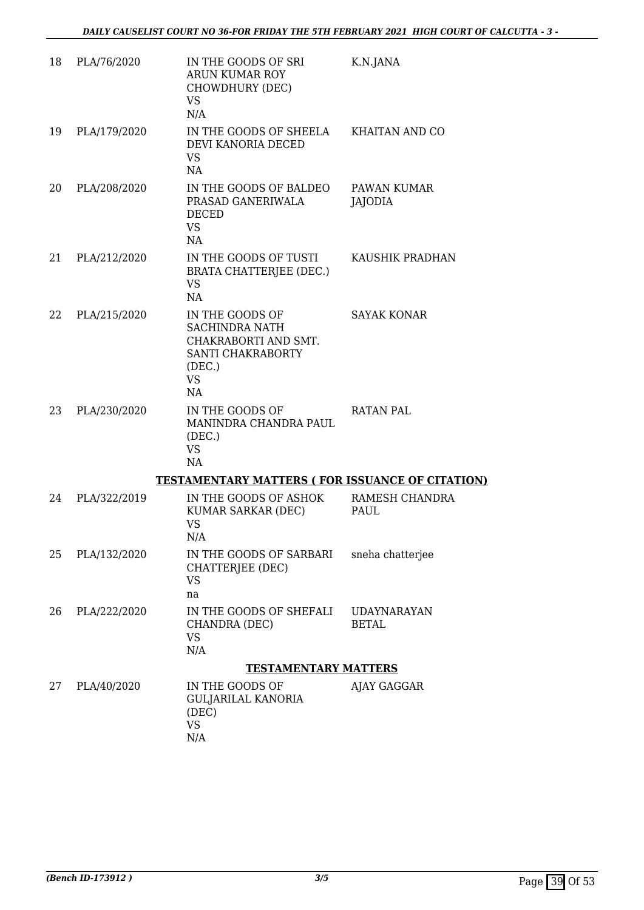| | | | |
|---|---|---|---|
| 18 | PLA/76/2020 | IN THE GOODS OF SRI ARUN KUMAR ROY CHOWDHURY (DEC) VS N/A | K.N.JANA |
| 19 | PLA/179/2020 | IN THE GOODS OF SHEELA DEVI KANORIA DECED VS NA | KHAITAN AND CO |
| 20 | PLA/208/2020 | IN THE GOODS OF BALDEO PRASAD GANERIWALA DECED VS NA | PAWAN KUMAR JAJODIA |
| 21 | PLA/212/2020 | IN THE GOODS OF TUSTI BRATA CHATTERJEE (DEC.) VS NA | KAUSHIK PRADHAN |
| 22 | PLA/215/2020 | IN THE GOODS OF SACHINDRA NATH CHAKRABORTI AND SMT. SANTI CHAKRABORTY (DEC.) VS NA | SAYAK KONAR |
| 23 | PLA/230/2020 | IN THE GOODS OF MANINDRA CHANDRA PAUL (DEC.) VS NA | RATAN PAL |

**TESTAMENTARY MATTERS ( FOR ISSUANCE OF CITATION)**

| | | | |
|---|---|---|---|
| 24 | PLA/322/2019 | IN THE GOODS OF ASHOK KUMAR SARKAR (DEC) VS N/A | RAMESH CHANDRA PAUL |
| 25 | PLA/132/2020 | IN THE GOODS OF SARBARI CHATTERJEE (DEC) VS na | sneha chatterjee |
| 26 | PLA/222/2020 | IN THE GOODS OF SHEFALI CHANDRA (DEC) VS N/A | UDAYNARAYAN BETAL |

**TESTAMENTARY MATTERS**

| | | | |
|---|---|---|---|
| 27 | PLA/40/2020 | IN THE GOODS OF GULJARILAL KANORIA (DEC) VS N/A | AJAY GAGGAR |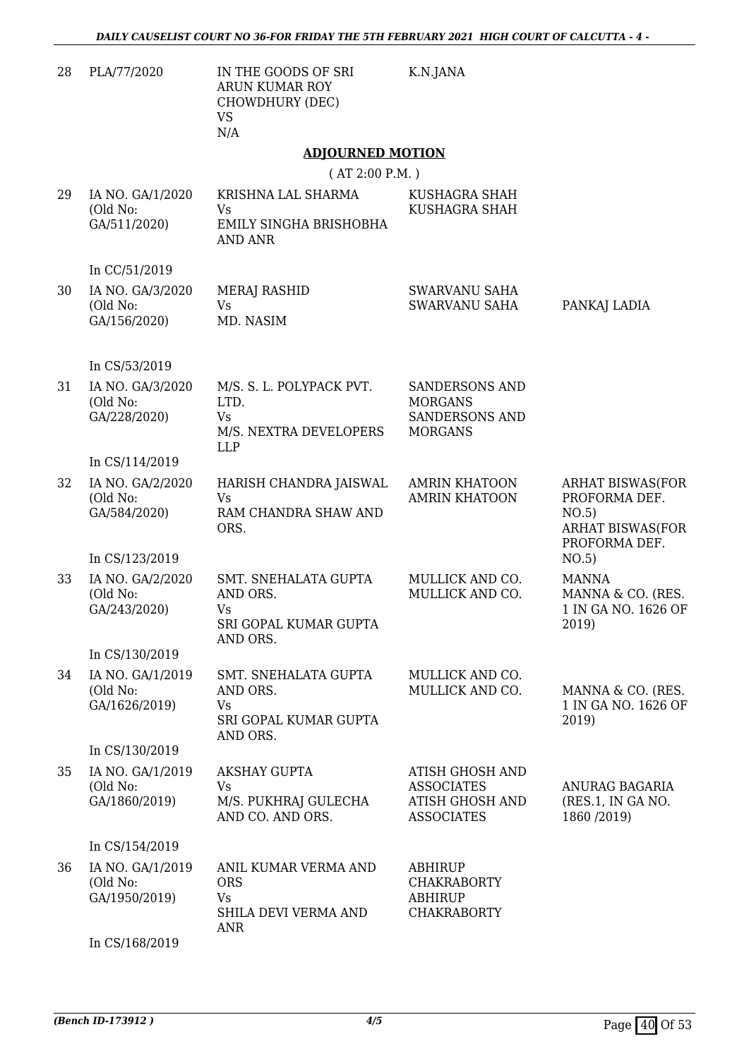| 28 | PLA/77/2020 | IN THE GOODS OF SRI ARUN KUMAR ROY CHOWDHURY (DEC) VS N/A | K.N.JANA | |
|---|---|---|---|---|

## ADJOURNED MOTION

( AT 2:00 P.M. )

| | | | | |
|---|---|---|---|---|
| 29 | IA NO. GA/1/2020 (Old No: GA/511/2020) In CC/51/2019 | KRISHNA LAL SHARMA Vs EMILY SINGHA BRISHOBHA AND ANR | KUSHAGRA SHAH KUSHAGRA SHAH | |
| 30 | IA NO. GA/3/2020 (Old No: GA/156/2020) In CS/53/2019 | MERAJ RASHID Vs MD. NASIM | SWARVANU SAHA SWARVANU SAHA | PANKAJ LADIA |
| 31 | IA NO. GA/3/2020 (Old No: GA/228/2020) In CS/114/2019 | M/S. S. L. POLYPACK PVT. LTD. Vs M/S. NEXTRA DEVELOPERS LLP | SANDERSONS AND MORGANS SANDERSONS AND MORGANS | |
| 32 | IA NO. GA/2/2020 (Old No: GA/584/2020) In CS/123/2019 | HARISH CHANDRA JAISWAL Vs RAM CHANDRA SHAW AND ORS. | AMRIN KHATOON AMRIN KHATOON | ARHAT BISWAS(FOR PROFORMA DEF. NO.5) ARHAT BISWAS(FOR PROFORMA DEF. NO.5) |
| 33 | IA NO. GA/2/2020 (Old No: GA/243/2020) In CS/130/2019 | SMT. SNEHALATA GUPTA AND ORS. Vs SRI GOPAL KUMAR GUPTA AND ORS. | MULLICK AND CO. MULLICK AND CO. | MANNA MANNA & CO. (RES. 1 IN GA NO. 1626 OF 2019) |
| 34 | IA NO. GA/1/2019 (Old No: GA/1626/2019) In CS/130/2019 | SMT. SNEHALATA GUPTA AND ORS. Vs SRI GOPAL KUMAR GUPTA AND ORS. | MULLICK AND CO. MULLICK AND CO. | MANNA & CO. (RES. 1 IN GA NO. 1626 OF 2019) |
| 35 | IA NO. GA/1/2019 (Old No: GA/1860/2019) In CS/154/2019 | AKSHAY GUPTA Vs M/S. PUKHRAJ GULECHA AND CO. AND ORS. | ATISH GHOSH AND ASSOCIATES ATISH GHOSH AND ASSOCIATES | ANURAG BAGARIA (RES.1, IN GA NO. 1860 /2019) |
| 36 | IA NO. GA/1/2019 (Old No: GA/1950/2019) In CS/168/2019 | ANIL KUMAR VERMA AND ORS Vs SHILA DEVI VERMA AND ANR | ABHIRUP CHAKRABORTY ABHIRUP CHAKRABORTY | |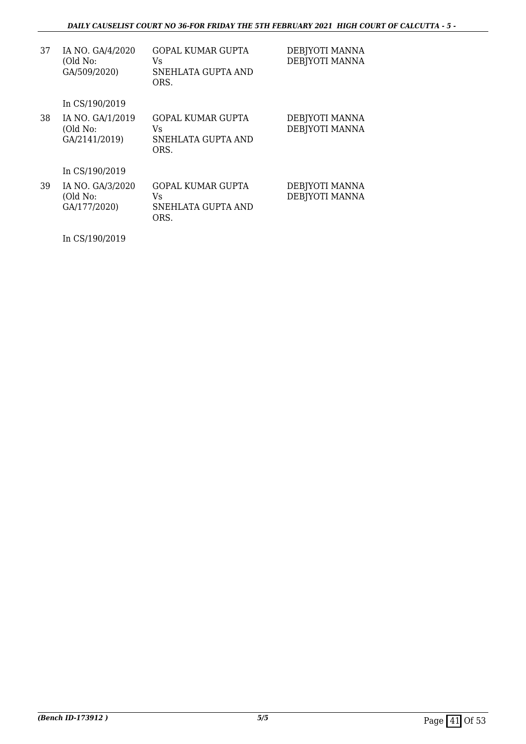| | | | |
|---|---|---|---|
| 37 | IA NO. GA/4/2020 (Old No: GA/509/2020) | GOPAL KUMAR GUPTA Vs SNEHLATA GUPTA AND ORS. | DEBJYOTI MANNA DEBJYOTI MANNA |
| | In CS/190/2019 | | |
| 38 | IA NO. GA/1/2019 (Old No: GA/2141/2019) | GOPAL KUMAR GUPTA Vs SNEHLATA GUPTA AND ORS. | DEBJYOTI MANNA DEBJYOTI MANNA |
| | In CS/190/2019 | | |
| 39 | IA NO. GA/3/2020 (Old No: GA/177/2020) | GOPAL KUMAR GUPTA Vs SNEHLATA GUPTA AND ORS. | DEBJYOTI MANNA DEBJYOTI MANNA |
| | In CS/190/2019 | | |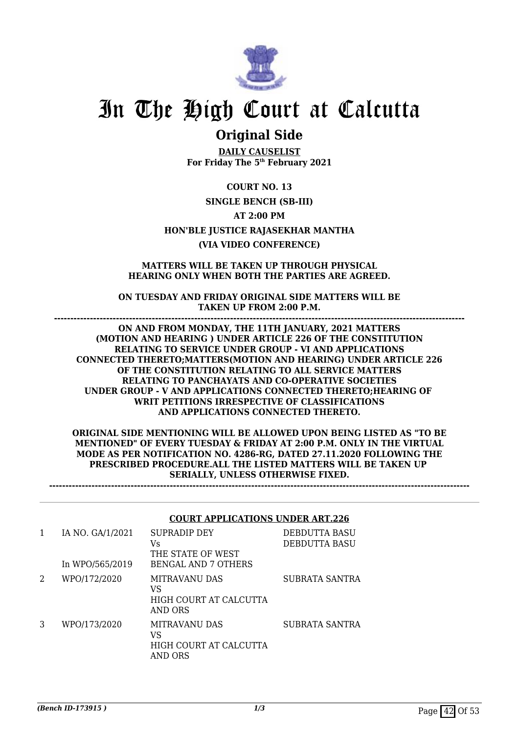# In The High Court at Calcutta

## Original Side

**DAILY CAUSELIST**
**For Friday The 5th February 2021**

**COURT NO. 13**

**SINGLE BENCH (SB-III)**

**AT 2:00 PM**

**HON'BLE JUSTICE RAJASEKHAR MANTHA**

**(VIA VIDEO CONFERENCE)**

**MATTERS WILL BE TAKEN UP THROUGH PHYSICAL HEARING ONLY WHEN BOTH THE PARTIES ARE AGREED.**

**ON TUESDAY AND FRIDAY ORIGINAL SIDE MATTERS WILL BE TAKEN UP FROM 2:00 P.M.**

**ON AND FROM MONDAY, THE 11TH JANUARY, 2021 MATTERS (MOTION AND HEARING ) UNDER ARTICLE 226 OF THE CONSTITUTION RELATING TO SERVICE UNDER GROUP - VI AND APPLICATIONS CONNECTED THERETO;MATTERS(MOTION AND HEARING) UNDER ARTICLE 226 OF THE CONSTITUTION RELATING TO ALL SERVICE MATTERS RELATING TO PANCHAYATS AND CO-OPERATIVE SOCIETIES UNDER GROUP - V AND APPLICATIONS CONNECTED THERETO;HEARING OF WRIT PETITIONS IRRESPECTIVE OF CLASSIFICATIONS AND APPLICATIONS CONNECTED THERETO.**

**ORIGINAL SIDE MENTIONING WILL BE ALLOWED UPON BEING LISTED AS "TO BE MENTIONED" OF EVERY TUESDAY & FRIDAY AT 2:00 P.M. ONLY IN THE VIRTUAL MODE AS PER NOTIFICATION NO. 4286-RG, DATED 27.11.2020 FOLLOWING THE PRESCRIBED PROCEDURE.ALL THE LISTED MATTERS WILL BE TAKEN UP SERIALLY, UNLESS OTHERWISE FIXED.**

**COURT APPLICATIONS UNDER ART.226**

| | | | |
|---|---|---|---|
| 1 | IA NO. GA/1/2021<br>In WPO/565/2019 | SUPRADIP DEY<br>Vs<br>THE STATE OF WEST BENGAL AND 7 OTHERS | DEBDUTTA BASU<br>DEBDUTTA BASU |
| 2 | WPO/172/2020 | MITRAVANU DAS<br>VS<br>HIGH COURT AT CALCUTTA AND ORS | SUBRATA SANTRA |
| 3 | WPO/173/2020 | MITRAVANU DAS<br>VS<br>HIGH COURT AT CALCUTTA AND ORS | SUBRATA SANTRA |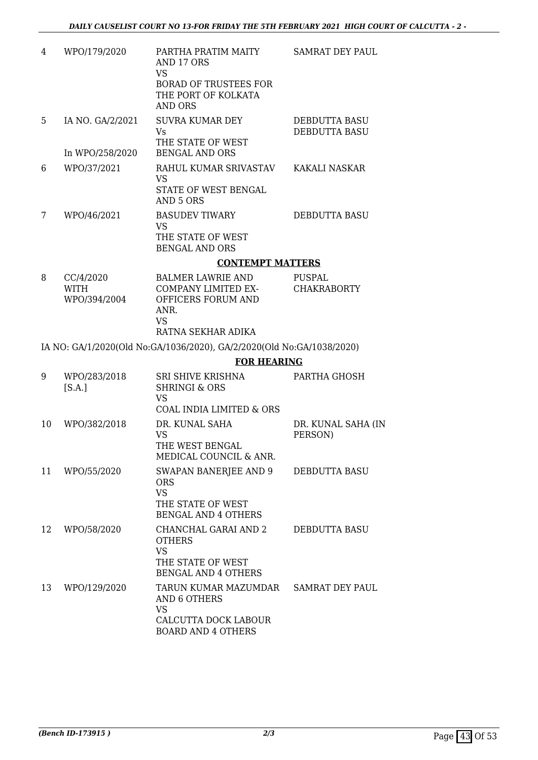| | | | |
|---|---|---|---|
| 4 | WPO/179/2020 | PARTHA PRATIM MAITY AND 17 ORS<br>VS<br>BORAD OF TRUSTEES FOR THE PORT OF KOLKATA AND ORS | SAMRAT DEY PAUL |
| 5 | IA NO. GA/2/2021<br><br>In WPO/258/2020 | SUVRA KUMAR DEY<br>Vs<br>THE STATE OF WEST BENGAL AND ORS | DEBDUTTA BASU<br>DEBDUTTA BASU |
| 6 | WPO/37/2021 | RAHUL KUMAR SRIVASTAV<br>VS<br>STATE OF WEST BENGAL AND 5 ORS | KAKALI NASKAR |
| 7 | WPO/46/2021 | BASUDEV TIWARY<br>VS<br>THE STATE OF WEST BENGAL AND ORS | DEBDUTTA BASU |

**CONTEMPT MATTERS**

| | | | |
|---|---|---|---|
| 8 | CC/4/2020<br>WITH<br>WPO/394/2004 | BALMER LAWRIE AND COMPANY LIMITED EX-OFFICERS FORUM AND ANR.<br>VS<br>RATNA SEKHAR ADIKA | PUSPAL CHAKRABORTY |

IA NO: GA/1/2020(Old No:GA/1036/2020), GA/2/2020(Old No:GA/1038/2020)

**FOR HEARING**

| | | | |
|---|---|---|---|
| 9 | WPO/283/2018<br>[S.A.] | SRI SHIVE KRISHNA SHRINGI & ORS<br>VS<br>COAL INDIA LIMITED & ORS | PARTHA GHOSH |
| 10 | WPO/382/2018 | DR. KUNAL SAHA<br>VS<br>THE WEST BENGAL MEDICAL COUNCIL & ANR. | DR. KUNAL SAHA (IN PERSON) |
| 11 | WPO/55/2020 | SWAPAN BANERJEE AND 9 ORS<br>VS<br>THE STATE OF WEST BENGAL AND 4 OTHERS | DEBDUTTA BASU |
| 12 | WPO/58/2020 | CHANCHAL GARAI AND 2 OTHERS<br>VS<br>THE STATE OF WEST BENGAL AND 4 OTHERS | DEBDUTTA BASU |
| 13 | WPO/129/2020 | TARUN KUMAR MAZUMDAR AND 6 OTHERS<br>VS<br>CALCUTTA DOCK LABOUR BOARD AND 4 OTHERS | SAMRAT DEY PAUL |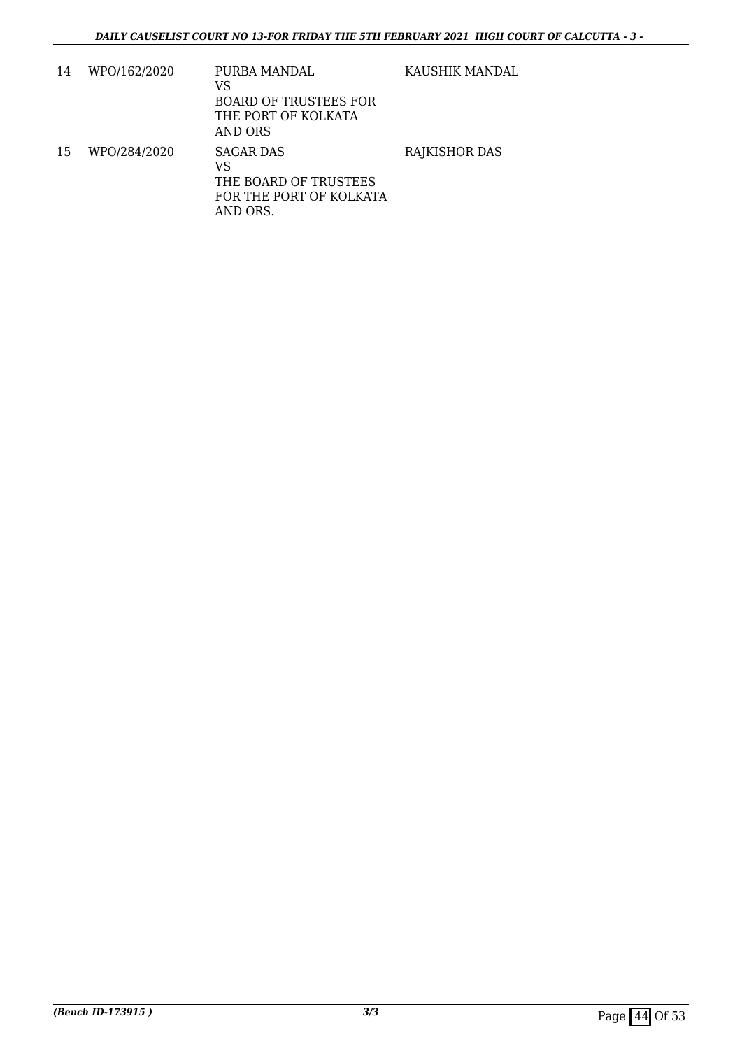| | | | |
|---|---|---|---|
| 14 | WPO/162/2020 | PURBA MANDAL<br>VS<br>BOARD OF TRUSTEES FOR THE PORT OF KOLKATA AND ORS | KAUSHIK MANDAL |
| 15 | WPO/284/2020 | SAGAR DAS<br>VS<br>THE BOARD OF TRUSTEES FOR THE PORT OF KOLKATA AND ORS. | RAJKISHOR DAS |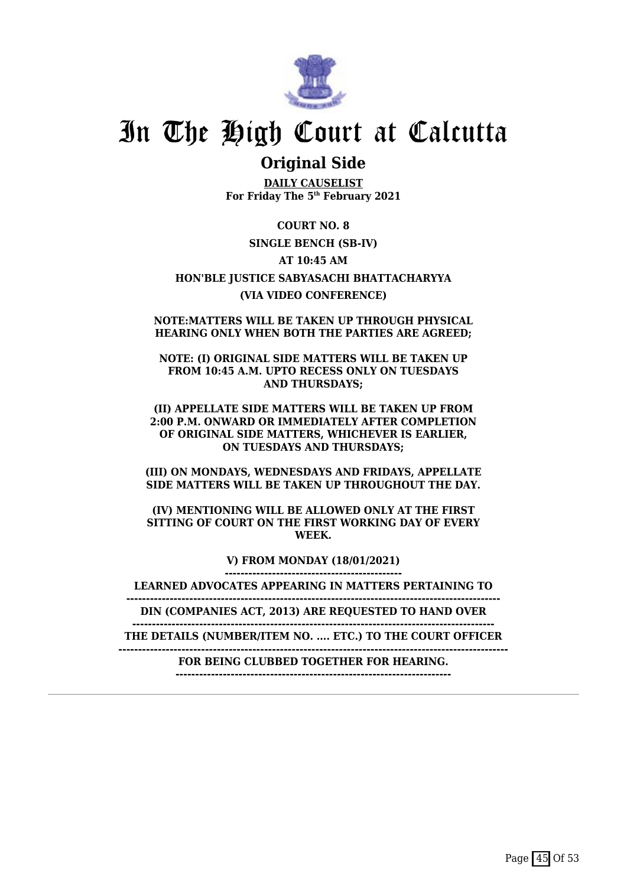# In The High Court at Calcutta

## Original Side

**DAILY CAUSELIST**
**For Friday The 5th February 2021**

**COURT NO. 8**

**SINGLE BENCH (SB-IV)**

**AT 10:45 AM**

**HON'BLE JUSTICE SABYASACHI BHATTACHARYYA**

**(VIA VIDEO CONFERENCE)**

**NOTE:MATTERS WILL BE TAKEN UP THROUGH PHYSICAL HEARING ONLY WHEN BOTH THE PARTIES ARE AGREED;**

**NOTE: (I) ORIGINAL SIDE MATTERS WILL BE TAKEN UP FROM 10:45 A.M. UPTO RECESS ONLY ON TUESDAYS AND THURSDAYS;**

**(II) APPELLATE SIDE MATTERS WILL BE TAKEN UP FROM 2:00 P.M. ONWARD OR IMMEDIATELY AFTER COMPLETION OF ORIGINAL SIDE MATTERS, WHICHEVER IS EARLIER, ON TUESDAYS AND THURSDAYS;**

**(III) ON MONDAYS, WEDNESDAYS AND FRIDAYS, APPELLATE SIDE MATTERS WILL BE TAKEN UP THROUGHOUT THE DAY.**

**(IV) MENTIONING WILL BE ALLOWED ONLY AT THE FIRST SITTING OF COURT ON THE FIRST WORKING DAY OF EVERY WEEK.**

**V) FROM MONDAY (18/01/2021)**

**LEARNED ADVOCATES APPEARING IN MATTERS PERTAINING TO**

**DIN (COMPANIES ACT, 2013) ARE REQUESTED TO HAND OVER**

**THE DETAILS (NUMBER/ITEM NO. .... ETC.) TO THE COURT OFFICER**

**FOR BEING CLUBBED TOGETHER FOR HEARING.**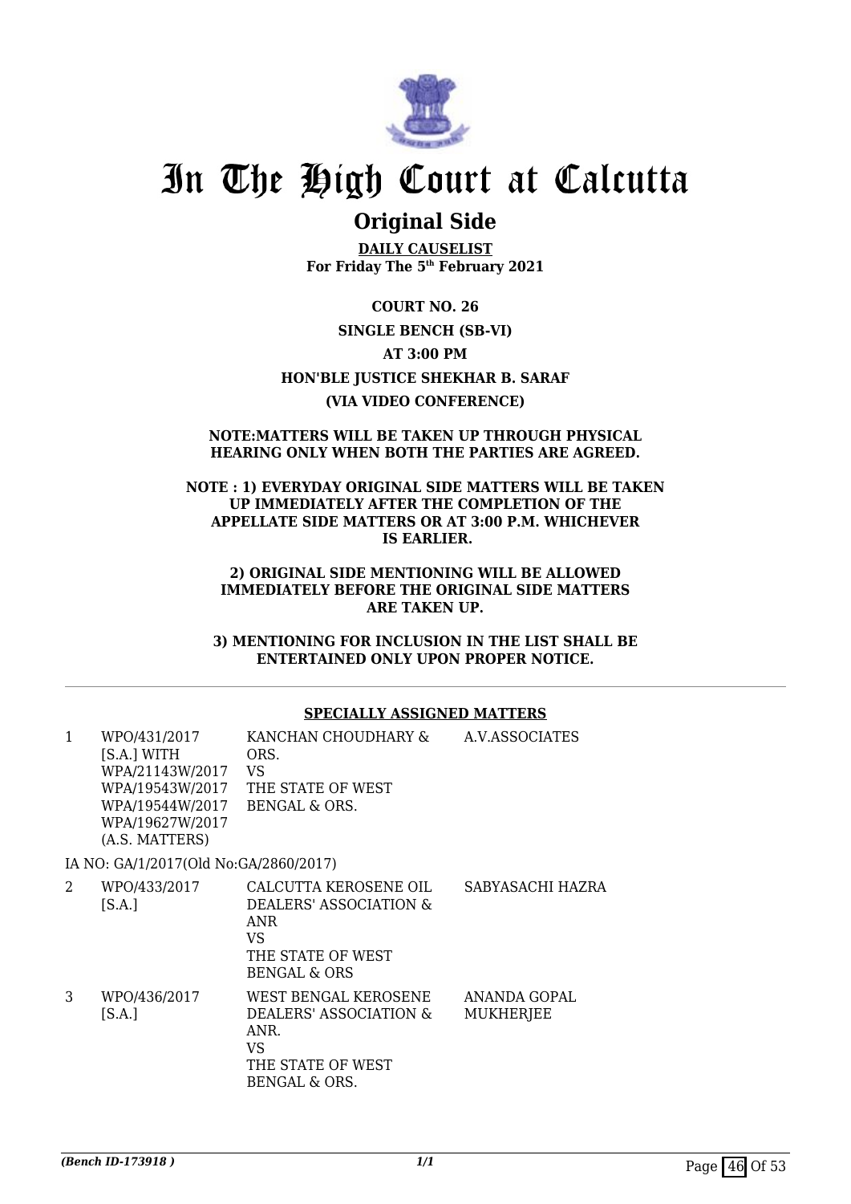# In The High Court at Calcutta

## Original Side

**DAILY CAUSELIST**
**For Friday The 5th February 2021**

**COURT NO. 26**

**SINGLE BENCH (SB-VI)**

**AT 3:00 PM**

**HON'BLE JUSTICE SHEKHAR B. SARAF**

**(VIA VIDEO CONFERENCE)**

**NOTE:MATTERS WILL BE TAKEN UP THROUGH PHYSICAL HEARING ONLY WHEN BOTH THE PARTIES ARE AGREED.**

**NOTE : 1) EVERYDAY ORIGINAL SIDE MATTERS WILL BE TAKEN UP IMMEDIATELY AFTER THE COMPLETION OF THE APPELLATE SIDE MATTERS OR AT 3:00 P.M. WHICHEVER IS EARLIER.**

**2) ORIGINAL SIDE MENTIONING WILL BE ALLOWED IMMEDIATELY BEFORE THE ORIGINAL SIDE MATTERS ARE TAKEN UP.**

**3) MENTIONING FOR INCLUSION IN THE LIST SHALL BE ENTERTAINED ONLY UPON PROPER NOTICE.**

**SPECIALLY ASSIGNED MATTERS**

| | | | |
|---|---|---|---|
| 1 | WPO/431/2017 [S.A.] WITH WPA/21143W/2017 WPA/19543W/2017 WPA/19544W/2017 WPA/19627W/2017 (A.S. MATTERS) | KANCHAN CHOUDHARY & ORS. VS THE STATE OF WEST BENGAL & ORS. | A.V.ASSOCIATES |
| | IA NO: GA/1/2017(Old No:GA/2860/2017) | | |
| 2 | WPO/433/2017 [S.A.] | CALCUTTA KEROSENE OIL DEALERS' ASSOCIATION & ANR VS THE STATE OF WEST BENGAL & ORS | SABYASACHI HAZRA |
| 3 | WPO/436/2017 [S.A.] | WEST BENGAL KEROSENE DEALERS' ASSOCIATION & ANR. VS THE STATE OF WEST BENGAL & ORS. | ANANDA GOPAL MUKHERJEE |

*(Bench ID-173918 )*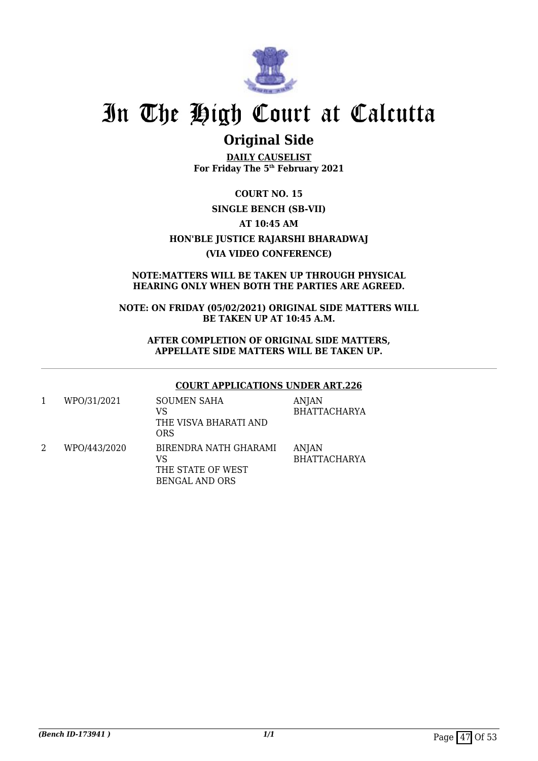# In The High Court at Calcutta

## Original Side

**DAILY CAUSELIST**
**For Friday The 5th February 2021**

**COURT NO. 15**

**SINGLE BENCH (SB-VII)**

**AT 10:45 AM**

**HON'BLE JUSTICE RAJARSHI BHARADWAJ**

**(VIA VIDEO CONFERENCE)**

**NOTE:MATTERS WILL BE TAKEN UP THROUGH PHYSICAL HEARING ONLY WHEN BOTH THE PARTIES ARE AGREED.**

**NOTE: ON FRIDAY (05/02/2021) ORIGINAL SIDE MATTERS WILL BE TAKEN UP AT 10:45 A.M.**

**AFTER COMPLETION OF ORIGINAL SIDE MATTERS, APPELLATE SIDE MATTERS WILL BE TAKEN UP.**

**COURT APPLICATIONS UNDER ART.226**

| | | | |
|---|---|---|---|
| 1 | WPO/31/2021 | SOUMEN SAHA<br>VS<br>THE VISVA BHARATI AND ORS | ANJAN BHATTACHARYA |
| 2 | WPO/443/2020 | BIRENDRA NATH GHARAMI<br>VS<br>THE STATE OF WEST BENGAL AND ORS | ANJAN BHATTACHARYA |

*(Bench ID-173941 )*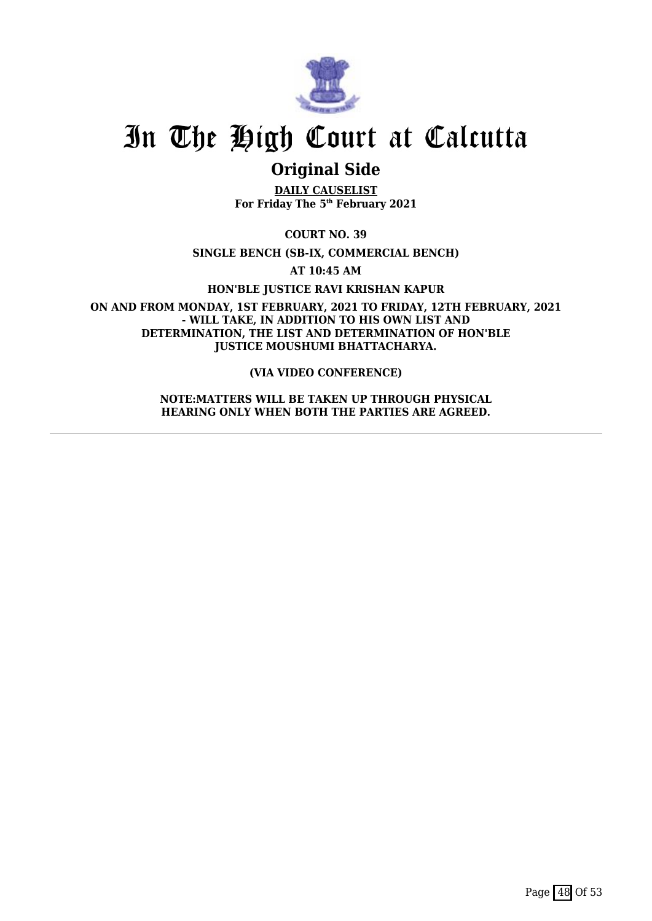# In The High Court at Calcutta

## Original Side

**DAILY CAUSELIST**
**For Friday The 5th February 2021**

**COURT NO. 39**

**SINGLE BENCH (SB-IX, COMMERCIAL BENCH)**

**AT 10:45 AM**

**HON'BLE JUSTICE RAVI KRISHAN KAPUR**

**ON AND FROM MONDAY, 1ST FEBRUARY, 2021 TO FRIDAY, 12TH FEBRUARY, 2021 - WILL TAKE, IN ADDITION TO HIS OWN LIST AND DETERMINATION, THE LIST AND DETERMINATION OF HON'BLE JUSTICE MOUSHUMI BHATTACHARYA.**

**(VIA VIDEO CONFERENCE)**

**NOTE:MATTERS WILL BE TAKEN UP THROUGH PHYSICAL HEARING ONLY WHEN BOTH THE PARTIES ARE AGREED.**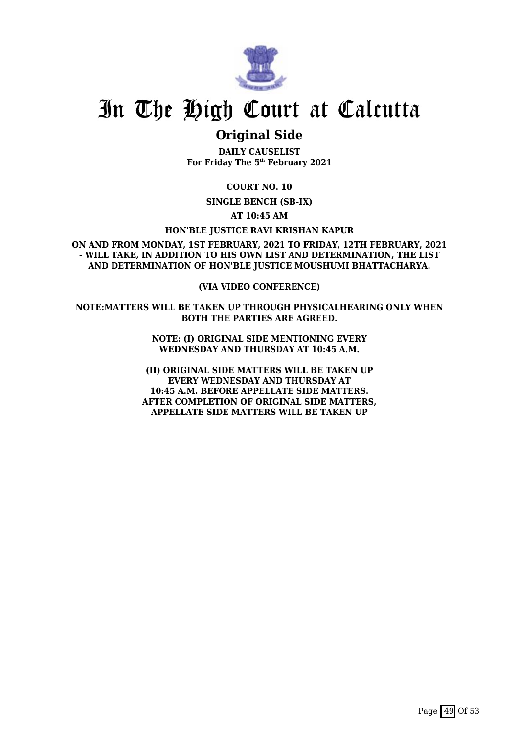# In The High Court at Calcutta

## Original Side

**DAILY CAUSELIST**
**For Friday The 5th February 2021**

**COURT NO. 10**

**SINGLE BENCH (SB-IX)**

**AT 10:45 AM**

**HON'BLE JUSTICE RAVI KRISHAN KAPUR**

**ON AND FROM MONDAY, 1ST FEBRUARY, 2021 TO FRIDAY, 12TH FEBRUARY, 2021 - WILL TAKE, IN ADDITION TO HIS OWN LIST AND DETERMINATION, THE LIST AND DETERMINATION OF HON'BLE JUSTICE MOUSHUMI BHATTACHARYA.**

**(VIA VIDEO CONFERENCE)**

**NOTE:MATTERS WILL BE TAKEN UP THROUGH PHYSICALHEARING ONLY WHEN BOTH THE PARTIES ARE AGREED.**

**NOTE: (I) ORIGINAL SIDE MENTIONING EVERY WEDNESDAY AND THURSDAY AT 10:45 A.M.**

**(II) ORIGINAL SIDE MATTERS WILL BE TAKEN UP EVERY WEDNESDAY AND THURSDAY AT 10:45 A.M. BEFORE APPELLATE SIDE MATTERS. AFTER COMPLETION OF ORIGINAL SIDE MATTERS, APPELLATE SIDE MATTERS WILL BE TAKEN UP**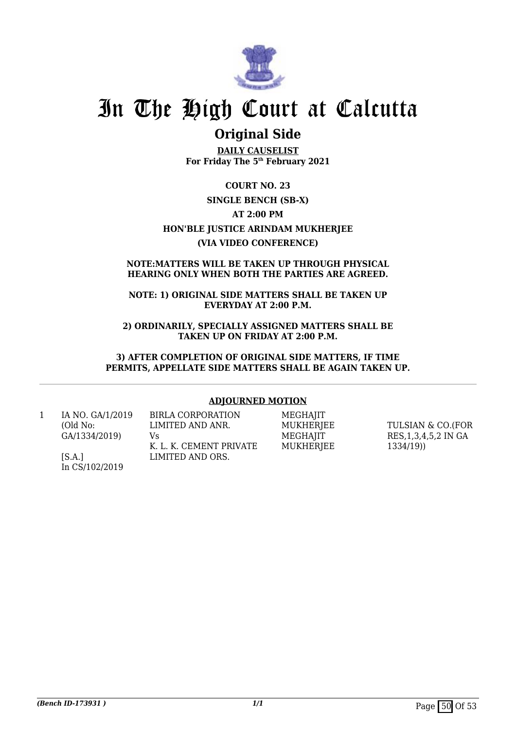# In The High Court at Calcutta

## Original Side

**DAILY CAUSELIST**
**For Friday The 5th February 2021**

**COURT NO. 23**

**SINGLE BENCH (SB-X)**

**AT 2:00 PM**

**HON'BLE JUSTICE ARINDAM MUKHERJEE**

**(VIA VIDEO CONFERENCE)**

**NOTE:MATTERS WILL BE TAKEN UP THROUGH PHYSICAL HEARING ONLY WHEN BOTH THE PARTIES ARE AGREED.**

**NOTE: 1) ORIGINAL SIDE MATTERS SHALL BE TAKEN UP EVERYDAY AT 2:00 P.M.**

**2) ORDINARILY, SPECIALLY ASSIGNED MATTERS SHALL BE TAKEN UP ON FRIDAY AT 2:00 P.M.**

**3) AFTER COMPLETION OF ORIGINAL SIDE MATTERS, IF TIME PERMITS, APPELLATE SIDE MATTERS SHALL BE AGAIN TAKEN UP.**

---

**ADJOURNED MOTION**

| | | | | |
|---|---|---|---|---|
| 1 | IA NO. GA/1/2019 (Old No: GA/1334/2019) [S.A.] In CS/102/2019 | BIRLA CORPORATION LIMITED AND ANR. Vs K. L. K. CEMENT PRIVATE LIMITED AND ORS. | MEGHAJIT MUKHERJEE MEGHAJIT MUKHERJEE | TULSIAN & CO.(FOR RES,1,3,4,5,2 IN GA 1334/19)) |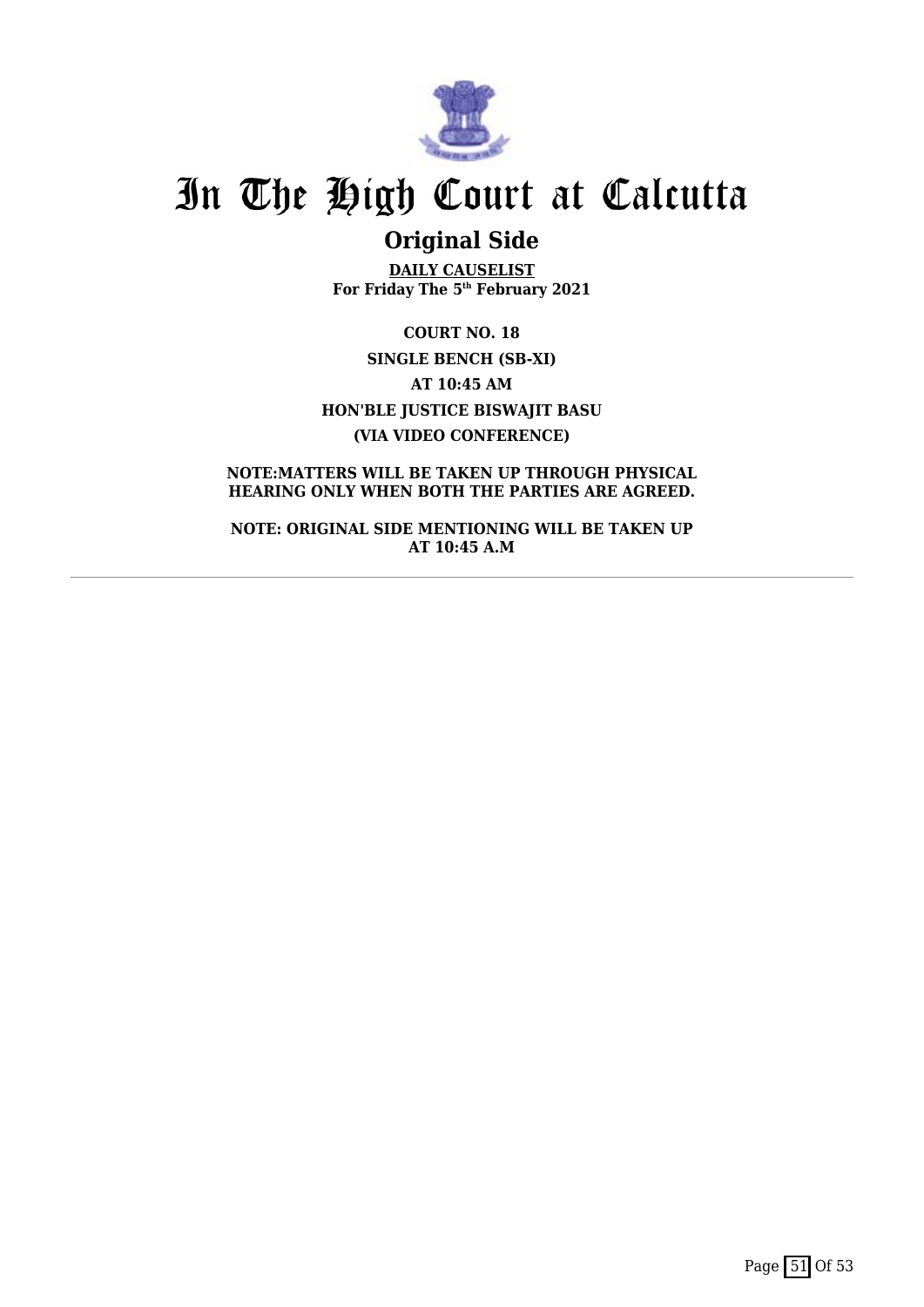# In The High Court at Calcutta

## Original Side

**DAILY CAUSELIST**
**For Friday The 5th February 2021**

**COURT NO. 18**

**SINGLE BENCH (SB-XI)**

**AT 10:45 AM**

**HON'BLE JUSTICE BISWAJIT BASU**

**(VIA VIDEO CONFERENCE)**

**NOTE:MATTERS WILL BE TAKEN UP THROUGH PHYSICAL HEARING ONLY WHEN BOTH THE PARTIES ARE AGREED.**

**NOTE: ORIGINAL SIDE MENTIONING WILL BE TAKEN UP AT 10:45 A.M**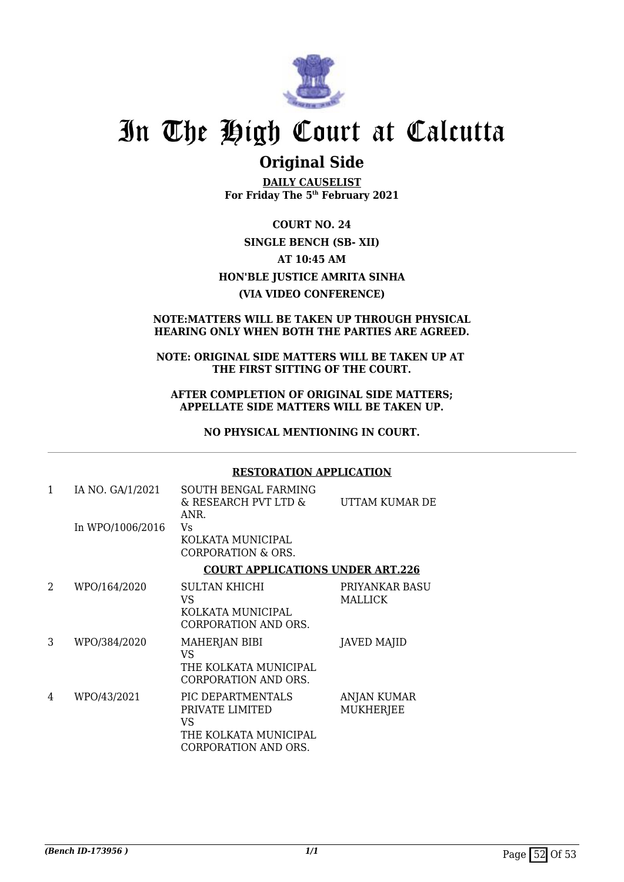# In The High Court at Calcutta

## Original Side

**DAILY CAUSELIST**
**For Friday The 5th February 2021**

**COURT NO. 24**
**SINGLE BENCH (SB- XII)**
**AT 10:45 AM**
**HON'BLE JUSTICE AMRITA SINHA**
**(VIA VIDEO CONFERENCE)**

**NOTE:MATTERS WILL BE TAKEN UP THROUGH PHYSICAL HEARING ONLY WHEN BOTH THE PARTIES ARE AGREED.**

**NOTE: ORIGINAL SIDE MATTERS WILL BE TAKEN UP AT THE FIRST SITTING OF THE COURT.**

**AFTER COMPLETION OF ORIGINAL SIDE MATTERS; APPELLATE SIDE MATTERS WILL BE TAKEN UP.**

**NO PHYSICAL MENTIONING IN COURT.**

**RESTORATION APPLICATION**

| | | | |
|---|---|---|---|
| 1 | IA NO. GA/1/2021<br><br>In WPO/1006/2016 | SOUTH BENGAL FARMING & RESEARCH PVT LTD & ANR.<br>Vs<br>KOLKATA MUNICIPAL CORPORATION & ORS. | UTTAM KUMAR DE |

**COURT APPLICATIONS UNDER ART.226**

| | | | |
|---|---|---|---|
| 2 | WPO/164/2020 | SULTAN KHICHI<br>VS<br>KOLKATA MUNICIPAL CORPORATION AND ORS. | PRIYANKAR BASU MALLICK |
| 3 | WPO/384/2020 | MAHERJAN BIBI<br>VS<br>THE KOLKATA MUNICIPAL CORPORATION AND ORS. | JAVED MAJID |
| 4 | WPO/43/2021 | PIC DEPARTMENTALS PRIVATE LIMITED<br>VS<br>THE KOLKATA MUNICIPAL CORPORATION AND ORS. | ANJAN KUMAR MUKHERJEE |

*(Bench ID-173956 )*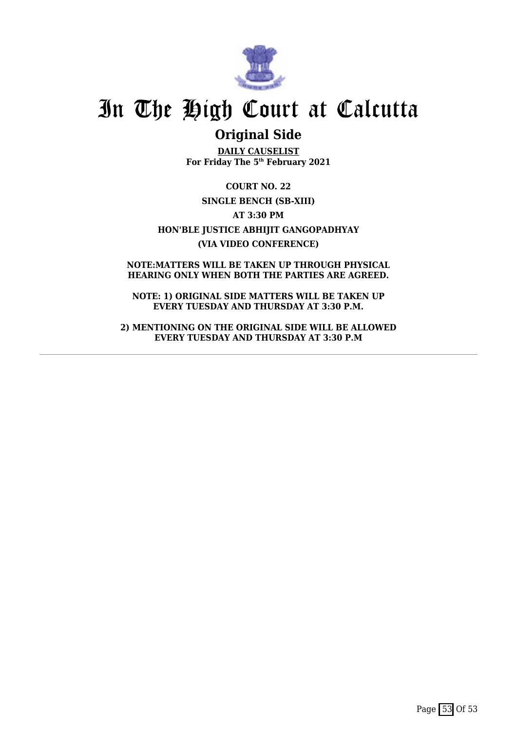# In The High Court at Calcutta

## Original Side

**DAILY CAUSELIST**
**For Friday The 5th February 2021**

**COURT NO. 22**

**SINGLE BENCH (SB-XIII)**

**AT 3:30 PM**

**HON'BLE JUSTICE ABHIJIT GANGOPADHYAY**

**(VIA VIDEO CONFERENCE)**

**NOTE:MATTERS WILL BE TAKEN UP THROUGH PHYSICAL HEARING ONLY WHEN BOTH THE PARTIES ARE AGREED.**

**NOTE: 1) ORIGINAL SIDE MATTERS WILL BE TAKEN UP EVERY TUESDAY AND THURSDAY AT 3:30 P.M.**

**2) MENTIONING ON THE ORIGINAL SIDE WILL BE ALLOWED EVERY TUESDAY AND THURSDAY AT 3:30 P.M**